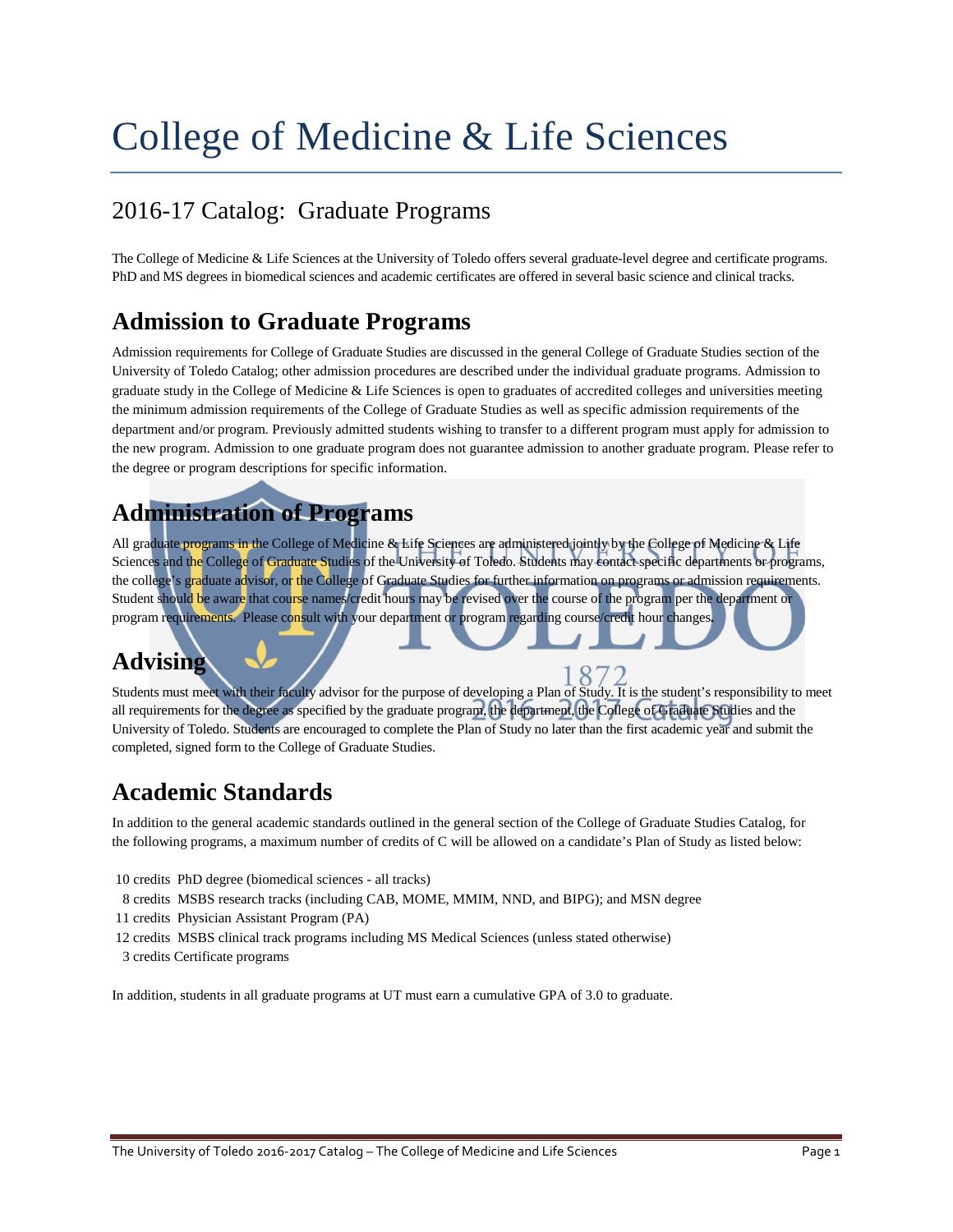# College of Medicine & Life Sciences

## 2016-17 Catalog: Graduate Programs

The College of Medicine & Life Sciences at the University of Toledo offers several graduate-level degree and certificate programs. PhD and MS degrees in biomedical sciences and academic certificates are offered in several basic science and clinical tracks.

## Admission to Graduate Programs

Admission requirements for College of Graduate Studies are discussed in the general College of Graduate Studies section of the University of Toledo Catalog; other admission procedures are described under the individual graduate programs. Admission to graduate study in the College of Medicine & Life Sciences is open to graduates of accredited colleges and universities meeting the minimum admission requirements of the College of Graduate Studies as well as specific admission requirements of the department and/or program. Previously admitted students wishing to transfer to a different program must apply for admission to the new program. Admission to one graduate program does not guarantee admission to another graduate program. Please refer to the degree or program descriptions for specific information.

## Administration of Programs

All graduate programs in the College of Medicine & Life Sciences are administered jointly by the College of Medicine & Life Sciences and the College of Graduate Studies of the University of Toledo. Students may contact specific departments or programs, the college's graduate advisor, or the College of Graduate Studies for further information on programs or admission requirements. Student should be aware that course names/credit hours may be revised over the course of the program per the department or program requirements. Please consult with your department or program regarding course/credit hour changes.

## Advising

Students must meet with their faculty advisor for the purpose of developing a Plan of Study. It is the student's responsibility to meet all requirements for the degree as specified by the graduate program, the department, the College of Graduate Studies and the University of Toledo. Students are encouraged to complete the Plan of Study no later than the first academic year and submit the completed, signed form to the College of Graduate Studies.

## Academic Standards

In addition to the general academic standards outlined in the general section of the College of Graduate Studies Catalog, for the following programs, a maximum number of credits of C will be allowed on a candidate's Plan of Study as listed below:

10 credits PhD degree (biomedical sciences - all tracks)
8 credits MSBS research tracks (including CAB, MOME, MMIM, NND, and BIPG); and MSN degree
11 credits Physician Assistant Program (PA)
12 credits MSBS clinical track programs including MS Medical Sciences (unless stated otherwise)
3 credits Certificate programs

In addition, students in all graduate programs at UT must earn a cumulative GPA of 3.0 to graduate.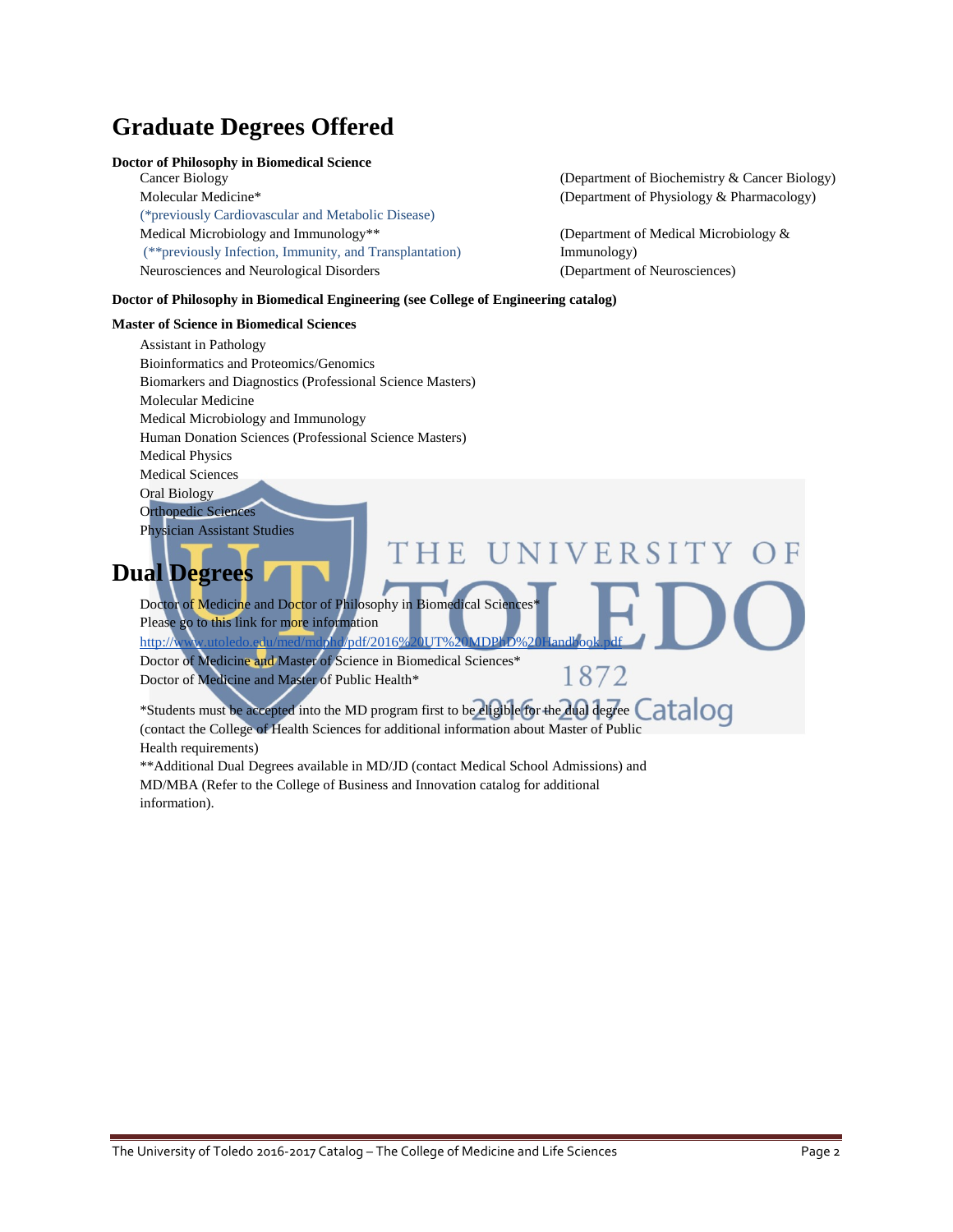# Graduate Degrees Offered

**Doctor of Philosophy in Biomedical Science**

| | |
|---|---|
| Cancer Biology | (Department of Biochemistry & Cancer Biology) |
| Molecular Medicine* (*previously Cardiovascular and Metabolic Disease) | (Department of Physiology & Pharmacology) |
| Medical Microbiology and Immunology** (**previously Infection, Immunity, and Transplantation) | (Department of Medical Microbiology & Immunology) |
| Neurosciences and Neurological Disorders | (Department of Neurosciences) |

**Doctor of Philosophy in Biomedical Engineering (see College of Engineering catalog)**

**Master of Science in Biomedical Sciences**

- Assistant in Pathology
- Bioinformatics and Proteomics/Genomics
- Biomarkers and Diagnostics (Professional Science Masters)
- Molecular Medicine
- Medical Microbiology and Immunology
- Human Donation Sciences (Professional Science Masters)
- Medical Physics
- Medical Sciences
- Oral Biology
- Orthopedic Sciences
- Physician Assistant Studies

# Dual Degrees

Doctor of Medicine and Doctor of Philosophy in Biomedical Sciences*
Please go to this link for more information
http://www.utoledo.edu/med/mdphd/pdf/2016%20UT%20MDPhD%20Handbook.pdf
Doctor of Medicine and Master of Science in Biomedical Sciences*
Doctor of Medicine and Master of Public Health*

*Students must be accepted into the MD program first to be eligible for the dual degree (contact the College of Health Sciences for additional information about Master of Public Health requirements)
**Additional Dual Degrees available in MD/JD (contact Medical School Admissions) and MD/MBA (Refer to the College of Business and Innovation catalog for additional information).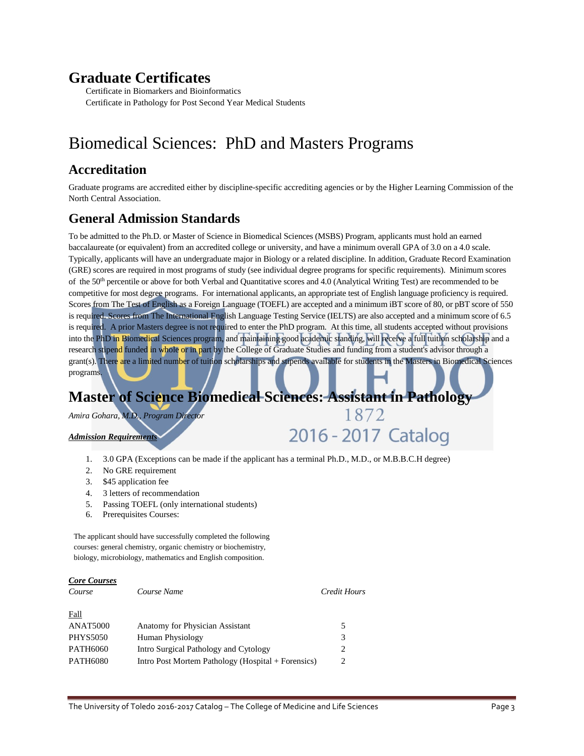## Graduate Certificates

Certificate in Biomarkers and Bioinformatics
Certificate in Pathology for Post Second Year Medical Students

# Biomedical Sciences: PhD and Masters Programs

## Accreditation

Graduate programs are accredited either by discipline-specific accrediting agencies or by the Higher Learning Commission of the North Central Association.

## General Admission Standards

To be admitted to the Ph.D. or Master of Science in Biomedical Sciences (MSBS) Program, applicants must hold an earned baccalaureate (or equivalent) from an accredited college or university, and have a minimum overall GPA of 3.0 on a 4.0 scale. Typically, applicants will have an undergraduate major in Biology or a related discipline. In addition, Graduate Record Examination (GRE) scores are required in most programs of study (see individual degree programs for specific requirements). Minimum scores of the 50th percentile or above for both Verbal and Quantitative scores and 4.0 (Analytical Writing Test) are recommended to be competitive for most degree programs. For international applicants, an appropriate test of English language proficiency is required. Scores from The Test of English as a Foreign Language (TOEFL) are accepted and a minimum iBT score of 80, or pBT score of 550 is required. Scores from The International English Language Testing Service (IELTS) are also accepted and a minimum score of 6.5 is required. A prior Masters degree is not required to enter the PhD program. At this time, all students accepted without provisions into the PhD in Biomedical Sciences program, and maintaining good academic standing, will receive a full tuition scholarship and a research stipend funded in whole or in part by the College of Graduate Studies and funding from a student's advisor through a grant(s). There are a limited number of tuition scholarships and stipends available for students in the Masters in Biomedical Sciences programs.

# Master of Science Biomedical Sciences: Assistant in Pathology

*Amira Gohara, M.D., Program Director*

***Admission Requirements***

1. 3.0 GPA (Exceptions can be made if the applicant has a terminal Ph.D., M.D., or M.B.B.C.H degree)
2. No GRE requirement
3. $45 application fee
4. 3 letters of recommendation
5. Passing TOEFL (only international students)
6. Prerequisites Courses:

The applicant should have successfully completed the following courses: general chemistry, organic chemistry or biochemistry, biology, microbiology, mathematics and English composition.

***Core Courses***

| *Course* | *Course Name* | *Credit Hours* |
|---|---|---|
| Fall | | |
| ANAT5000 | Anatomy for Physician Assistant | 5 |
| PHYS5050 | Human Physiology | 3 |
| PATH6060 | Intro Surgical Pathology and Cytology | 2 |
| PATH6080 | Intro Post Mortem Pathology (Hospital + Forensics) | 2 |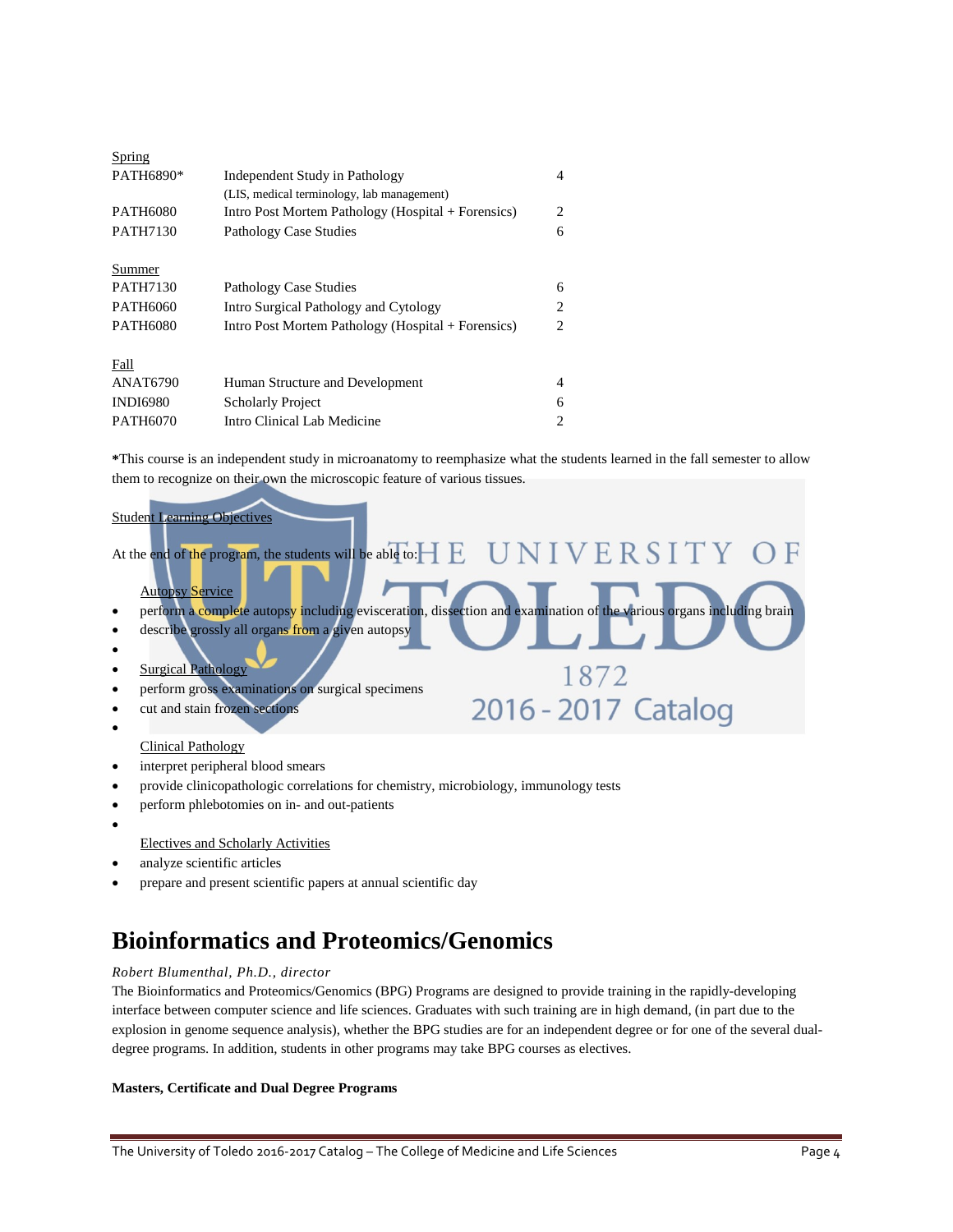Spring

| | | |
|---|---|---|
| PATH6890* | Independent Study in Pathology (LIS, medical terminology, lab management) | 4 |
| PATH6080 | Intro Post Mortem Pathology (Hospital + Forensics) | 2 |
| PATH7130 | Pathology Case Studies | 6 |

Summer

| | | |
|---|---|---|
| PATH7130 | Pathology Case Studies | 6 |
| PATH6060 | Intro Surgical Pathology and Cytology | 2 |
| PATH6080 | Intro Post Mortem Pathology (Hospital + Forensics) | 2 |

Fall

| | | |
|---|---|---|
| ANAT6790 | Human Structure and Development | 4 |
| INDI6980 | Scholarly Project | 6 |
| PATH6070 | Intro Clinical Lab Medicine | 2 |

***This course is an independent study in microanatomy to reemphasize what the students learned in the fall semester to allow them to recognize on their own the microscopic feature of various tissues.

Student Learning Objectives

At the end of the program, the students will be able to:

Autopsy Service

- perform a complete autopsy including evisceration, dissection and examination of the various organs including brain
- describe grossly all organs from a given autopsy

Surgical Pathology

- perform gross examinations on surgical specimens
- cut and stain frozen sections

Clinical Pathology

- interpret peripheral blood smears
- provide clinicopathologic correlations for chemistry, microbiology, immunology tests
- perform phlebotomies on in- and out-patients

Electives and Scholarly Activities

- analyze scientific articles
- prepare and present scientific papers at annual scientific day

# Bioinformatics and Proteomics/Genomics

*Robert Blumenthal, Ph.D., director*

The Bioinformatics and Proteomics/Genomics (BPG) Programs are designed to provide training in the rapidly-developing interface between computer science and life sciences. Graduates with such training are in high demand, (in part due to the explosion in genome sequence analysis), whether the BPG studies are for an independent degree or for one of the several dual-degree programs. In addition, students in other programs may take BPG courses as electives.

**Masters, Certificate and Dual Degree Programs**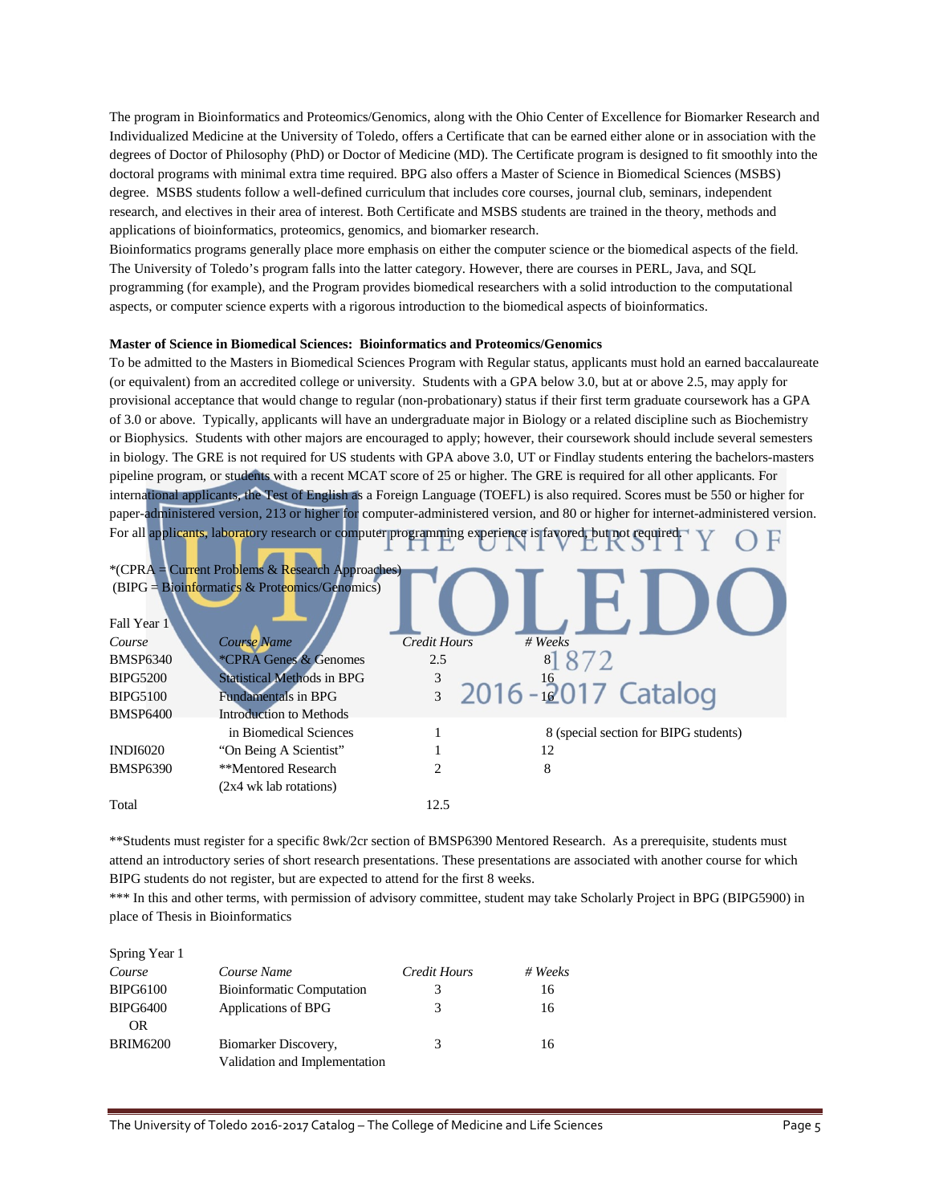The program in Bioinformatics and Proteomics/Genomics, along with the Ohio Center of Excellence for Biomarker Research and Individualized Medicine at the University of Toledo, offers a Certificate that can be earned either alone or in association with the degrees of Doctor of Philosophy (PhD) or Doctor of Medicine (MD). The Certificate program is designed to fit smoothly into the doctoral programs with minimal extra time required. BPG also offers a Master of Science in Biomedical Sciences (MSBS) degree. MSBS students follow a well-defined curriculum that includes core courses, journal club, seminars, independent research, and electives in their area of interest. Both Certificate and MSBS students are trained in the theory, methods and applications of bioinformatics, proteomics, genomics, and biomarker research.
Bioinformatics programs generally place more emphasis on either the computer science or the biomedical aspects of the field. The University of Toledo's program falls into the latter category. However, there are courses in PERL, Java, and SQL programming (for example), and the Program provides biomedical researchers with a solid introduction to the computational aspects, or computer science experts with a rigorous introduction to the biomedical aspects of bioinformatics.

**Master of Science in Biomedical Sciences: Bioinformatics and Proteomics/Genomics**

To be admitted to the Masters in Biomedical Sciences Program with Regular status, applicants must hold an earned baccalaureate (or equivalent) from an accredited college or university. Students with a GPA below 3.0, but at or above 2.5, may apply for provisional acceptance that would change to regular (non-probationary) status if their first term graduate coursework has a GPA of 3.0 or above. Typically, applicants will have an undergraduate major in Biology or a related discipline such as Biochemistry or Biophysics. Students with other majors are encouraged to apply; however, their coursework should include several semesters in biology. The GRE is not required for US students with GPA above 3.0, UT or Findlay students entering the bachelors-masters pipeline program, or students with a recent MCAT score of 25 or higher. The GRE is required for all other applicants. For international applicants, the Test of English as a Foreign Language (TOEFL) is also required. Scores must be 550 or higher for paper-administered version, 213 or higher for computer-administered version, and 80 or higher for internet-administered version. For all applicants, laboratory research or computer programming experience is favored, but not required.

*(CPRA = Current Problems & Research Approaches)
(BIPG = Bioinformatics & Proteomics/Genomics)

Fall Year 1

| *Course* | *Course Name* | *Credit Hours* | *# Weeks* |
|---|---|---|---|
| BMSP6340 | *CPRA Genes & Genomes | 2.5 | 8 |
| BIPG5200 | Statistical Methods in BPG | 3 | 16 |
| BIPG5100 | Fundamentals in BPG | 3 | 16 |
| BMSP6400 | Introduction to Methods in Biomedical Sciences | 1 | 8 (special section for BIPG students) |
| INDI6020 | "On Being A Scientist" | 1 | 12 |
| BMSP6390 | **Mentored Research (2x4 wk lab rotations) | 2 | 8 |
| Total | | 12.5 | |

**Students must register for a specific 8wk/2cr section of BMSP6390 Mentored Research. As a prerequisite, students must attend an introductory series of short research presentations. These presentations are associated with another course for which BIPG students do not register, but are expected to attend for the first 8 weeks.
*** In this and other terms, with permission of advisory committee, student may take Scholarly Project in BPG (BIPG5900) in place of Thesis in Bioinformatics

Spring Year 1

| *Course* | *Course Name* | *Credit Hours* | *# Weeks* |
|---|---|---|---|
| BIPG6100 | Bioinformatic Computation | 3 | 16 |
| BIPG6400 | Applications of BPG | 3 | 16 |
| OR | | | |
| BRIM6200 | Biomarker Discovery, Validation and Implementation | 3 | 16 |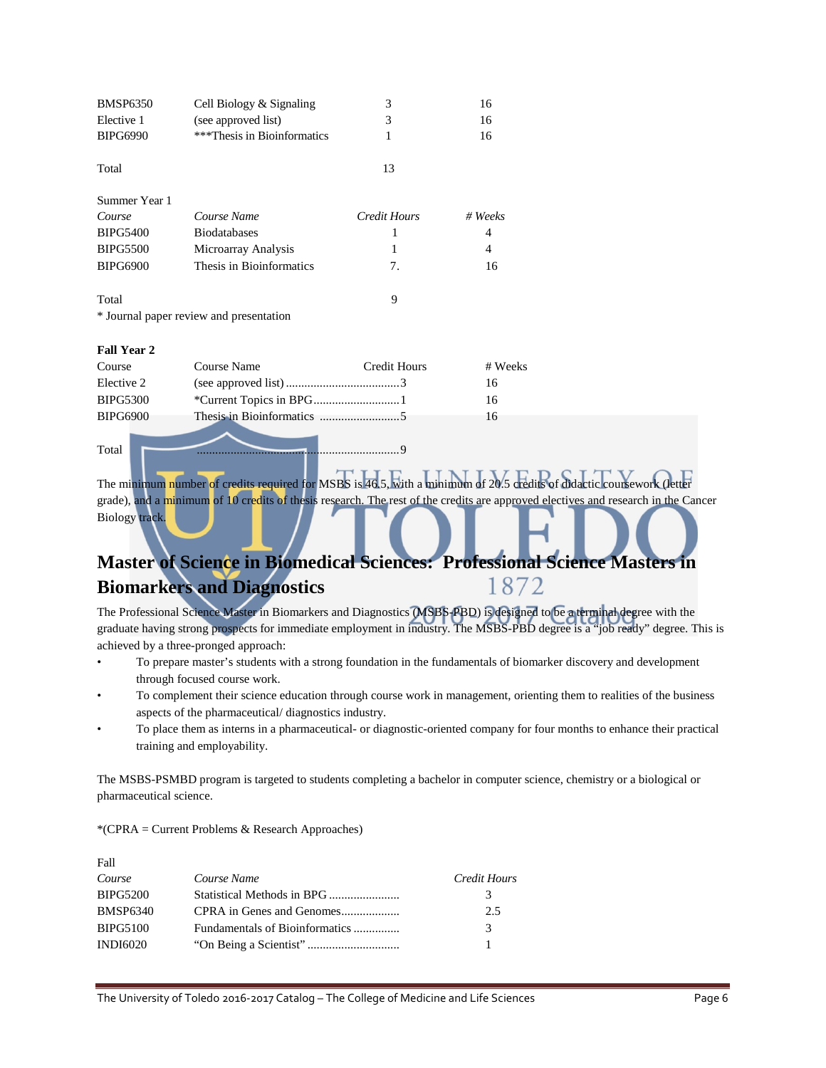| | | | |
|---|---|---|---|
| BMSP6350 | Cell Biology & Signaling | 3 | 16 |
| Elective 1 | (see approved list) | 3 | 16 |
| BIPG6990 | ***Thesis in Bioinformatics | 1 | 16 |
| Total | | 13 | |

Summer Year 1

| *Course* | *Course Name* | *Credit Hours* | *# Weeks* |
|---|---|---|---|
| BIPG5400 | Biodatabases | 1 | 4 |
| BIPG5500 | Microarray Analysis | 1 | 4 |
| BIPG6900 | Thesis in Bioinformatics | 7. | 16 |
| Total | | 9 | |

* Journal paper review and presentation

**Fall Year 2**

| Course | Course Name | Credit Hours | # Weeks |
|---|---|---|---|
| Elective 2 | (see approved list) | 3 | 16 |
| BIPG5300 | *Current Topics in BPG | 1 | 16 |
| BIPG6900 | Thesis in Bioinformatics | 5 | 16 |
| Total | | 9 | |

The minimum number of credits required for MSBS is 46.5, with a minimum of 20.5 credits of didactic coursework (letter grade), and a minimum of 10 credits of thesis research. The rest of the credits are approved electives and research in the Cancer Biology track.

## Master of Science in Biomedical Sciences: Professional Science Masters in Biomarkers and Diagnostics

The Professional Science Master in Biomarkers and Diagnostics (MSBS-PBD) is designed to be a terminal degree with the graduate having strong prospects for immediate employment in industry. The MSBS-PBD degree is a "job ready" degree. This is achieved by a three-pronged approach:

- To prepare master's students with a strong foundation in the fundamentals of biomarker discovery and development through focused course work.
- To complement their science education through course work in management, orienting them to realities of the business aspects of the pharmaceutical/ diagnostics industry.
- To place them as interns in a pharmaceutical- or diagnostic-oriented company for four months to enhance their practical training and employability.

The MSBS-PSMBD program is targeted to students completing a bachelor in computer science, chemistry or a biological or pharmaceutical science.

*(CPRA = Current Problems & Research Approaches)

Fall

| *Course* | *Course Name* | *Credit Hours* |
|---|---|---|
| BIPG5200 | Statistical Methods in BPG | 3 |
| BMSP6340 | CPRA in Genes and Genomes | 2.5 |
| BIPG5100 | Fundamentals of Bioinformatics | 3 |
| INDI6020 | "On Being a Scientist" | 1 |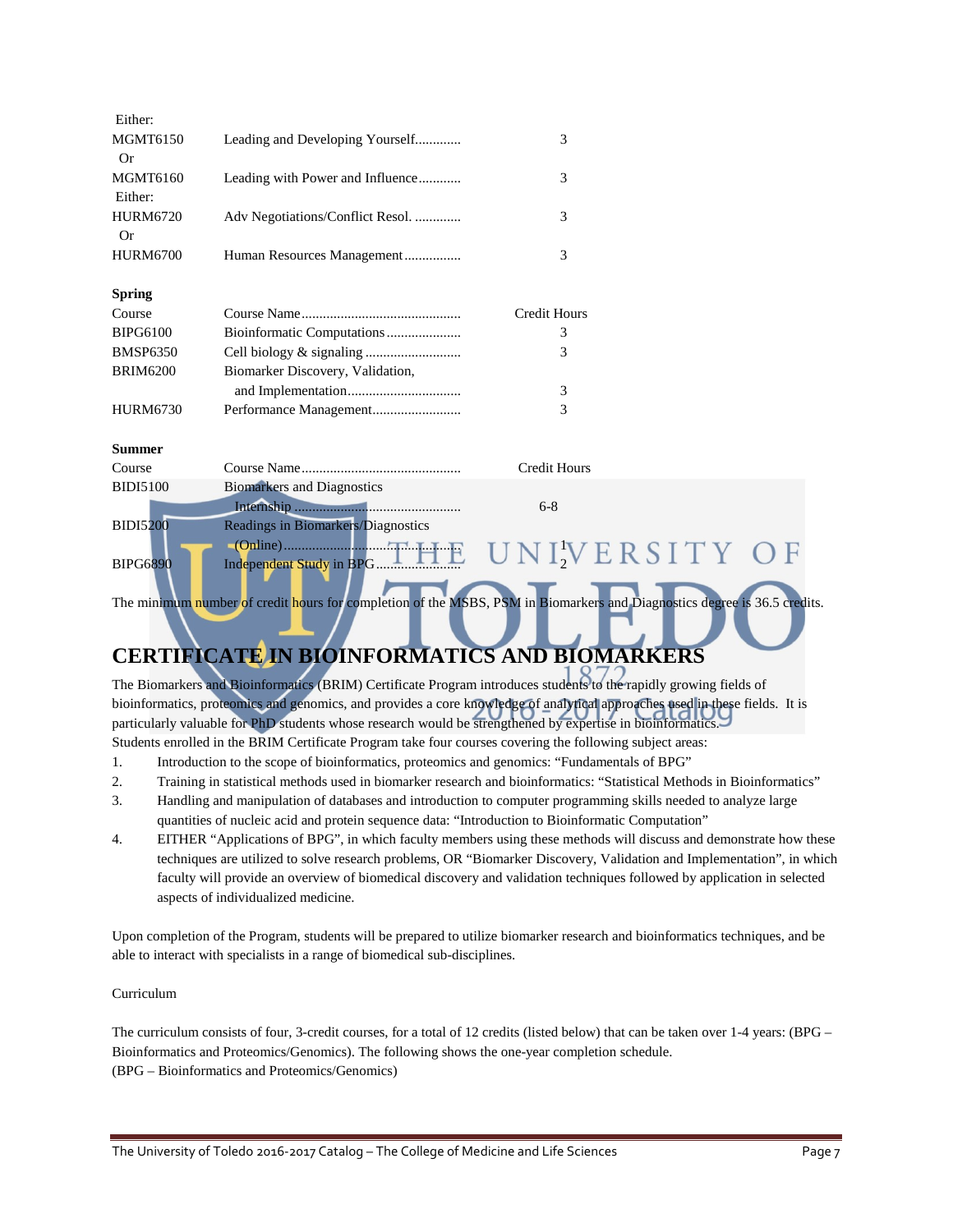| | | |
|---|---|---|
| Either: | | |
| MGMT6150 | Leading and Developing Yourself............ | 3 |
| Or | | |
| MGMT6160 | Leading with Power and Influence........... | 3 |
| Either: | | |
| HURM6720 | Adv Negotiations/Conflict Resol. ............ | 3 |
| Or | | |
| HURM6700 | Human Resources Management................ | 3 |

**Spring**

| Course | Course Name............................................ | Credit Hours |
|---|---|---|
| BIPG6100 | Bioinformatic Computations.................... | 3 |
| BMSP6350 | Cell biology & signaling .......................... | 3 |
| BRIM6200 | Biomarker Discovery, Validation, and Implementation............................... | 3 |
| HURM6730 | Performance Management........................ | 3 |

**Summer**

| Course | Course Name............................................ | Credit Hours |
|---|---|---|
| BIDI5100 | Biomarkers and Diagnostics Internship ............................................... | 6-8 |
| BIDI5200 | Readings in Biomarkers/Diagnostics (Online)............................................ | 1 |
| BIPG6890 | Independent Study in BPG........................ | 2 |

The minimum number of credit hours for completion of the MSBS, PSM in Biomarkers and Diagnostics degree is 36.5 credits.

## CERTIFICATE IN BIOINFORMATICS AND BIOMARKERS

The Biomarkers and Bioinformatics (BRIM) Certificate Program introduces students to the rapidly growing fields of bioinformatics, proteomics and genomics, and provides a core knowledge of analytical approaches used in these fields. It is particularly valuable for PhD students whose research would be strengthened by expertise in bioinformatics.

Students enrolled in the BRIM Certificate Program take four courses covering the following subject areas:

1. Introduction to the scope of bioinformatics, proteomics and genomics: "Fundamentals of BPG"
2. Training in statistical methods used in biomarker research and bioinformatics: "Statistical Methods in Bioinformatics"
3. Handling and manipulation of databases and introduction to computer programming skills needed to analyze large quantities of nucleic acid and protein sequence data: "Introduction to Bioinformatic Computation"
4. EITHER "Applications of BPG", in which faculty members using these methods will discuss and demonstrate how these techniques are utilized to solve research problems, OR "Biomarker Discovery, Validation and Implementation", in which faculty will provide an overview of biomedical discovery and validation techniques followed by application in selected aspects of individualized medicine.

Upon completion of the Program, students will be prepared to utilize biomarker research and bioinformatics techniques, and be able to interact with specialists in a range of biomedical sub-disciplines.

Curriculum

The curriculum consists of four, 3-credit courses, for a total of 12 credits (listed below) that can be taken over 1-4 years: (BPG – Bioinformatics and Proteomics/Genomics). The following shows the one-year completion schedule.
(BPG – Bioinformatics and Proteomics/Genomics)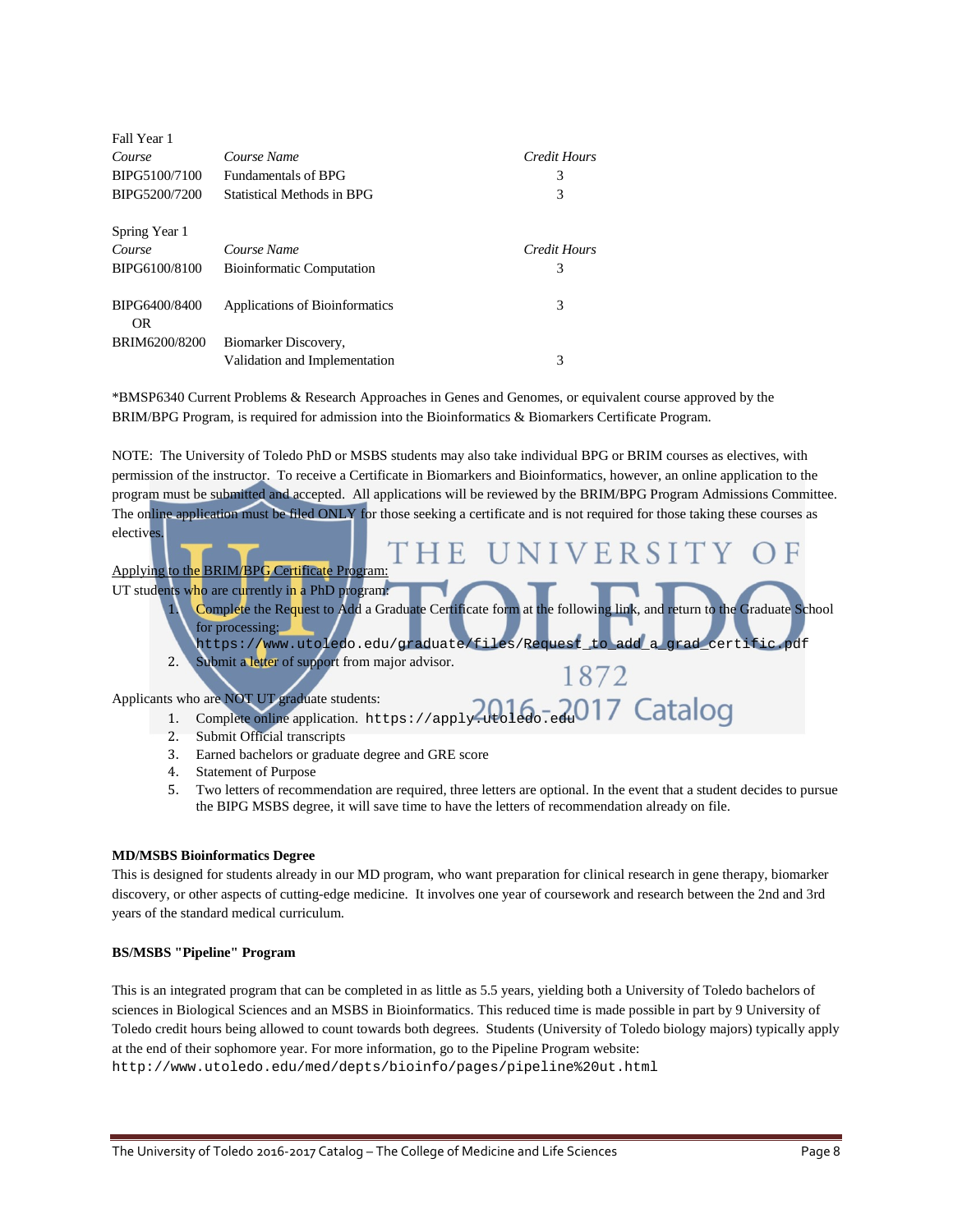Fall Year 1

| *Course* | *Course Name* | *Credit Hours* |
|---|---|---|
| BIPG5100/7100 | Fundamentals of BPG | 3 |
| BIPG5200/7200 | Statistical Methods in BPG | 3 |

Spring Year 1

| *Course* | *Course Name* | *Credit Hours* |
|---|---|---|
| BIPG6100/8100 | Bioinformatic Computation | 3 |
| BIPG6400/8400 OR | Applications of Bioinformatics | 3 |
| BRIM6200/8200 | Biomarker Discovery, Validation and Implementation | 3 |

*BMSP6340 Current Problems & Research Approaches in Genes and Genomes, or equivalent course approved by the BRIM/BPG Program, is required for admission into the Bioinformatics & Biomarkers Certificate Program.

NOTE: The University of Toledo PhD or MSBS students may also take individual BPG or BRIM courses as electives, with permission of the instructor. To receive a Certificate in Biomarkers and Bioinformatics, however, an online application to the program must be submitted and accepted. All applications will be reviewed by the BRIM/BPG Program Admissions Committee. The online application must be filed ONLY for those seeking a certificate and is not required for those taking these courses as electives.

Applying to the BRIM/BPG Certificate Program:

UT students who are currently in a PhD program:

1. Complete the Request to Add a Graduate Certificate form at the following link, and return to the Graduate School for processing: https://www.utoledo.edu/graduate/files/Request_to_add_a_grad_certific.pdf
2. Submit a letter of support from major advisor.

Applicants who are NOT UT graduate students:

1. Complete online application. https://apply.utoledo.edu
2. Submit Official transcripts
3. Earned bachelors or graduate degree and GRE score
4. Statement of Purpose
5. Two letters of recommendation are required, three letters are optional. In the event that a student decides to pursue the BIPG MSBS degree, it will save time to have the letters of recommendation already on file.

**MD/MSBS Bioinformatics Degree**

This is designed for students already in our MD program, who want preparation for clinical research in gene therapy, biomarker discovery, or other aspects of cutting-edge medicine. It involves one year of coursework and research between the 2nd and 3rd years of the standard medical curriculum.

**BS/MSBS "Pipeline" Program**

This is an integrated program that can be completed in as little as 5.5 years, yielding both a University of Toledo bachelors of sciences in Biological Sciences and an MSBS in Bioinformatics. This reduced time is made possible in part by 9 University of Toledo credit hours being allowed to count towards both degrees. Students (University of Toledo biology majors) typically apply at the end of their sophomore year. For more information, go to the Pipeline Program website: http://www.utoledo.edu/med/depts/bioinfo/pages/pipeline%20ut.html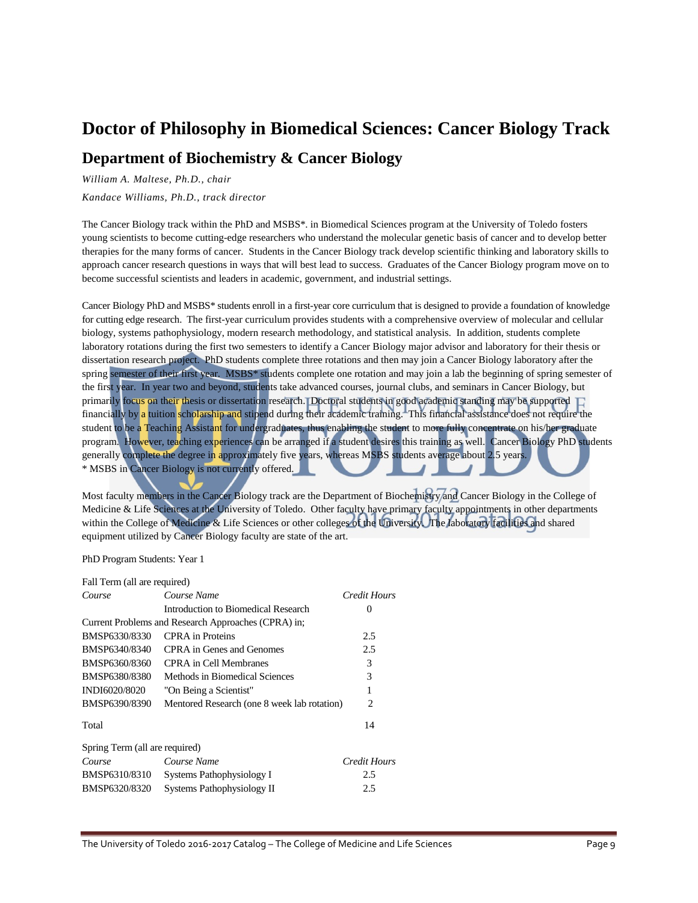# Doctor of Philosophy in Biomedical Sciences: Cancer Biology Track

## Department of Biochemistry & Cancer Biology

*William A. Maltese, Ph.D., chair*

*Kandace Williams, Ph.D., track director*

The Cancer Biology track within the PhD and MSBS*. in Biomedical Sciences program at the University of Toledo fosters young scientists to become cutting-edge researchers who understand the molecular genetic basis of cancer and to develop better therapies for the many forms of cancer. Students in the Cancer Biology track develop scientific thinking and laboratory skills to approach cancer research questions in ways that will best lead to success. Graduates of the Cancer Biology program move on to become successful scientists and leaders in academic, government, and industrial settings.

Cancer Biology PhD and MSBS* students enroll in a first-year core curriculum that is designed to provide a foundation of knowledge for cutting edge research. The first-year curriculum provides students with a comprehensive overview of molecular and cellular biology, systems pathophysiology, modern research methodology, and statistical analysis. In addition, students complete laboratory rotations during the first two semesters to identify a Cancer Biology major advisor and laboratory for their thesis or dissertation research project. PhD students complete three rotations and then may join a Cancer Biology laboratory after the spring semester of their first year. MSBS* students complete one rotation and may join a lab the beginning of spring semester of the first year. In year two and beyond, students take advanced courses, journal clubs, and seminars in Cancer Biology, but primarily focus on their thesis or dissertation research. Doctoral students in good academic standing may be supported financially by a tuition scholarship and stipend during their academic training. This financial assistance does not require the student to be a Teaching Assistant for undergraduates, thus enabling the student to more fully concentrate on his/her graduate program. However, teaching experiences can be arranged if a student desires this training as well. Cancer Biology PhD students generally complete the degree in approximately five years, whereas MSBS students average about 2.5 years.
* MSBS in Cancer Biology is not currently offered.

Most faculty members in the Cancer Biology track are the Department of Biochemistry and Cancer Biology in the College of Medicine & Life Sciences at the University of Toledo. Other faculty have primary faculty appointments in other departments within the College of Medicine & Life Sciences or other colleges of the University. The laboratory facilities and shared equipment utilized by Cancer Biology faculty are state of the art.

PhD Program Students: Year 1

Fall Term (all are required)

| *Course* | *Course Name* | *Credit Hours* |
|---|---|---|
| | Introduction to Biomedical Research | 0 |
| Current Problems and Research Approaches (CPRA) in; | | |
| BMSP6330/8330 | CPRA in Proteins | 2.5 |
| BMSP6340/8340 | CPRA in Genes and Genomes | 2.5 |
| BMSP6360/8360 | CPRA in Cell Membranes | 3 |
| BMSP6380/8380 | Methods in Biomedical Sciences | 3 |
| INDI6020/8020 | "On Being a Scientist" | 1 |
| BMSP6390/8390 | Mentored Research (one 8 week lab rotation) | 2 |
| Total | | 14 |

Spring Term (all are required)

| *Course* | *Course Name* | *Credit Hours* |
|---|---|---|
| BMSP6310/8310 | Systems Pathophysiology I | 2.5 |
| BMSP6320/8320 | Systems Pathophysiology II | 2.5 |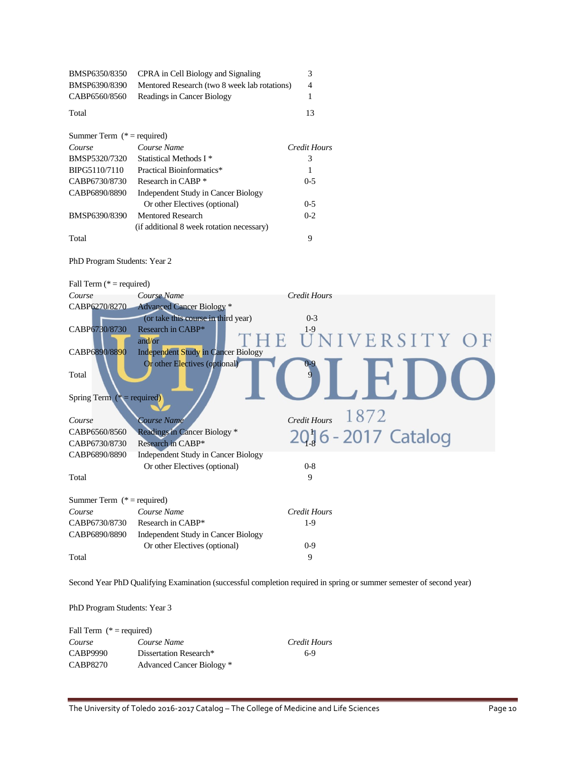| | | |
|---|---|---|
| BMSP6350/8350 | CPRA in Cell Biology and Signaling | 3 |
| BMSP6390/8390 | Mentored Research (two 8 week lab rotations) | 4 |
| CABP6560/8560 | Readings in Cancer Biology | 1 |
| Total | | 13 |

Summer Term (* = required)

| *Course* | *Course Name* | *Credit Hours* |
|---|---|---|
| BMSP5320/7320 | Statistical Methods I * | 3 |
| BIPG5110/7110 | Practical Bioinformatics* | 1 |
| CABP6730/8730 | Research in CABP * | 0-5 |
| CABP6890/8890 | Independent Study in Cancer Biology Or other Electives (optional) | 0-5 |
| BMSP6390/8390 | Mentored Research (if additional 8 week rotation necessary) | 0-2 |
| Total | | 9 |

PhD Program Students: Year 2

Fall Term (* = required)

| *Course* | *Course Name* | *Credit Hours* |
|---|---|---|
| CABP6270/8270 | Advanced Cancer Biology * (or take this course in third year) | 0-3 |
| CABP6730/8730 | Research in CABP* and/or | 1-9 |
| CABP6890/8890 | Independent Study in Cancer Biology Or other Electives (optional) | 0-9 |
| Total | | 9 |

Spring Term (* = required)

| *Course* | *Course Name* | *Credit Hours* |
|---|---|---|
| CABP6560/8560 | Readings in Cancer Biology * | 1 |
| CABP6730/8730 | Research in CABP* | 1-8 |
| CABP6890/8890 | Independent Study in Cancer Biology Or other Electives (optional) | 0-8 |
| Total | | 9 |

Summer Term (* = required)

| *Course* | *Course Name* | *Credit Hours* |
|---|---|---|
| CABP6730/8730 | Research in CABP* | 1-9 |
| CABP6890/8890 | Independent Study in Cancer Biology Or other Electives (optional) | 0-9 |
| Total | | 9 |

Second Year PhD Qualifying Examination (successful completion required in spring or summer semester of second year)

PhD Program Students: Year 3

Fall Term (* = required)

| *Course* | *Course Name* | *Credit Hours* |
|---|---|---|
| CABP9990 | Dissertation Research* | 6-9 |
| CABP8270 | Advanced Cancer Biology * | |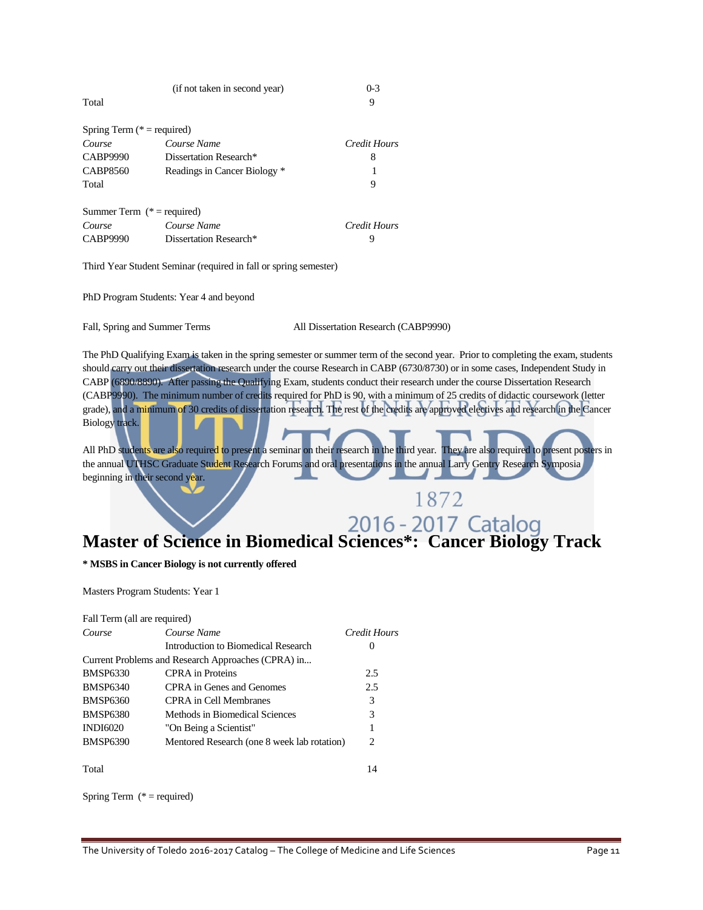| | | |
|---|---|---|
| | (if not taken in second year) | 0-3 |
| Total | | 9 |

Spring Term (* = required)

| *Course* | *Course Name* | *Credit Hours* |
|---|---|---|
| CABP9990 | Dissertation Research* | 8 |
| CABP8560 | Readings in Cancer Biology * | 1 |
| Total | | 9 |

Summer Term (* = required)

| *Course* | *Course Name* | *Credit Hours* |
|---|---|---|
| CABP9990 | Dissertation Research* | 9 |

Third Year Student Seminar (required in fall or spring semester)

PhD Program Students: Year 4 and beyond

Fall, Spring and Summer Terms All Dissertation Research (CABP9990)

The PhD Qualifying Exam is taken in the spring semester or summer term of the second year. Prior to completing the exam, students should carry out their dissertation research under the course Research in CABP (6730/8730) or in some cases, Independent Study in CABP (6890/8890). After passing the Qualifying Exam, students conduct their research under the course Dissertation Research (CABP9990). The minimum number of credits required for PhD is 90, with a minimum of 25 credits of didactic coursework (letter grade), and a minimum of 30 credits of dissertation research. The rest of the credits are approved electives and research in the Cancer Biology track.

All PhD students are also required to present a seminar on their research in the third year. They are also required to present posters in the annual UTHSC Graduate Student Research Forums and oral presentations in the annual Larry Gentry Research Symposia beginning in their second year.

# Master of Science in Biomedical Sciences*: Cancer Biology Track

**\* MSBS in Cancer Biology is not currently offered**

Masters Program Students: Year 1

Fall Term (all are required)

| *Course* | *Course Name* | *Credit Hours* |
|---|---|---|
| | Introduction to Biomedical Research | 0 |
| Current Problems and Research Approaches (CPRA) in... | | |
| BMSP6330 | CPRA in Proteins | 2.5 |
| BMSP6340 | CPRA in Genes and Genomes | 2.5 |
| BMSP6360 | CPRA in Cell Membranes | 3 |
| BMSP6380 | Methods in Biomedical Sciences | 3 |
| INDI6020 | "On Being a Scientist" | 1 |
| BMSP6390 | Mentored Research (one 8 week lab rotation) | 2 |
| Total | | 14 |

Spring Term (* = required)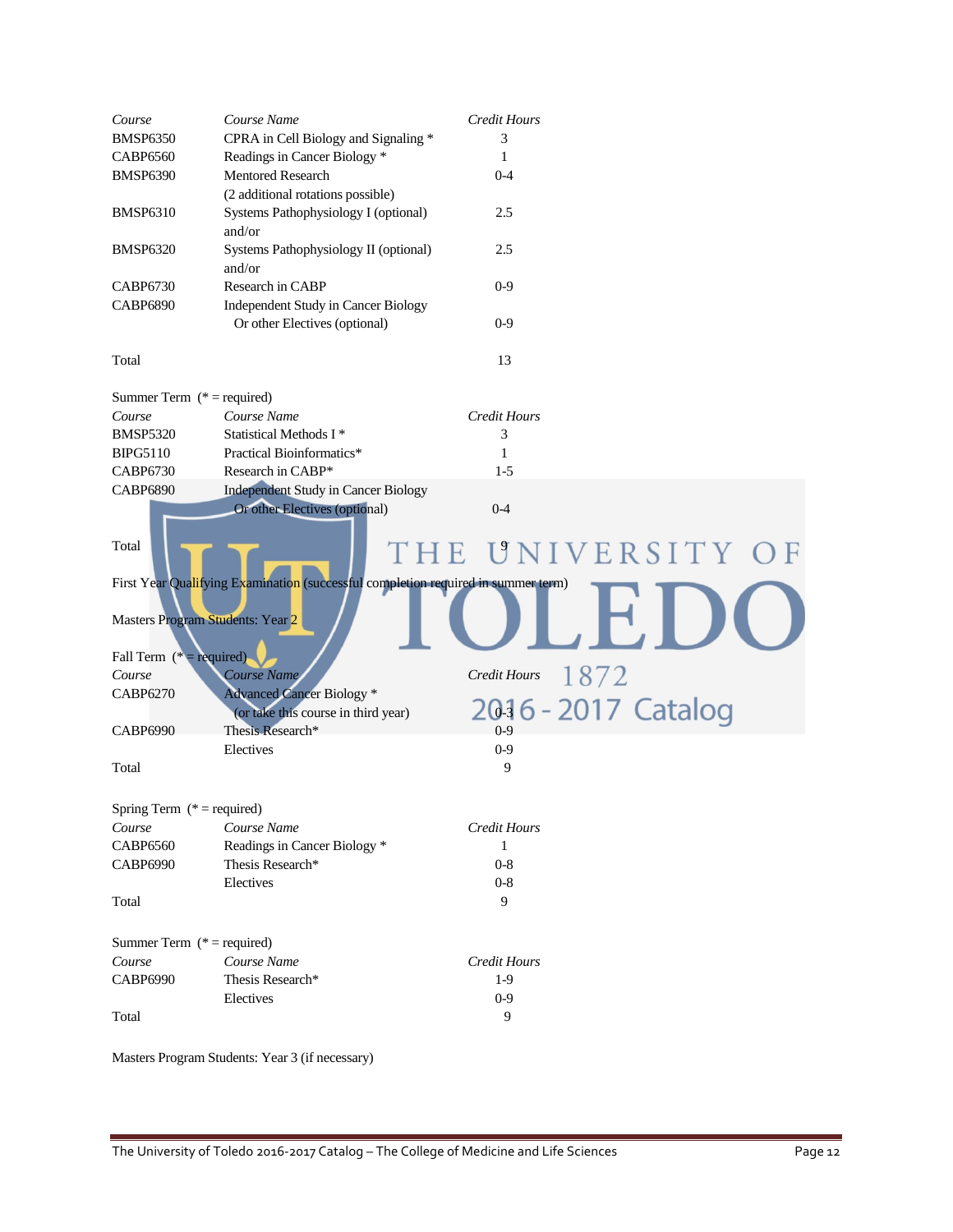| Course | Course Name | Credit Hours |
|---|---|---|
| BMSP6350 | CPRA in Cell Biology and Signaling * | 3 |
| CABP6560 | Readings in Cancer Biology * | 1 |
| BMSP6390 | Mentored Research (2 additional rotations possible) | 0-4 |
| BMSP6310 | Systems Pathophysiology I (optional) and/or | 2.5 |
| BMSP6320 | Systems Pathophysiology II (optional) and/or | 2.5 |
| CABP6730 | Research in CABP | 0-9 |
| CABP6890 | Independent Study in Cancer Biology Or other Electives (optional) | 0-9 |
| Total | | 13 |

Summer Term (* = required)

| Course | Course Name | Credit Hours |
|---|---|---|
| BMSP5320 | Statistical Methods I * | 3 |
| BIPG5110 | Practical Bioinformatics* | 1 |
| CABP6730 | Research in CABP* | 1-5 |
| CABP6890 | Independent Study in Cancer Biology Or other Electives (optional) | 0-4 |
| Total | | 9 |

First Year Qualifying Examination (successful completion required in summer term)

Masters Program Students: Year 2

Fall Term (* = required)

| Course | Course Name | Credit Hours |
|---|---|---|
| CABP6270 | Advanced Cancer Biology * (or take this course in third year) | 0-3 |
| CABP6990 | Thesis Research* | 0-9 |
| | Electives | 0-9 |
| Total | | 9 |

Spring Term (* = required)

| Course | Course Name | Credit Hours |
|---|---|---|
| CABP6560 | Readings in Cancer Biology * | 1 |
| CABP6990 | Thesis Research* | 0-8 |
| | Electives | 0-8 |
| Total | | 9 |

Summer Term (* = required)

| Course | Course Name | Credit Hours |
|---|---|---|
| CABP6990 | Thesis Research* | 1-9 |
| | Electives | 0-9 |
| Total | | 9 |

Masters Program Students: Year 3 (if necessary)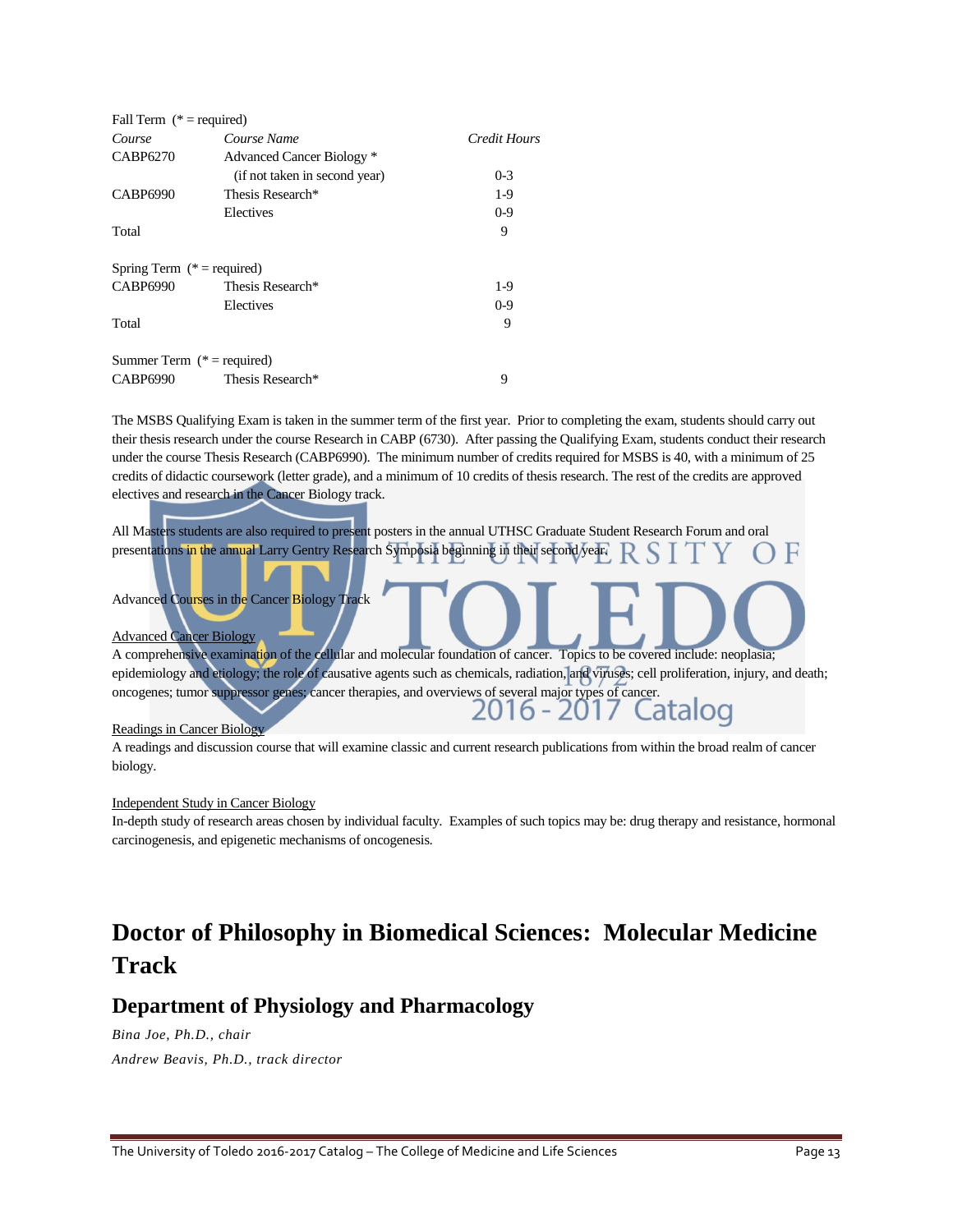Fall Term (* = required)

| Course | Course Name | Credit Hours |
|---|---|---|
| CABP6270 | Advanced Cancer Biology * (if not taken in second year) | 0-3 |
| CABP6990 | Thesis Research* | 1-9 |
| | Electives | 0-9 |
| Total | | 9 |

Spring Term (* = required)

| | | |
|---|---|---|
| CABP6990 | Thesis Research* | 1-9 |
| | Electives | 0-9 |
| Total | | 9 |

Summer Term (* = required)

| | | |
|---|---|---|
| CABP6990 | Thesis Research* | 9 |

The MSBS Qualifying Exam is taken in the summer term of the first year. Prior to completing the exam, students should carry out their thesis research under the course Research in CABP (6730). After passing the Qualifying Exam, students conduct their research under the course Thesis Research (CABP6990). The minimum number of credits required for MSBS is 40, with a minimum of 25 credits of didactic coursework (letter grade), and a minimum of 10 credits of thesis research. The rest of the credits are approved electives and research in the Cancer Biology track.

All Masters students are also required to present posters in the annual UTHSC Graduate Student Research Forum and oral presentations in the annual Larry Gentry Research Symposia beginning in their second year.

Advanced Courses in the Cancer Biology Track

Advanced Cancer Biology
A comprehensive examination of the cellular and molecular foundation of cancer. Topics to be covered include: neoplasia; epidemiology and etiology; the role of causative agents such as chemicals, radiation, and viruses; cell proliferation, injury, and death; oncogenes; tumor suppressor genes; cancer therapies, and overviews of several major types of cancer.

Readings in Cancer Biology
A readings and discussion course that will examine classic and current research publications from within the broad realm of cancer biology.

Independent Study in Cancer Biology
In-depth study of research areas chosen by individual faculty. Examples of such topics may be: drug therapy and resistance, hormonal carcinogenesis, and epigenetic mechanisms of oncogenesis.

# Doctor of Philosophy in Biomedical Sciences: Molecular Medicine Track

## Department of Physiology and Pharmacology

*Bina Joe, Ph.D., chair*

*Andrew Beavis, Ph.D., track director*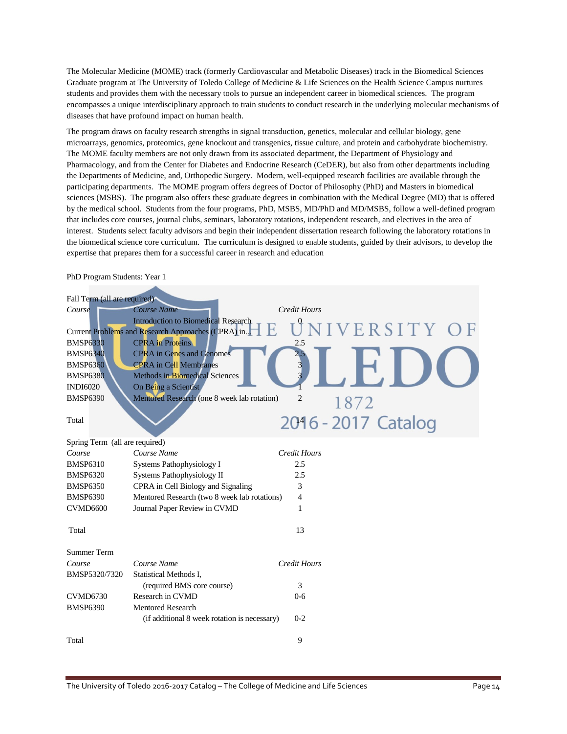The Molecular Medicine (MOME) track (formerly Cardiovascular and Metabolic Diseases) track in the Biomedical Sciences Graduate program at The University of Toledo College of Medicine & Life Sciences on the Health Science Campus nurtures students and provides them with the necessary tools to pursue an independent career in biomedical sciences. The program encompasses a unique interdisciplinary approach to train students to conduct research in the underlying molecular mechanisms of diseases that have profound impact on human health.

The program draws on faculty research strengths in signal transduction, genetics, molecular and cellular biology, gene microarrays, genomics, proteomics, gene knockout and transgenics, tissue culture, and protein and carbohydrate biochemistry. The MOME faculty members are not only drawn from its associated department, the Department of Physiology and Pharmacology, and from the Center for Diabetes and Endocrine Research (CeDER), but also from other departments including the Departments of Medicine, and, Orthopedic Surgery. Modern, well-equipped research facilities are available through the participating departments. The MOME program offers degrees of Doctor of Philosophy (PhD) and Masters in biomedical sciences (MSBS). The program also offers these graduate degrees in combination with the Medical Degree (MD) that is offered by the medical school. Students from the four programs, PhD, MSBS, MD/PhD and MD/MSBS, follow a well-defined program that includes core courses, journal clubs, seminars, laboratory rotations, independent research, and electives in the area of interest. Students select faculty advisors and begin their independent dissertation research following the laboratory rotations in the biomedical science core curriculum. The curriculum is designed to enable students, guided by their advisors, to develop the expertise that prepares them for a successful career in research and education

PhD Program Students: Year 1

Fall Term (all are required)

| *Course* | *Course Name* | *Credit Hours* |
|---|---|---|
| | Introduction to Biomedical Research | 0 |
| Current Problems and Research Approaches (CPRA) in... | | |
| BMSP6330 | CPRA in Proteins | 2.5 |
| BMSP6340 | CPRA in Genes and Genomes | 2.5 |
| BMSP6360 | CPRA in Cell Membranes | 3 |
| BMSP6380 | Methods in Biomedical Sciences | 3 |
| INDI6020 | On Being a Scientist | 1 |
| BMSP6390 | Mentored Research (one 8 week lab rotation) | 2 |
| Total | | 14 |

Spring Term (all are required)

| *Course* | *Course Name* | *Credit Hours* |
|---|---|---|
| BMSP6310 | Systems Pathophysiology I | 2.5 |
| BMSP6320 | Systems Pathophysiology II | 2.5 |
| BMSP6350 | CPRA in Cell Biology and Signaling | 3 |
| BMSP6390 | Mentored Research (two 8 week lab rotations) | 4 |
| CVMD6600 | Journal Paper Review in CVMD | 1 |
| Total | | 13 |

Summer Term

| *Course* | *Course Name* | *Credit Hours* |
|---|---|---|
| BMSP5320/7320 | Statistical Methods I, (required BMS core course) | 3 |
| CVMD6730 | Research in CVMD | 0-6 |
| BMSP6390 | Mentored Research (if additional 8 week rotation is necessary) | 0-2 |
| Total | | 9 |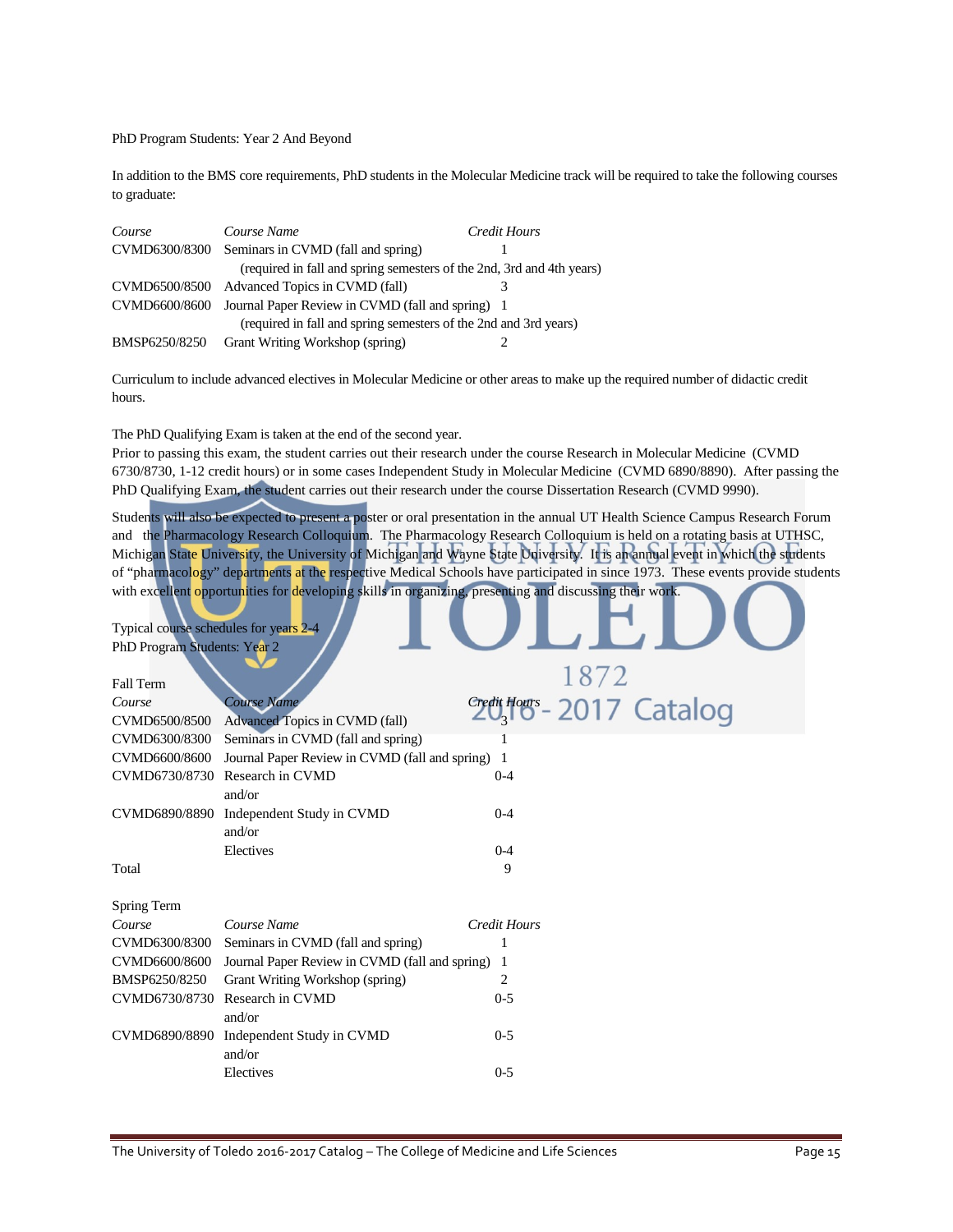PhD Program Students: Year 2 And Beyond

In addition to the BMS core requirements, PhD students in the Molecular Medicine track will be required to take the following courses to graduate:

| *Course* | *Course Name* | *Credit Hours* |
|---|---|---|
| CVMD6300/8300 | Seminars in CVMD (fall and spring) (required in fall and spring semesters of the 2nd, 3rd and 4th years) | 1 |
| CVMD6500/8500 | Advanced Topics in CVMD (fall) | 3 |
| CVMD6600/8600 | Journal Paper Review in CVMD (fall and spring) (required in fall and spring semesters of the 2nd and 3rd years) | 1 |
| BMSP6250/8250 | Grant Writing Workshop (spring) | 2 |

Curriculum to include advanced electives in Molecular Medicine or other areas to make up the required number of didactic credit hours.

The PhD Qualifying Exam is taken at the end of the second year.
Prior to passing this exam, the student carries out their research under the course Research in Molecular Medicine (CVMD 6730/8730, 1-12 credit hours) or in some cases Independent Study in Molecular Medicine (CVMD 6890/8890). After passing the PhD Qualifying Exam, the student carries out their research under the course Dissertation Research (CVMD 9990).

Students will also be expected to present a poster or oral presentation in the annual UT Health Science Campus Research Forum and the Pharmacology Research Colloquium. The Pharmacology Research Colloquium is held on a rotating basis at UTHSC, Michigan State University, the University of Michigan and Wayne State University. It is an annual event in which the students of "pharmacology" departments at the respective Medical Schools have participated in since 1973. These events provide students with excellent opportunities for developing skills in organizing, presenting and discussing their work.

Typical course schedules for years 2-4
PhD Program Students: Year 2

Fall Term

| *Course* | *Course Name* | *Credit Hours* |
|---|---|---|
| CVMD6500/8500 | Advanced Topics in CVMD (fall) | 3 |
| CVMD6300/8300 | Seminars in CVMD (fall and spring) | 1 |
| CVMD6600/8600 | Journal Paper Review in CVMD (fall and spring) | 1 |
| CVMD6730/8730 | Research in CVMD and/or | 0-4 |
| CVMD6890/8890 | Independent Study in CVMD and/or | 0-4 |
| | Electives | 0-4 |
| Total | | 9 |

Spring Term

| *Course* | *Course Name* | *Credit Hours* |
|---|---|---|
| CVMD6300/8300 | Seminars in CVMD (fall and spring) | 1 |
| CVMD6600/8600 | Journal Paper Review in CVMD (fall and spring) | 1 |
| BMSP6250/8250 | Grant Writing Workshop (spring) | 2 |
| CVMD6730/8730 | Research in CVMD and/or | 0-5 |
| CVMD6890/8890 | Independent Study in CVMD and/or | 0-5 |
| | Electives | 0-5 |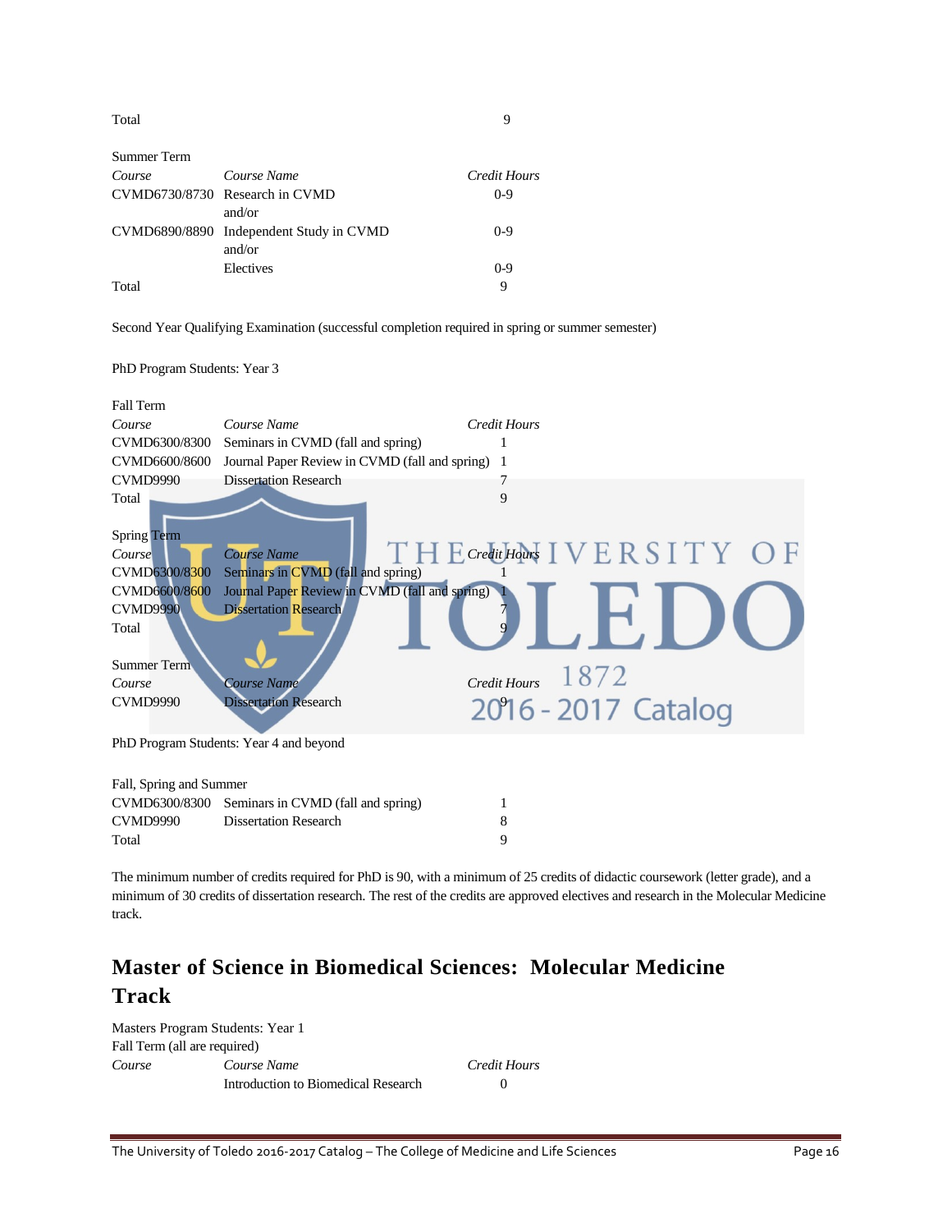| | | |
|---|---|---|
| Total | | 9 |

Summer Term

| *Course* | *Course Name* | *Credit Hours* |
|---|---|---|
| CVMD6730/8730 | Research in CVMD | 0-9 |
| | and/or | |
| CVMD6890/8890 | Independent Study in CVMD | 0-9 |
| | and/or | |
| | Electives | 0-9 |
| Total | | 9 |

Second Year Qualifying Examination (successful completion required in spring or summer semester)

PhD Program Students: Year 3

Fall Term

| *Course* | *Course Name* | *Credit Hours* |
|---|---|---|
| CVMD6300/8300 | Seminars in CVMD (fall and spring) | 1 |
| CVMD6600/8600 | Journal Paper Review in CVMD (fall and spring) | 1 |
| CVMD9990 | Dissertation Research | 7 |
| Total | | 9 |

Spring Term

| *Course* | *Course Name* | *Credit Hours* |
|---|---|---|
| CVMD6300/8300 | Seminars in CVMD (fall and spring) | 1 |
| CVMD6600/8600 | Journal Paper Review in CVMD (fall and spring) | 1 |
| CVMD9990 | Dissertation Research | 7 |
| Total | | 9 |

Summer Term

| *Course* | *Course Name* | *Credit Hours* |
|---|---|---|
| CVMD9990 | Dissertation Research | 9 |

PhD Program Students: Year 4 and beyond

Fall, Spring and Summer

| | | |
|---|---|---|
| CVMD6300/8300 | Seminars in CVMD (fall and spring) | 1 |
| CVMD9990 | Dissertation Research | 8 |
| Total | | 9 |

The minimum number of credits required for PhD is 90, with a minimum of 25 credits of didactic coursework (letter grade), and a minimum of 30 credits of dissertation research. The rest of the credits are approved electives and research in the Molecular Medicine track.

## Master of Science in Biomedical Sciences: Molecular Medicine Track

Masters Program Students: Year 1

Fall Term (all are required)

| *Course* | *Course Name* | *Credit Hours* |
|---|---|---|
| | Introduction to Biomedical Research | 0 |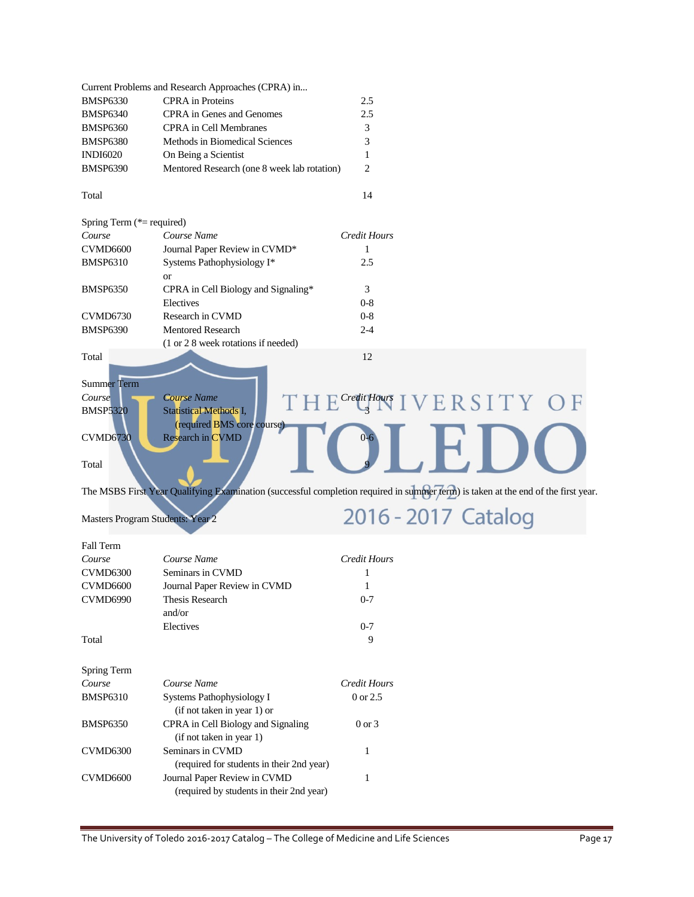Current Problems and Research Approaches (CPRA) in...

| | | |
|---|---|---|
| BMSP6330 | CPRA in Proteins | 2.5 |
| BMSP6340 | CPRA in Genes and Genomes | 2.5 |
| BMSP6360 | CPRA in Cell Membranes | 3 |
| BMSP6380 | Methods in Biomedical Sciences | 3 |
| INDI6020 | On Being a Scientist | 1 |
| BMSP6390 | Mentored Research (one 8 week lab rotation) | 2 |
| Total | | 14 |

Spring Term (*= required)

| *Course* | *Course Name* | *Credit Hours* |
|---|---|---|
| CVMD6600 | Journal Paper Review in CVMD* | 1 |
| BMSP6310 | Systems Pathophysiology I* | 2.5 |
| | or | |
| BMSP6350 | CPRA in Cell Biology and Signaling* | 3 |
| | Electives | 0-8 |
| CVMD6730 | Research in CVMD | 0-8 |
| BMSP6390 | Mentored Research (1 or 2 8 week rotations if needed) | 2-4 |
| Total | | 12 |

Summer Term

| *Course* | *Course Name* | *Credit Hours* |
|---|---|---|
| BMSP5320 | Statistical Methods I, (required BMS core course) | 3 |
| CVMD6730 | Research in CVMD | 0-6 |
| Total | | 9 |

The MSBS First Year Qualifying Examination (successful completion required in summer term) is taken at the end of the first year.

Masters Program Students: Year 2

Fall Term

| *Course* | *Course Name* | *Credit Hours* |
|---|---|---|
| CVMD6300 | Seminars in CVMD | 1 |
| CVMD6600 | Journal Paper Review in CVMD | 1 |
| CVMD6990 | Thesis Research | 0-7 |
| | and/or | |
| | Electives | 0-7 |
| Total | | 9 |

Spring Term

| *Course* | *Course Name* | *Credit Hours* |
|---|---|---|
| BMSP6310 | Systems Pathophysiology I (if not taken in year 1) or | 0 or 2.5 |
| BMSP6350 | CPRA in Cell Biology and Signaling (if not taken in year 1) | 0 or 3 |
| CVMD6300 | Seminars in CVMD (required for students in their 2nd year) | 1 |
| CVMD6600 | Journal Paper Review in CVMD (required by students in their 2nd year) | 1 |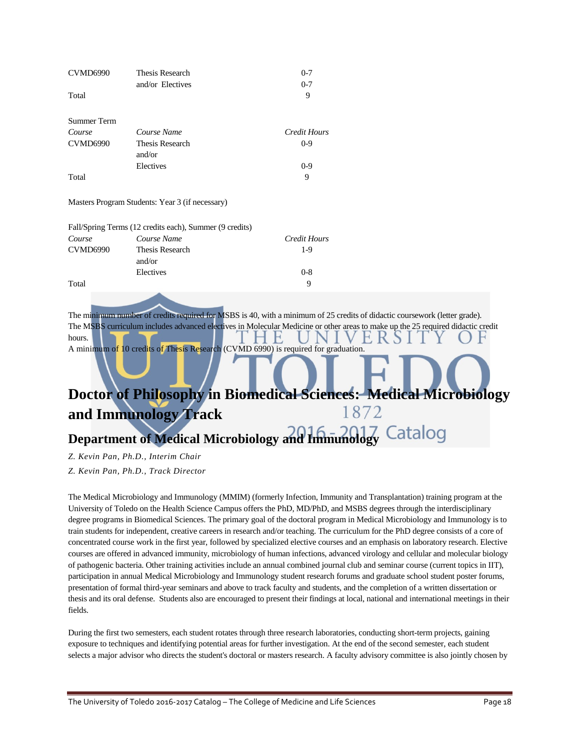| | | |
|---|---|---|
| CVMD6990 | Thesis Research | 0-7 |
| | and/or Electives | 0-7 |
| Total | | 9 |

Summer Term

| *Course* | *Course Name* | *Credit Hours* |
|---|---|---|
| CVMD6990 | Thesis Research and/or | 0-9 |
| | Electives | 0-9 |
| Total | | 9 |

Masters Program Students: Year 3 (if necessary)

Fall/Spring Terms (12 credits each), Summer (9 credits)

| *Course* | *Course Name* | *Credit Hours* |
|---|---|---|
| CVMD6990 | Thesis Research and/or | 1-9 |
| | Electives | 0-8 |
| Total | | 9 |

The minimum number of credits required for MSBS is 40, with a minimum of 25 credits of didactic coursework (letter grade). The MSBS curriculum includes advanced electives in Molecular Medicine or other areas to make up the 25 required didactic credit hours.
A minimum of 10 credits of Thesis Research (CVMD 6990) is required for graduation.

# Doctor of Philosophy in Biomedical Sciences: Medical Microbiology and Immunology Track

## Department of Medical Microbiology and Immunology

*Z. Kevin Pan, Ph.D., Interim Chair*

*Z. Kevin Pan, Ph.D., Track Director*

The Medical Microbiology and Immunology (MMIM) (formerly Infection, Immunity and Transplantation) training program at the University of Toledo on the Health Science Campus offers the PhD, MD/PhD, and MSBS degrees through the interdisciplinary degree programs in Biomedical Sciences. The primary goal of the doctoral program in Medical Microbiology and Immunology is to train students for independent, creative careers in research and/or teaching. The curriculum for the PhD degree consists of a core of concentrated course work in the first year, followed by specialized elective courses and an emphasis on laboratory research. Elective courses are offered in advanced immunity, microbiology of human infections, advanced virology and cellular and molecular biology of pathogenic bacteria. Other training activities include an annual combined journal club and seminar course (current topics in IIT), participation in annual Medical Microbiology and Immunology student research forums and graduate school student poster forums, presentation of formal third-year seminars and above to track faculty and students, and the completion of a written dissertation or thesis and its oral defense. Students also are encouraged to present their findings at local, national and international meetings in their fields.

During the first two semesters, each student rotates through three research laboratories, conducting short-term projects, gaining exposure to techniques and identifying potential areas for further investigation. At the end of the second semester, each student selects a major advisor who directs the student's doctoral or masters research. A faculty advisory committee is also jointly chosen by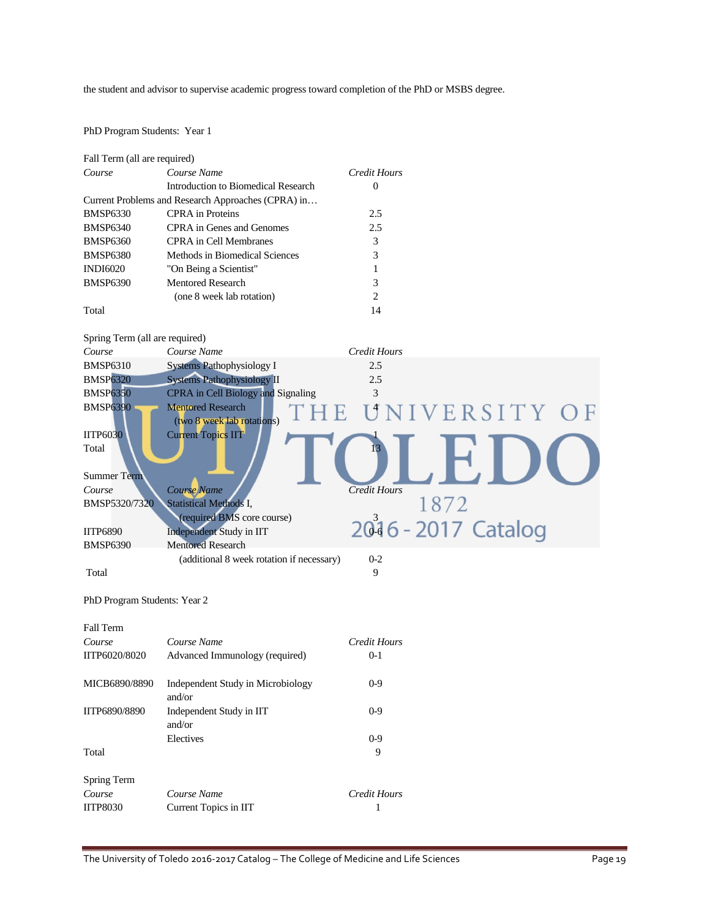the student and advisor to supervise academic progress toward completion of the PhD or MSBS degree.

PhD Program Students: Year 1

Fall Term (all are required)

| *Course* | *Course Name* | *Credit Hours* |
|---|---|---|
| | Introduction to Biomedical Research | 0 |
| Current Problems and Research Approaches (CPRA) in… | | |
| BMSP6330 | CPRA in Proteins | 2.5 |
| BMSP6340 | CPRA in Genes and Genomes | 2.5 |
| BMSP6360 | CPRA in Cell Membranes | 3 |
| BMSP6380 | Methods in Biomedical Sciences | 3 |
| INDI6020 | "On Being a Scientist" | 1 |
| BMSP6390 | Mentored Research | 3 |
| | (one 8 week lab rotation) | 2 |
| Total | | 14 |

Spring Term (all are required)

| *Course* | *Course Name* | *Credit Hours* |
|---|---|---|
| BMSP6310 | Systems Pathophysiology I | 2.5 |
| BMSP6320 | Systems Pathophysiology II | 2.5 |
| BMSP6350 | CPRA in Cell Biology and Signaling | 3 |
| BMSP6390 | Mentored Research (two 8 week lab rotations) | 4 |
| IITP6030 | Current Topics IIT | 1 |
| Total | | 13 |

Summer Term

| *Course* | *Course Name* | *Credit Hours* |
|---|---|---|
| BMSP5320/7320 | Statistical Methods I, (required BMS core course) | 3 |
| IITP6890 | Independent Study in IIT | 0-6 |
| BMSP6390 | Mentored Research (additional 8 week rotation if necessary) | 0-2 |
| Total | | 9 |

PhD Program Students: Year 2

Fall Term

| *Course* | *Course Name* | *Credit Hours* |
|---|---|---|
| IITP6020/8020 | Advanced Immunology (required) | 0-1 |
| MICB6890/8890 | Independent Study in Microbiology and/or | 0-9 |
| IITP6890/8890 | Independent Study in IIT and/or | 0-9 |
| | Electives | 0-9 |
| Total | | 9 |

Spring Term

| *Course* | *Course Name* | *Credit Hours* |
|---|---|---|
| IITP8030 | Current Topics in IIT | 1 |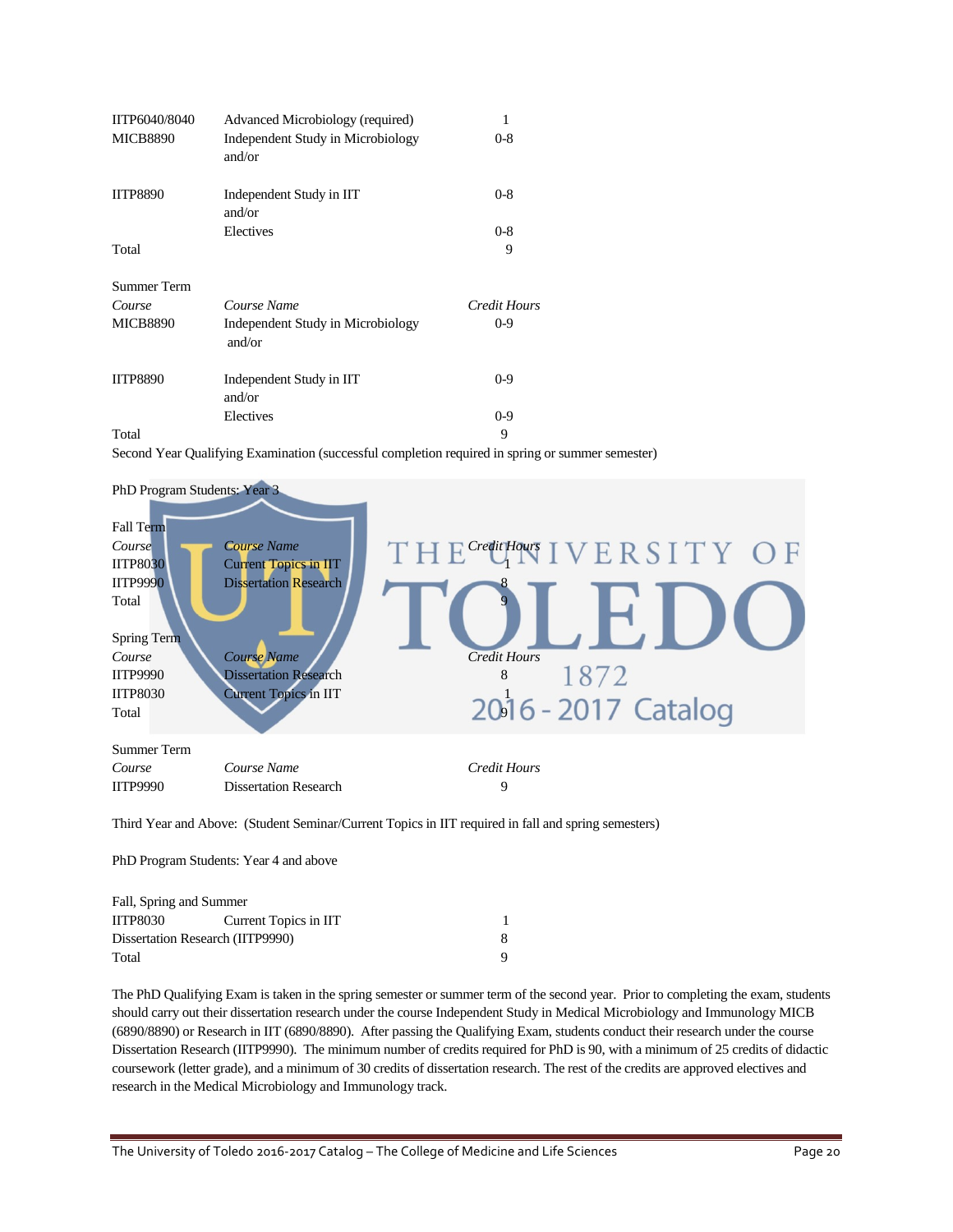| | | |
|---|---|---|
| IITP6040/8040 | Advanced Microbiology (required) | 1 |
| MICB8890 | Independent Study in Microbiology and/or | 0-8 |
| IITP8890 | Independent Study in IIT and/or | 0-8 |
| | Electives | 0-8 |
| Total | | 9 |

Summer Term

| *Course* | *Course Name* | *Credit Hours* |
|---|---|---|
| MICB8890 | Independent Study in Microbiology and/or | 0-9 |
| IITP8890 | Independent Study in IIT and/or | 0-9 |
| | Electives | 0-9 |
| Total | | 9 |

Second Year Qualifying Examination (successful completion required in spring or summer semester)

PhD Program Students: Year 3

Fall Term

| *Course* | *Course Name* | *Credit Hours* |
|---|---|---|
| IITP8030 | Current Topics in IIT | 1 |
| IITP9990 | Dissertation Research | 8 |
| Total | | 9 |

Spring Term

| *Course* | *Course Name* | *Credit Hours* |
|---|---|---|
| IITP9990 | Dissertation Research | 8 |
| IITP8030 | Current Topics in IIT | 1 |
| Total | | 9 |

Summer Term

| *Course* | *Course Name* | *Credit Hours* |
|---|---|---|
| IITP9990 | Dissertation Research | 9 |

Third Year and Above: (Student Seminar/Current Topics in IIT required in fall and spring semesters)

PhD Program Students: Year 4 and above

Fall, Spring and Summer

| | | |
|---|---|---|
| IITP8030 | Current Topics in IIT | 1 |
| Dissertation Research (IITP9990) | | 8 |
| Total | | 9 |

The PhD Qualifying Exam is taken in the spring semester or summer term of the second year. Prior to completing the exam, students should carry out their dissertation research under the course Independent Study in Medical Microbiology and Immunology MICB (6890/8890) or Research in IIT (6890/8890). After passing the Qualifying Exam, students conduct their research under the course Dissertation Research (IITP9990). The minimum number of credits required for PhD is 90, with a minimum of 25 credits of didactic coursework (letter grade), and a minimum of 30 credits of dissertation research. The rest of the credits are approved electives and research in the Medical Microbiology and Immunology track.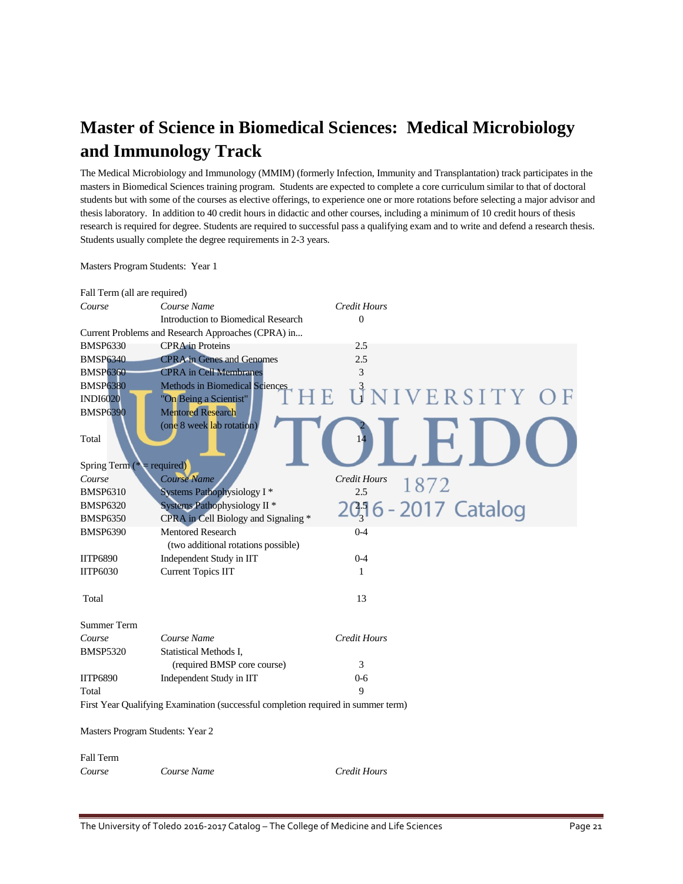# Master of Science in Biomedical Sciences: Medical Microbiology and Immunology Track

The Medical Microbiology and Immunology (MMIM) (formerly Infection, Immunity and Transplantation) track participates in the masters in Biomedical Sciences training program. Students are expected to complete a core curriculum similar to that of doctoral students but with some of the courses as elective offerings, to experience one or more rotations before selecting a major advisor and thesis laboratory. In addition to 40 credit hours in didactic and other courses, including a minimum of 10 credit hours of thesis research is required for degree. Students are required to successful pass a qualifying exam and to write and defend a research thesis. Students usually complete the degree requirements in 2-3 years.

Masters Program Students: Year 1

Fall Term (all are required)

| *Course* | *Course Name* | *Credit Hours* |
|---|---|---|
| | Introduction to Biomedical Research | 0 |
| Current Problems and Research Approaches (CPRA) in... | | |
| BMSP6330 | CPRA in Proteins | 2.5 |
| BMSP6340 | CPRA in Genes and Genomes | 2.5 |
| BMSP6360 | CPRA in Cell Membranes | 3 |
| BMSP6380 | Methods in Biomedical Sciences | 3 |
| INDI6020 | "On Being a Scientist" | 1 |
| BMSP6390 | Mentored Research (one 8 week lab rotation) | 2 |
| Total | | 14 |

Spring Term (* = required)

| *Course* | *Course Name* | *Credit Hours* |
|---|---|---|
| BMSP6310 | Systems Pathophysiology I * | 2.5 |
| BMSP6320 | Systems Pathophysiology II * | 2.5 |
| BMSP6350 | CPRA in Cell Biology and Signaling * | 3 |
| BMSP6390 | Mentored Research (two additional rotations possible) | 0-4 |
| IITP6890 | Independent Study in IIT | 0-4 |
| IITP6030 | Current Topics IIT | 1 |
| Total | | 13 |

Summer Term

| *Course* | *Course Name* | *Credit Hours* |
|---|---|---|
| BMSP5320 | Statistical Methods I, (required BMSP core course) | 3 |
| IITP6890 | Independent Study in IIT | 0-6 |
| Total | | 9 |

First Year Qualifying Examination (successful completion required in summer term)

Masters Program Students: Year 2

Fall Term

| *Course* | *Course Name* | *Credit Hours* |
|---|---|---|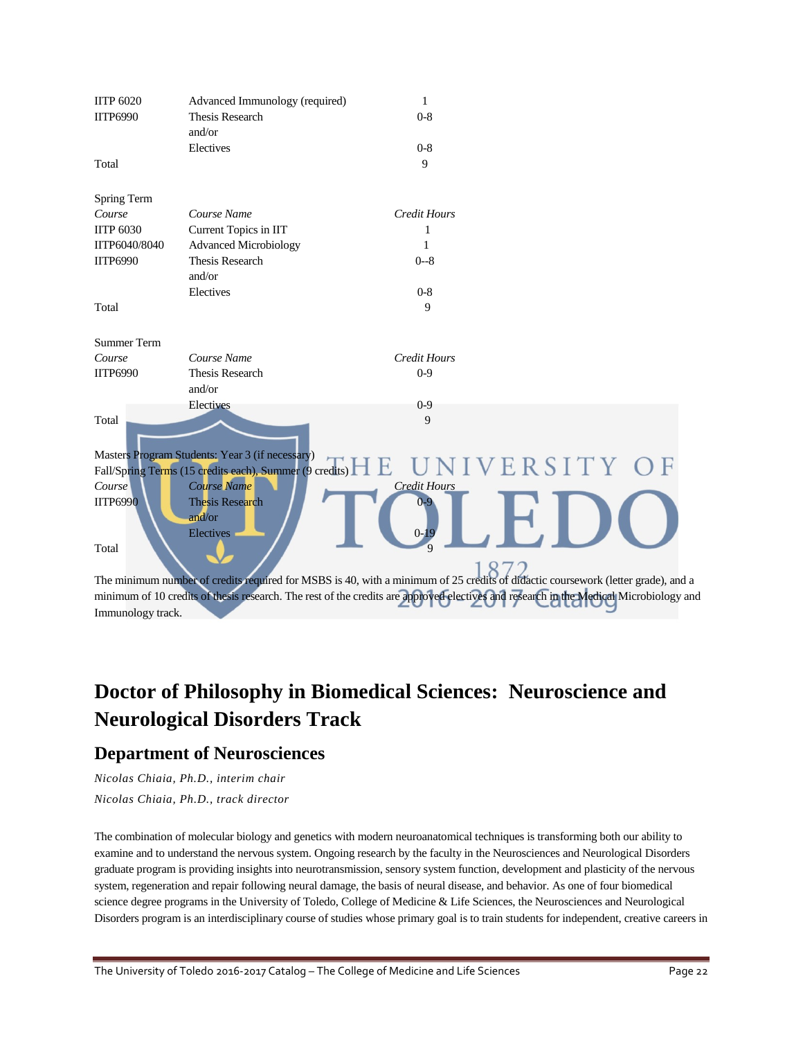| | | |
|---|---|---|
| IITP 6020 | Advanced Immunology (required) | 1 |
| IITP6990 | Thesis Research | 0-8 |
| | and/or | |
| | Electives | 0-8 |
| Total | | 9 |

Spring Term

| *Course* | *Course Name* | *Credit Hours* |
|---|---|---|
| IITP 6030 | Current Topics in IIT | 1 |
| IITP6040/8040 | Advanced Microbiology | 1 |
| IITP6990 | Thesis Research | 0--8 |
| | and/or | |
| | Electives | 0-8 |
| Total | | 9 |

Summer Term

| *Course* | *Course Name* | *Credit Hours* |
|---|---|---|
| IITP6990 | Thesis Research | 0-9 |
| | and/or | |
| | Electives | 0-9 |
| Total | | 9 |

Masters Program Students: Year 3 (if necessary)
Fall/Spring Terms (15 credits each), Summer (9 credits)

| *Course* | *Course Name* | *Credit Hours* |
|---|---|---|
| IITP6990 | Thesis Research | 0-9 |
| | and/or | |
| | Electives | 0-19 |
| Total | | 9 |

The minimum number of credits required for MSBS is 40, with a minimum of 25 credits of didactic coursework (letter grade), and a minimum of 10 credits of thesis research. The rest of the credits are approved electives and research in the Medical Microbiology and Immunology track.

# Doctor of Philosophy in Biomedical Sciences: Neuroscience and Neurological Disorders Track

## Department of Neurosciences

*Nicolas Chiaia, Ph.D., interim chair*

*Nicolas Chiaia, Ph.D., track director*

The combination of molecular biology and genetics with modern neuroanatomical techniques is transforming both our ability to examine and to understand the nervous system. Ongoing research by the faculty in the Neurosciences and Neurological Disorders graduate program is providing insights into neurotransmission, sensory system function, development and plasticity of the nervous system, regeneration and repair following neural damage, the basis of neural disease, and behavior. As one of four biomedical science degree programs in the University of Toledo, College of Medicine & Life Sciences, the Neurosciences and Neurological Disorders program is an interdisciplinary course of studies whose primary goal is to train students for independent, creative careers in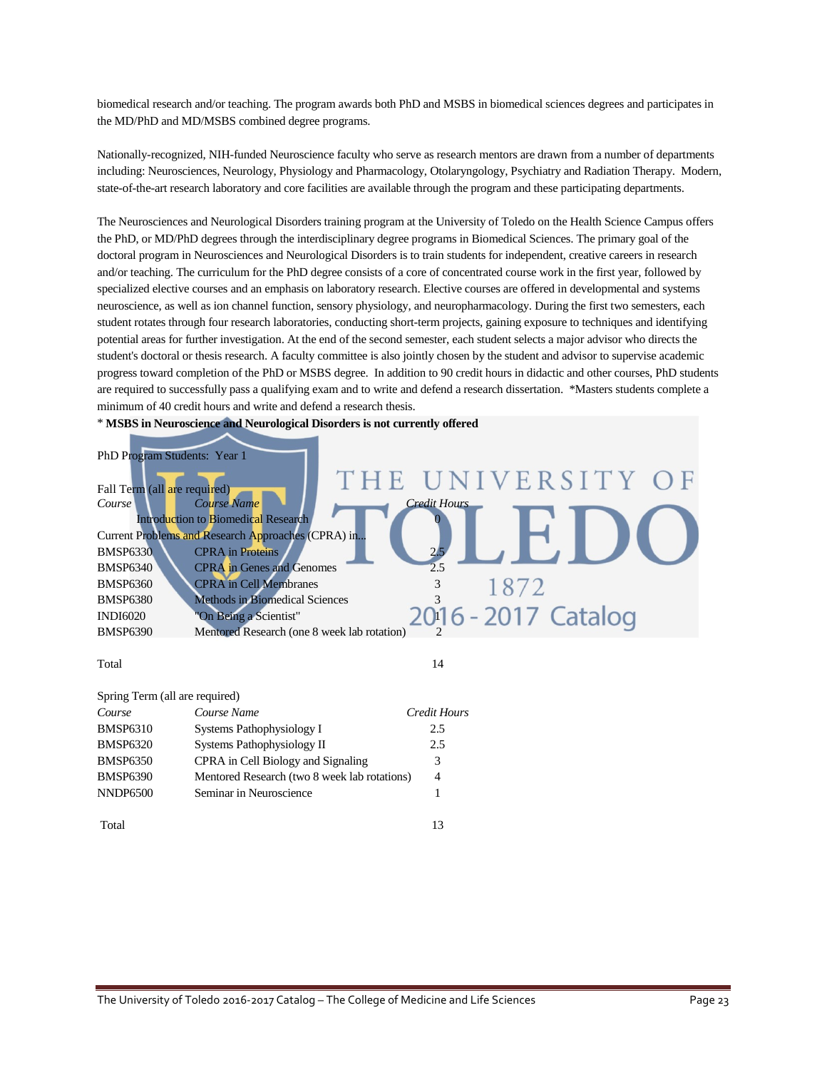biomedical research and/or teaching. The program awards both PhD and MSBS in biomedical sciences degrees and participates in the MD/PhD and MD/MSBS combined degree programs.

Nationally-recognized, NIH-funded Neuroscience faculty who serve as research mentors are drawn from a number of departments including: Neurosciences, Neurology, Physiology and Pharmacology, Otolaryngology, Psychiatry and Radiation Therapy. Modern, state-of-the-art research laboratory and core facilities are available through the program and these participating departments.

The Neurosciences and Neurological Disorders training program at the University of Toledo on the Health Science Campus offers the PhD, or MD/PhD degrees through the interdisciplinary degree programs in Biomedical Sciences. The primary goal of the doctoral program in Neurosciences and Neurological Disorders is to train students for independent, creative careers in research and/or teaching. The curriculum for the PhD degree consists of a core of concentrated course work in the first year, followed by specialized elective courses and an emphasis on laboratory research. Elective courses are offered in developmental and systems neuroscience, as well as ion channel function, sensory physiology, and neuropharmacology. During the first two semesters, each student rotates through four research laboratories, conducting short-term projects, gaining exposure to techniques and identifying potential areas for further investigation. At the end of the second semester, each student selects a major advisor who directs the student's doctoral or thesis research. A faculty committee is also jointly chosen by the student and advisor to supervise academic progress toward completion of the PhD or MSBS degree. In addition to 90 credit hours in didactic and other courses, PhD students are required to successfully pass a qualifying exam and to write and defend a research dissertation. *Masters students complete a minimum of 40 credit hours and write and defend a research thesis.

\* **MSBS in Neuroscience and Neurological Disorders is not currently offered**

PhD Program Students: Year 1

Fall Term (all are required)

| *Course* | *Course Name* | *Credit Hours* |
|---|---|---|
| | Introduction to Biomedical Research | 0 |
| Current Problems and Research Approaches (CPRA) in... | | |
| BMSP6330 | CPRA in Proteins | 2.5 |
| BMSP6340 | CPRA in Genes and Genomes | 2.5 |
| BMSP6360 | CPRA in Cell Membranes | 3 |
| BMSP6380 | Methods in Biomedical Sciences | 3 |
| INDI6020 | "On Being a Scientist" | 1 |
| BMSP6390 | Mentored Research (one 8 week lab rotation) | 2 |
| Total | | 14 |

Spring Term (all are required)

| *Course* | *Course Name* | *Credit Hours* |
|---|---|---|
| BMSP6310 | Systems Pathophysiology I | 2.5 |
| BMSP6320 | Systems Pathophysiology II | 2.5 |
| BMSP6350 | CPRA in Cell Biology and Signaling | 3 |
| BMSP6390 | Mentored Research (two 8 week lab rotations) | 4 |
| NNDP6500 | Seminar in Neuroscience | 1 |
| Total | | 13 |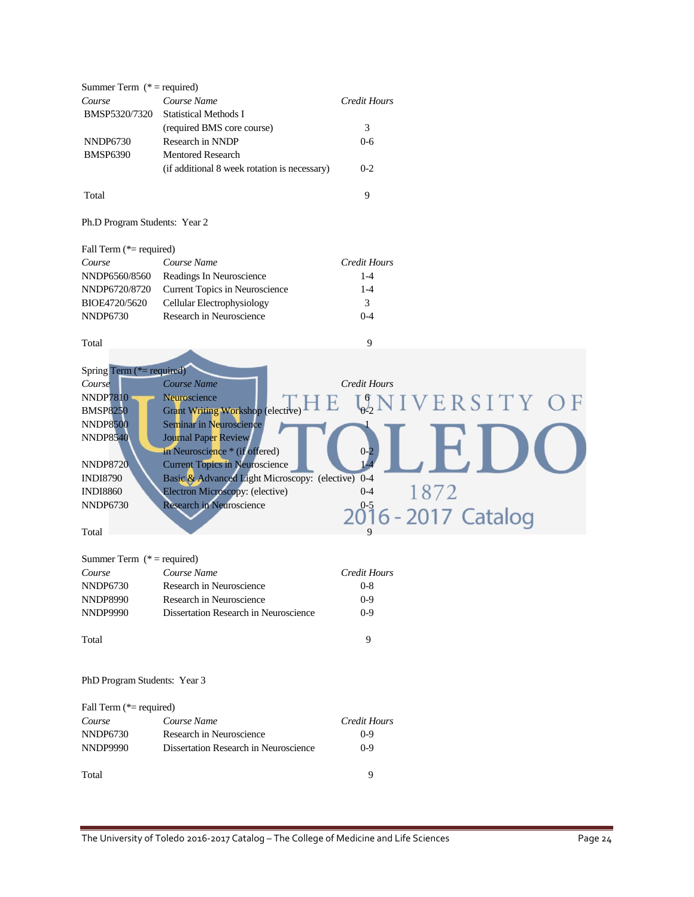Summer Term (* = required)

| *Course* | *Course Name* | *Credit Hours* |
|---|---|---|
| BMSP5320/7320 | Statistical Methods I (required BMS core course) | 3 |
| NNDP6730 | Research in NNDP | 0-6 |
| BMSP6390 | Mentored Research (if additional 8 week rotation is necessary) | 0-2 |
| Total | | 9 |

Ph.D Program Students: Year 2

Fall Term (*= required)

| *Course* | *Course Name* | *Credit Hours* |
|---|---|---|
| NNDP6560/8560 | Readings In Neuroscience | 1-4 |
| NNDP6720/8720 | Current Topics in Neuroscience | 1-4 |
| BIOE4720/5620 | Cellular Electrophysiology | 3 |
| NNDP6730 | Research in Neuroscience | 0-4 |
| Total | | 9 |

Spring Term (*= required)

| *Course* | *Course Name* | *Credit Hours* |
|---|---|---|
| NNDP7810 | Neuroscience | 6 |
| BMSP8250 | Grant Writing Workshop (elective) | 0-2 |
| NNDP8500 | Seminar in Neuroscience | 1 |
| NNDP8540 | Journal Paper Review in Neuroscience * (if offered) | 0-2 |
| NNDP8720 | Current Topics in Neuroscience | 1-4 |
| INDI8790 | Basic & Advanced Light Microscopy: (elective) | 0-4 |
| INDI8860 | Electron Microscopy: (elective) | 0-4 |
| NNDP6730 | Research in Neuroscience | 0-5 |
| Total | | 9 |

Summer Term (* = required)

| *Course* | *Course Name* | *Credit Hours* |
|---|---|---|
| NNDP6730 | Research in Neuroscience | 0-8 |
| NNDP8990 | Research in Neuroscience | 0-9 |
| NNDP9990 | Dissertation Research in Neuroscience | 0-9 |
| Total | | 9 |

PhD Program Students: Year 3

Fall Term (*= required)

| *Course* | *Course Name* | *Credit Hours* |
|---|---|---|
| NNDP6730 | Research in Neuroscience | 0-9 |
| NNDP9990 | Dissertation Research in Neuroscience | 0-9 |
| Total | | 9 |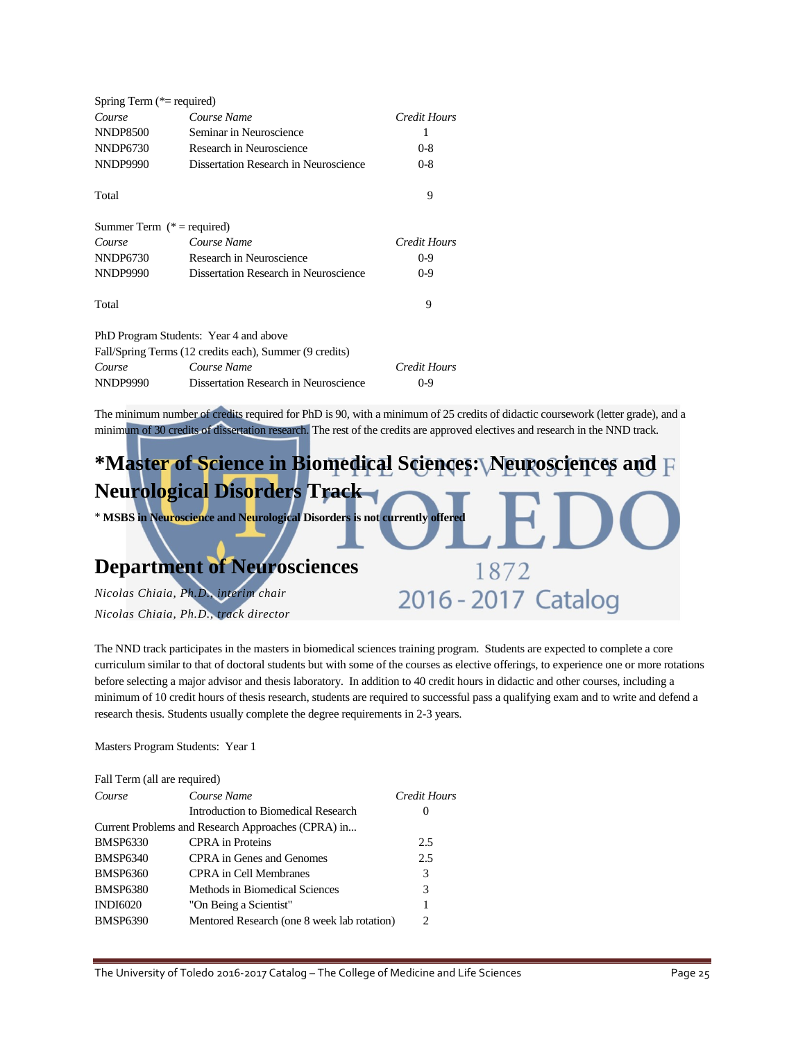Spring Term (*= required)

| Course | Course Name | Credit Hours |
|---|---|---|
| NNDP8500 | Seminar in Neuroscience | 1 |
| NNDP6730 | Research in Neuroscience | 0-8 |
| NNDP9990 | Dissertation Research in Neuroscience | 0-8 |
| Total | | 9 |

Summer Term (* = required)

| Course | Course Name | Credit Hours |
|---|---|---|
| NNDP6730 | Research in Neuroscience | 0-9 |
| NNDP9990 | Dissertation Research in Neuroscience | 0-9 |
| Total | | 9 |

PhD Program Students: Year 4 and above

Fall/Spring Terms (12 credits each), Summer (9 credits)

| Course | Course Name | Credit Hours |
|---|---|---|
| NNDP9990 | Dissertation Research in Neuroscience | 0-9 |

The minimum number of credits required for PhD is 90, with a minimum of 25 credits of didactic coursework (letter grade), and a minimum of 30 credits of dissertation research. The rest of the credits are approved electives and research in the NND track.

# *Master of Science in Biomedical Sciences: Neurosciences and Neurological Disorders Track

**\* MSBS in Neuroscience and Neurological Disorders is not currently offered**

# Department of Neurosciences

*Nicolas Chiaia, Ph.D., interim chair*

*Nicolas Chiaia, Ph.D., track director*

The NND track participates in the masters in biomedical sciences training program. Students are expected to complete a core curriculum similar to that of doctoral students but with some of the courses as elective offerings, to experience one or more rotations before selecting a major advisor and thesis laboratory. In addition to 40 credit hours in didactic and other courses, including a minimum of 10 credit hours of thesis research, students are required to successful pass a qualifying exam and to write and defend a research thesis. Students usually complete the degree requirements in 2-3 years.

Masters Program Students: Year 1

Fall Term (all are required)

| Course | Course Name | Credit Hours |
|---|---|---|
| | Introduction to Biomedical Research | 0 |
| Current Problems and Research Approaches (CPRA) in... | | |
| BMSP6330 | CPRA in Proteins | 2.5 |
| BMSP6340 | CPRA in Genes and Genomes | 2.5 |
| BMSP6360 | CPRA in Cell Membranes | 3 |
| BMSP6380 | Methods in Biomedical Sciences | 3 |
| INDI6020 | "On Being a Scientist" | 1 |
| BMSP6390 | Mentored Research (one 8 week lab rotation) | 2 |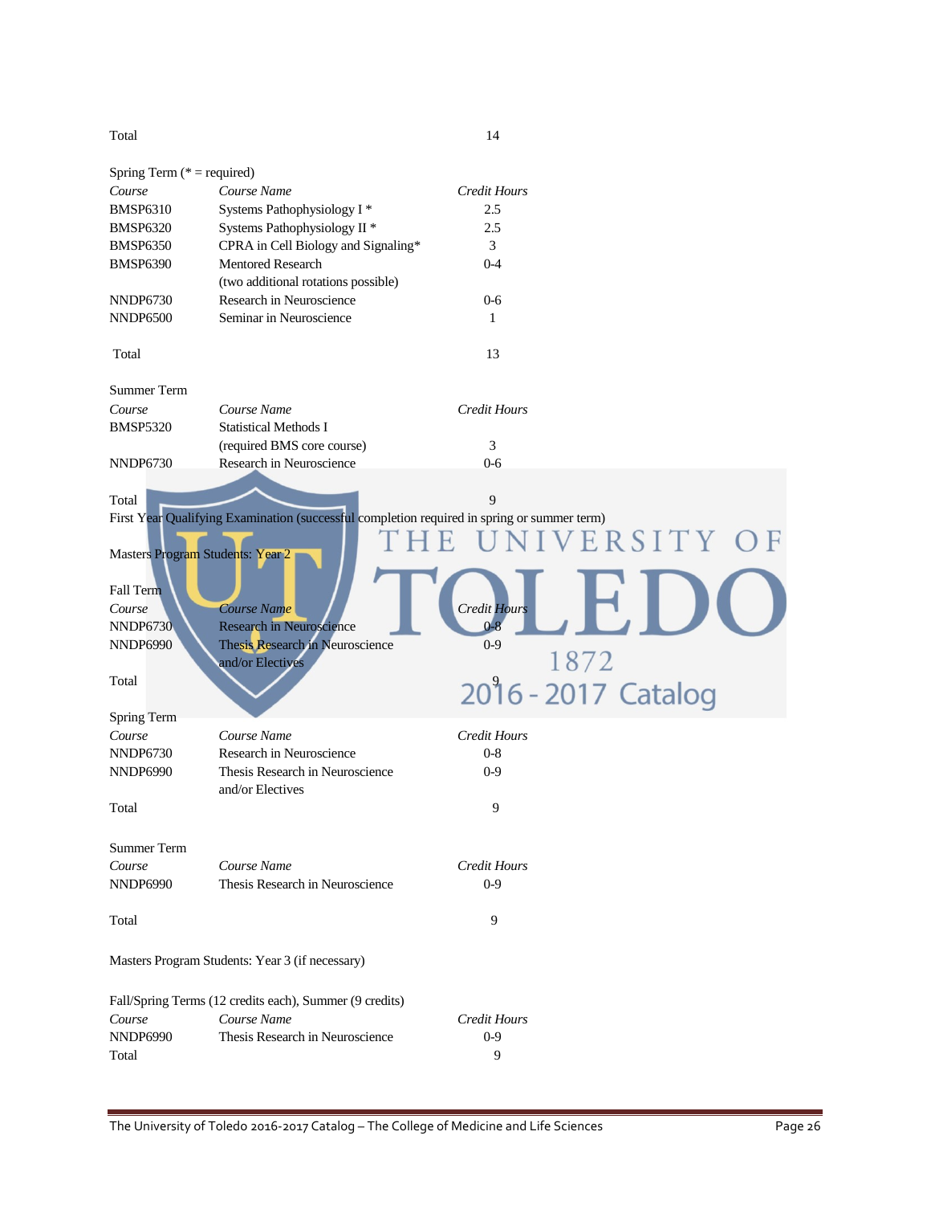| | | |
|---|---|---|
| Total | | 14 |

Spring Term (* = required)

| *Course* | *Course Name* | *Credit Hours* |
|---|---|---|
| BMSP6310 | Systems Pathophysiology I * | 2.5 |
| BMSP6320 | Systems Pathophysiology II * | 2.5 |
| BMSP6350 | CPRA in Cell Biology and Signaling* | 3 |
| BMSP6390 | Mentored Research (two additional rotations possible) | 0-4 |
| NNDP6730 | Research in Neuroscience | 0-6 |
| NNDP6500 | Seminar in Neuroscience | 1 |
| Total | | 13 |

Summer Term

| *Course* | *Course Name* | *Credit Hours* |
|---|---|---|
| BMSP5320 | Statistical Methods I (required BMS core course) | 3 |
| NNDP6730 | Research in Neuroscience | 0-6 |
| Total | | 9 |

First Year Qualifying Examination (successful completion required in spring or summer term)

Masters Program Students: Year 2

Fall Term

| *Course* | *Course Name* | *Credit Hours* |
|---|---|---|
| NNDP6730 | Research in Neuroscience | 0-8 |
| NNDP6990 | Thesis Research in Neuroscience and/or Electives | 0-9 |
| Total | | 9 |

Spring Term

| *Course* | *Course Name* | *Credit Hours* |
|---|---|---|
| NNDP6730 | Research in Neuroscience | 0-8 |
| NNDP6990 | Thesis Research in Neuroscience and/or Electives | 0-9 |
| Total | | 9 |

Summer Term

| *Course* | *Course Name* | *Credit Hours* |
|---|---|---|
| NNDP6990 | Thesis Research in Neuroscience | 0-9 |
| Total | | 9 |

Masters Program Students: Year 3 (if necessary)

Fall/Spring Terms (12 credits each), Summer (9 credits)

| *Course* | *Course Name* | *Credit Hours* |
|---|---|---|
| NNDP6990 | Thesis Research in Neuroscience | 0-9 |
| Total | | 9 |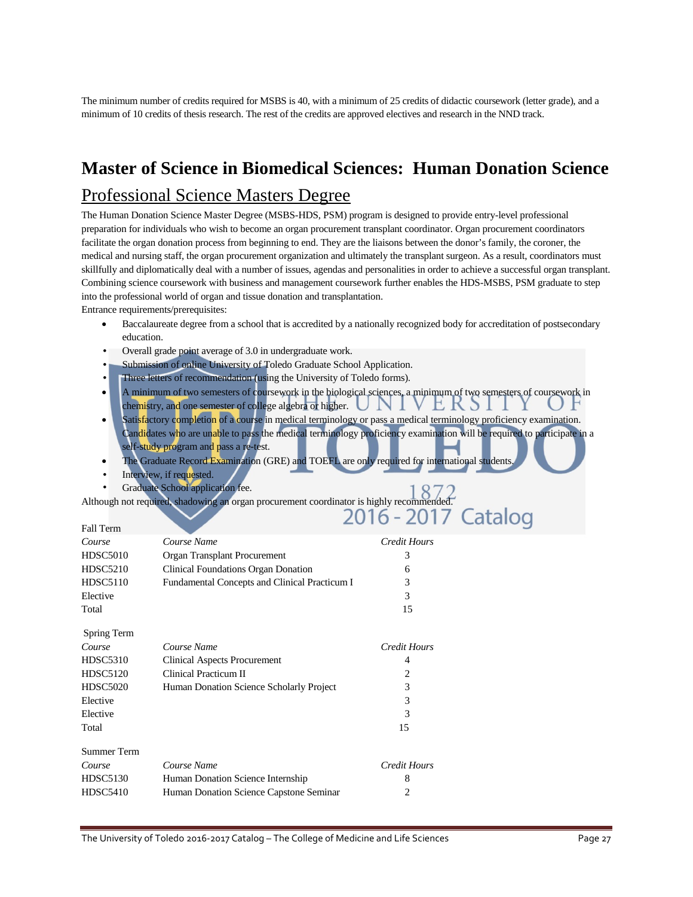The minimum number of credits required for MSBS is 40, with a minimum of 25 credits of didactic coursework (letter grade), and a minimum of 10 credits of thesis research. The rest of the credits are approved electives and research in the NND track.

# Master of Science in Biomedical Sciences: Human Donation Science

## Professional Science Masters Degree

The Human Donation Science Master Degree (MSBS-HDS, PSM) program is designed to provide entry-level professional preparation for individuals who wish to become an organ procurement transplant coordinator. Organ procurement coordinators facilitate the organ donation process from beginning to end. They are the liaisons between the donor's family, the coroner, the medical and nursing staff, the organ procurement organization and ultimately the transplant surgeon. As a result, coordinators must skillfully and diplomatically deal with a number of issues, agendas and personalities in order to achieve a successful organ transplant. Combining science coursework with business and management coursework further enables the HDS-MSBS, PSM graduate to step into the professional world of organ and tissue donation and transplantation.

Entrance requirements/prerequisites:

- Baccalaureate degree from a school that is accredited by a nationally recognized body for accreditation of postsecondary education.
- Overall grade point average of 3.0 in undergraduate work.
- Submission of online University of Toledo Graduate School Application.
- Three letters of recommendation (using the University of Toledo forms).
- A minimum of two semesters of coursework in the biological sciences, a minimum of two semesters of coursework in chemistry, and one semester of college algebra or higher.
- Satisfactory completion of a course in medical terminology or pass a medical terminology proficiency examination. Candidates who are unable to pass the medical terminology proficiency examination will be required to participate in a self-study program and pass a re-test.
- The Graduate Record Examination (GRE) and TOEFL are only required for international students.
- Interview, if requested.
- Graduate School application fee.

Although not required, shadowing an organ procurement coordinator is highly recommended.

Fall Term

| *Course* | *Course Name* | *Credit Hours* |
|---|---|---|
| HDSC5010 | Organ Transplant Procurement | 3 |
| HDSC5210 | Clinical Foundations Organ Donation | 6 |
| HDSC5110 | Fundamental Concepts and Clinical Practicum I | 3 |
| Elective | | 3 |
| Total | | 15 |

Spring Term

| *Course* | *Course Name* | *Credit Hours* |
|---|---|---|
| HDSC5310 | Clinical Aspects Procurement | 4 |
| HDSC5120 | Clinical Practicum II | 2 |
| HDSC5020 | Human Donation Science Scholarly Project | 3 |
| Elective | | 3 |
| Elective | | 3 |
| Total | | 15 |

Summer Term

| *Course* | *Course Name* | *Credit Hours* |
|---|---|---|
| HDSC5130 | Human Donation Science Internship | 8 |
| HDSC5410 | Human Donation Science Capstone Seminar | 2 |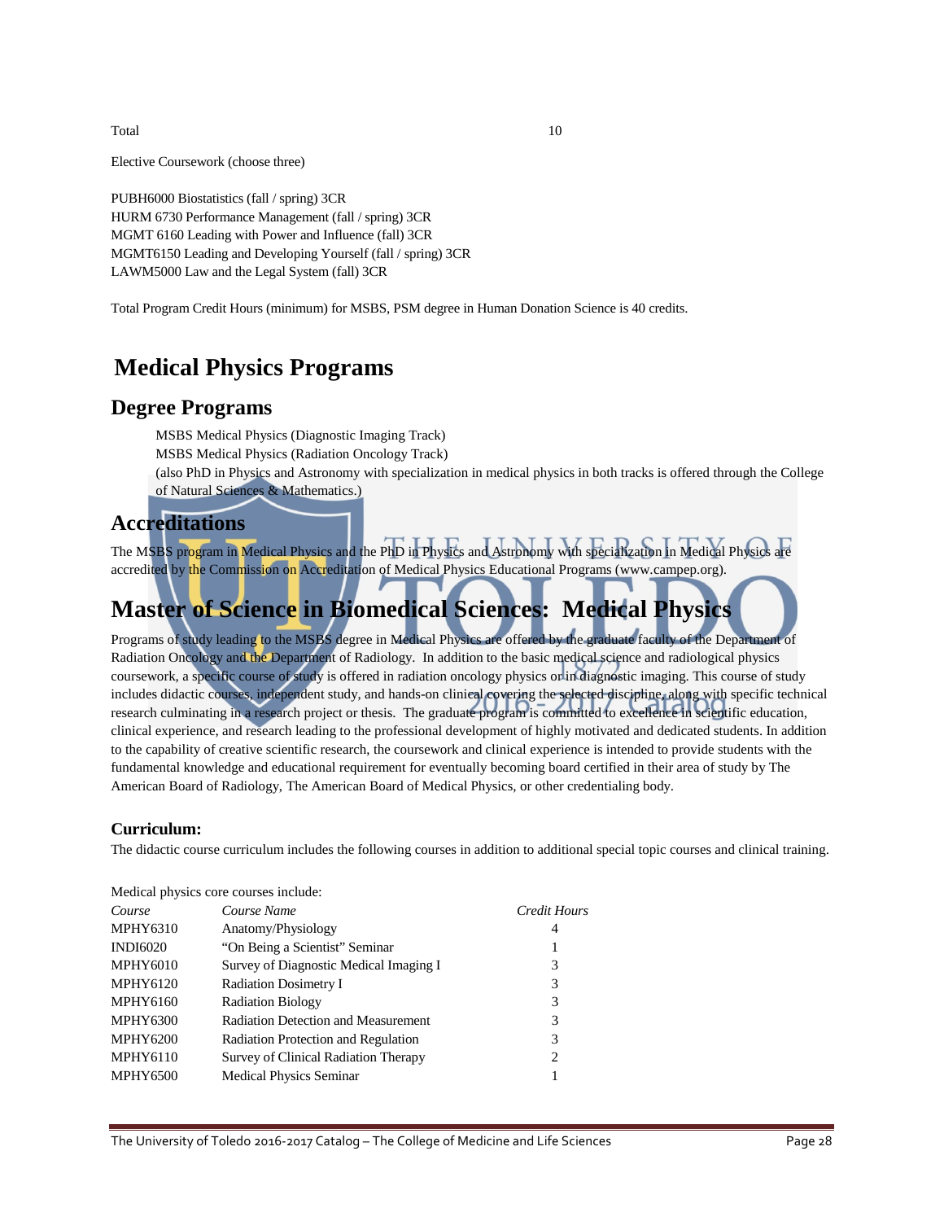| | |
|---|---|
| Total | 10 |

Elective Coursework (choose three)

PUBH6000 Biostatistics (fall / spring) 3CR
HURM 6730 Performance Management (fall / spring) 3CR
MGMT 6160 Leading with Power and Influence (fall) 3CR
MGMT6150 Leading and Developing Yourself (fall / spring) 3CR
LAWM5000 Law and the Legal System (fall) 3CR

Total Program Credit Hours (minimum) for MSBS, PSM degree in Human Donation Science is 40 credits.

# Medical Physics Programs

## Degree Programs

MSBS Medical Physics (Diagnostic Imaging Track)
MSBS Medical Physics (Radiation Oncology Track)
(also PhD in Physics and Astronomy with specialization in medical physics in both tracks is offered through the College of Natural Sciences & Mathematics.)

## Accreditations

The MSBS program in Medical Physics and the PhD in Physics and Astronomy with specialization in Medical Physics are accredited by the Commission on Accreditation of Medical Physics Educational Programs (www.campep.org).

# Master of Science in Biomedical Sciences: Medical Physics

Programs of study leading to the MSBS degree in Medical Physics are offered by the graduate faculty of the Department of Radiation Oncology and the Department of Radiology. In addition to the basic medical science and radiological physics coursework, a specific course of study is offered in radiation oncology physics or in diagnostic imaging. This course of study includes didactic courses, independent study, and hands-on clinical covering the selected discipline, along with specific technical research culminating in a research project or thesis. The graduate program is committed to excellence in scientific education, clinical experience, and research leading to the professional development of highly motivated and dedicated students. In addition to the capability of creative scientific research, the coursework and clinical experience is intended to provide students with the fundamental knowledge and educational requirement for eventually becoming board certified in their area of study by The American Board of Radiology, The American Board of Medical Physics, or other credentialing body.

### Curriculum:

The didactic course curriculum includes the following courses in addition to additional special topic courses and clinical training.

Medical physics core courses include:

| *Course* | *Course Name* | *Credit Hours* |
|---|---|---|
| MPHY6310 | Anatomy/Physiology | 4 |
| INDI6020 | "On Being a Scientist" Seminar | 1 |
| MPHY6010 | Survey of Diagnostic Medical Imaging I | 3 |
| MPHY6120 | Radiation Dosimetry I | 3 |
| MPHY6160 | Radiation Biology | 3 |
| MPHY6300 | Radiation Detection and Measurement | 3 |
| MPHY6200 | Radiation Protection and Regulation | 3 |
| MPHY6110 | Survey of Clinical Radiation Therapy | 2 |
| MPHY6500 | Medical Physics Seminar | 1 |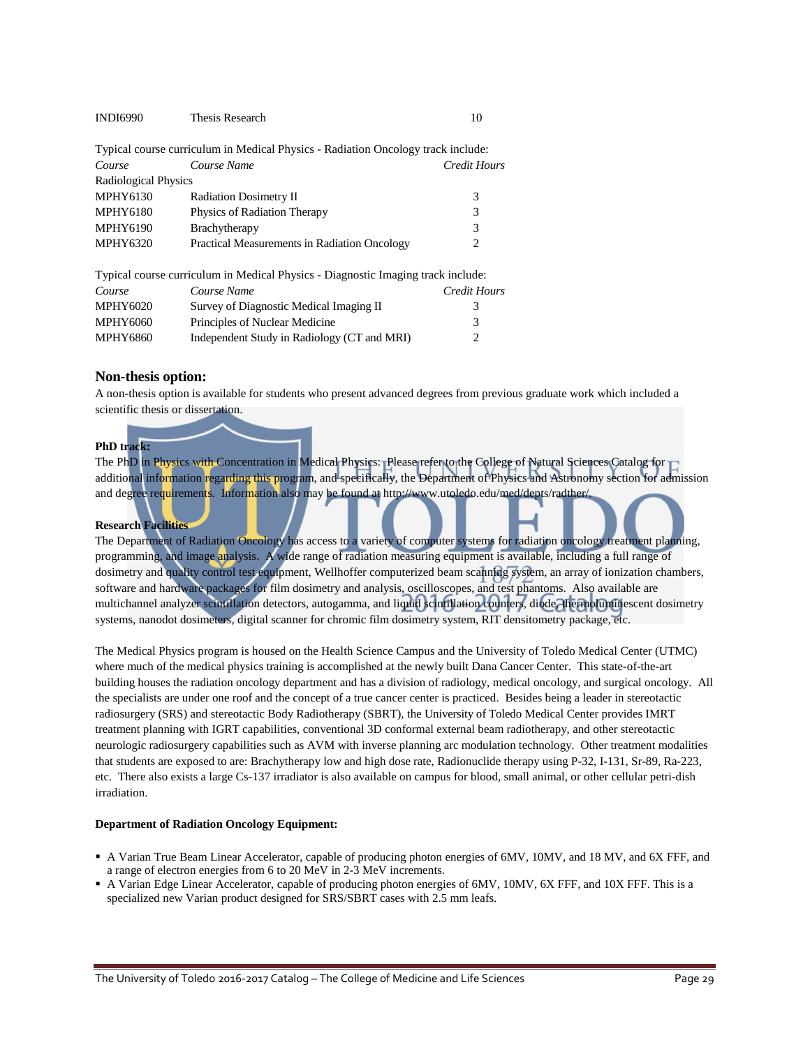| | | |
|---|---|---|
| INDI6990 | Thesis Research | 10 |

Typical course curriculum in Medical Physics - Radiation Oncology track include:

| *Course* | *Course Name* | *Credit Hours* |
|---|---|---|
| Radiological Physics | | |
| MPHY6130 | Radiation Dosimetry II | 3 |
| MPHY6180 | Physics of Radiation Therapy | 3 |
| MPHY6190 | Brachytherapy | 3 |
| MPHY6320 | Practical Measurements in Radiation Oncology | 2 |

Typical course curriculum in Medical Physics - Diagnostic Imaging track include:

| *Course* | *Course Name* | *Credit Hours* |
|---|---|---|
| MPHY6020 | Survey of Diagnostic Medical Imaging II | 3 |
| MPHY6060 | Principles of Nuclear Medicine | 3 |
| MPHY6860 | Independent Study in Radiology (CT and MRI) | 2 |

## Non-thesis option:

A non-thesis option is available for students who present advanced degrees from previous graduate work which included a scientific thesis or dissertation.

**PhD track:**

The PhD in Physics with Concentration in Medical Physics: Please refer to the College of Natural Sciences Catalog for additional information regarding this program, and specifically, the Department of Physics and Astronomy section for admission and degree requirements. Information also may be found at http://www.utoledo.edu/med/depts/radther/.

**Research Facilities**

The Department of Radiation Oncology has access to a variety of computer systems for radiation oncology treatment planning, programming, and image analysis. A wide range of radiation measuring equipment is available, including a full range of dosimetry and quality control test equipment, Wellhoffer computerized beam scanning system, an array of ionization chambers, software and hardware packages for film dosimetry and analysis, oscilloscopes, and test phantoms. Also available are multichannel analyzer scintillation detectors, autogamma, and liquid scintillation counters, diode, thermoluminescent dosimetry systems, nanodot dosimeters, digital scanner for chromic film dosimetry system, RIT densitometry package, etc.

The Medical Physics program is housed on the Health Science Campus and the University of Toledo Medical Center (UTMC) where much of the medical physics training is accomplished at the newly built Dana Cancer Center. This state-of-the-art building houses the radiation oncology department and has a division of radiology, medical oncology, and surgical oncology. All the specialists are under one roof and the concept of a true cancer center is practiced. Besides being a leader in stereotactic radiosurgery (SRS) and stereotactic Body Radiotherapy (SBRT), the University of Toledo Medical Center provides IMRT treatment planning with IGRT capabilities, conventional 3D conformal external beam radiotherapy, and other stereotactic neurologic radiosurgery capabilities such as AVM with inverse planning arc modulation technology. Other treatment modalities that students are exposed to are: Brachytherapy low and high dose rate, Radionuclide therapy using P-32, I-131, Sr-89, Ra-223, etc. There also exists a large Cs-137 irradiator is also available on campus for blood, small animal, or other cellular petri-dish irradiation.

**Department of Radiation Oncology Equipment:**

- A Varian True Beam Linear Accelerator, capable of producing photon energies of 6MV, 10MV, and 18 MV, and 6X FFF, and a range of electron energies from 6 to 20 MeV in 2-3 MeV increments.
- A Varian Edge Linear Accelerator, capable of producing photon energies of 6MV, 10MV, 6X FFF, and 10X FFF. This is a specialized new Varian product designed for SRS/SBRT cases with 2.5 mm leafs.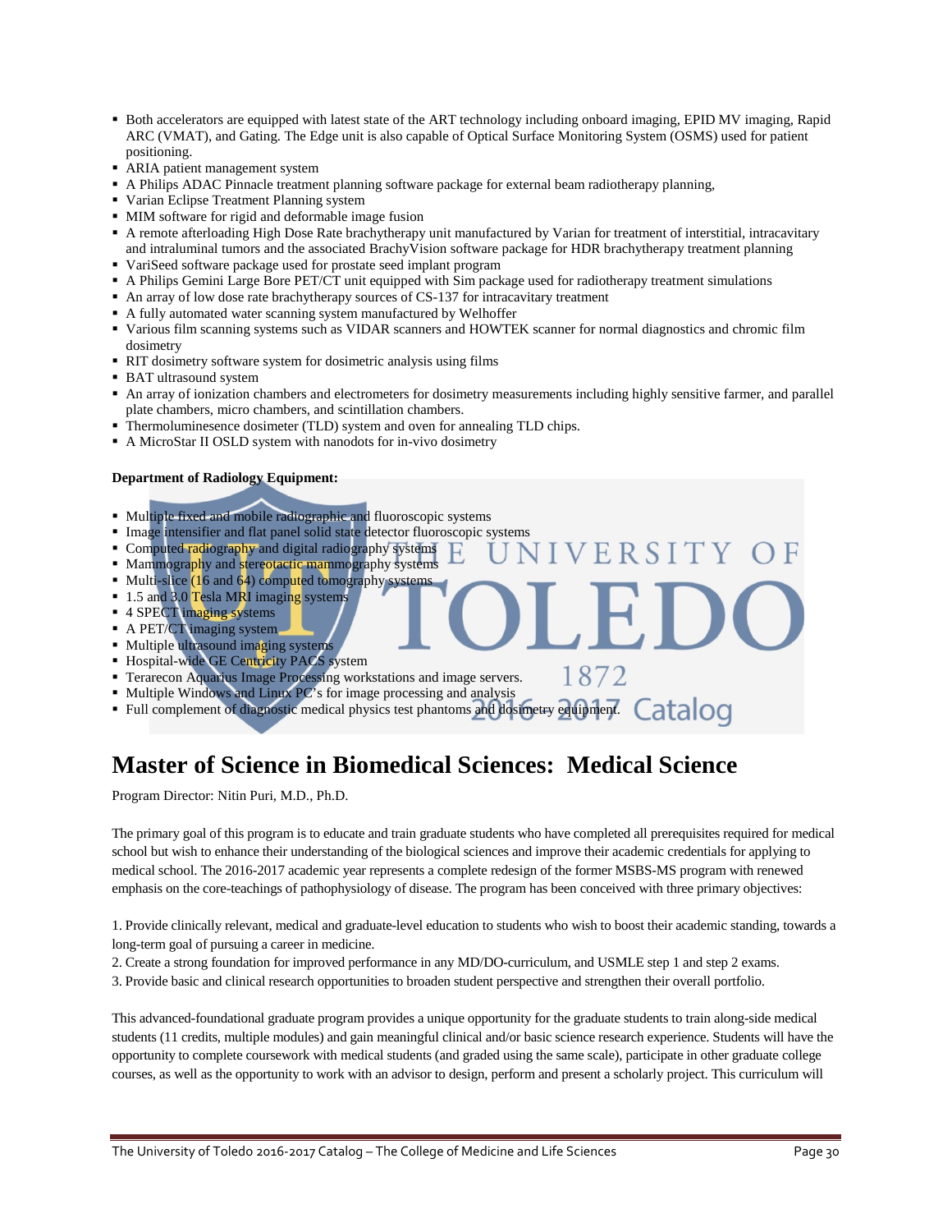- Both accelerators are equipped with latest state of the ART technology including onboard imaging, EPID MV imaging, Rapid ARC (VMAT), and Gating. The Edge unit is also capable of Optical Surface Monitoring System (OSMS) used for patient positioning.
- ARIA patient management system
- A Philips ADAC Pinnacle treatment planning software package for external beam radiotherapy planning,
- Varian Eclipse Treatment Planning system
- MIM software for rigid and deformable image fusion
- A remote afterloading High Dose Rate brachytherapy unit manufactured by Varian for treatment of interstitial, intracavitary and intraluminal tumors and the associated BrachyVision software package for HDR brachytherapy treatment planning
- VariSeed software package used for prostate seed implant program
- A Philips Gemini Large Bore PET/CT unit equipped with Sim package used for radiotherapy treatment simulations
- An array of low dose rate brachytherapy sources of CS-137 for intracavitary treatment
- A fully automated water scanning system manufactured by Welhoffer
- Various film scanning systems such as VIDAR scanners and HOWTEK scanner for normal diagnostics and chromic film dosimetry
- RIT dosimetry software system for dosimetric analysis using films
- BAT ultrasound system
- An array of ionization chambers and electrometers for dosimetry measurements including highly sensitive farmer, and parallel plate chambers, micro chambers, and scintillation chambers.
- Thermoluminesence dosimeter (TLD) system and oven for annealing TLD chips.
- A MicroStar II OSLD system with nanodots for in-vivo dosimetry

**Department of Radiology Equipment:**

- Multiple fixed and mobile radiographic and fluoroscopic systems
- Image intensifier and flat panel solid state detector fluoroscopic systems
- Computed radiography and digital radiography systems
- Mammography and stereotactic mammography systems
- Multi-slice (16 and 64) computed tomography systems
- 1.5 and 3.0 Tesla MRI imaging systems
- 4 SPECT imaging systems
- A PET/CT imaging system
- Multiple ultrasound imaging systems
- Hospital-wide GE Centricity PACS system
- Terarecon Aquarius Image Processing workstations and image servers.
- Multiple Windows and Linux PC's for image processing and analysis
- Full complement of diagnostic medical physics test phantoms and dosimetry equipment.

# Master of Science in Biomedical Sciences: Medical Science

Program Director: Nitin Puri, M.D., Ph.D.

The primary goal of this program is to educate and train graduate students who have completed all prerequisites required for medical school but wish to enhance their understanding of the biological sciences and improve their academic credentials for applying to medical school. The 2016-2017 academic year represents a complete redesign of the former MSBS-MS program with renewed emphasis on the core-teachings of pathophysiology of disease. The program has been conceived with three primary objectives:

1. Provide clinically relevant, medical and graduate-level education to students who wish to boost their academic standing, towards a long-term goal of pursuing a career in medicine.
2. Create a strong foundation for improved performance in any MD/DO-curriculum, and USMLE step 1 and step 2 exams.
3. Provide basic and clinical research opportunities to broaden student perspective and strengthen their overall portfolio.

This advanced-foundational graduate program provides a unique opportunity for the graduate students to train along-side medical students (11 credits, multiple modules) and gain meaningful clinical and/or basic science research experience. Students will have the opportunity to complete coursework with medical students (and graded using the same scale), participate in other graduate college courses, as well as the opportunity to work with an advisor to design, perform and present a scholarly project. This curriculum will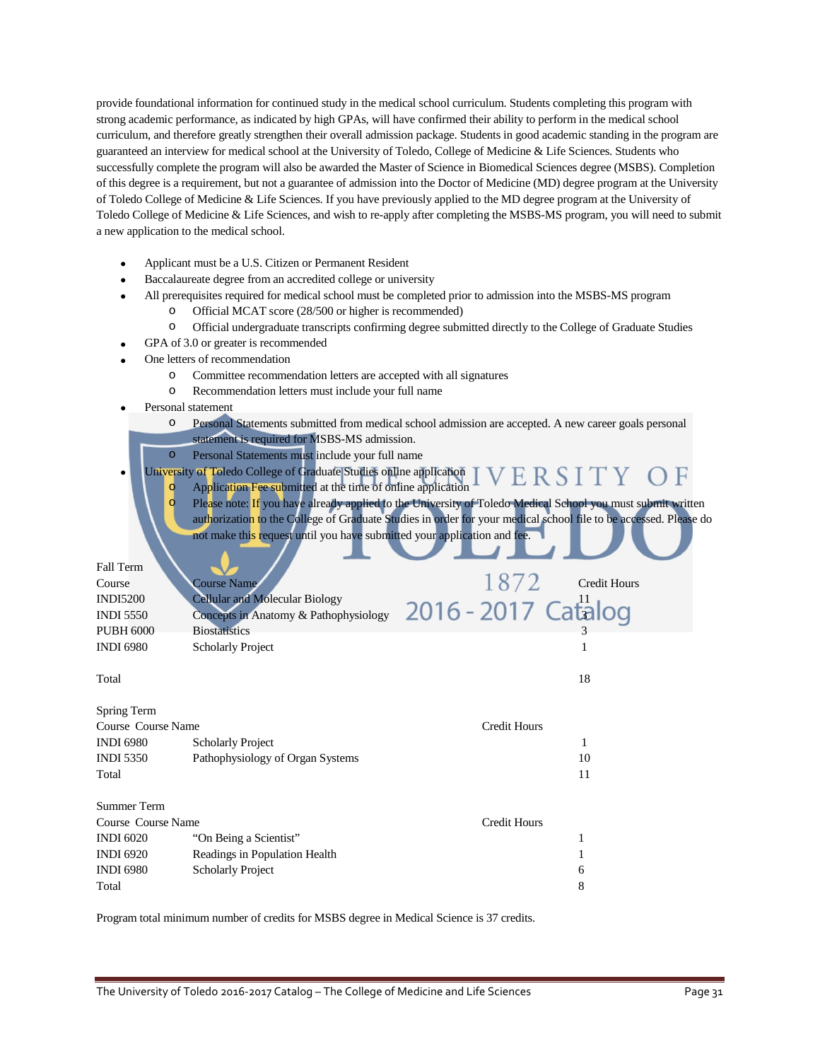provide foundational information for continued study in the medical school curriculum. Students completing this program with strong academic performance, as indicated by high GPAs, will have confirmed their ability to perform in the medical school curriculum, and therefore greatly strengthen their overall admission package. Students in good academic standing in the program are guaranteed an interview for medical school at the University of Toledo, College of Medicine & Life Sciences. Students who successfully complete the program will also be awarded the Master of Science in Biomedical Sciences degree (MSBS). Completion of this degree is a requirement, but not a guarantee of admission into the Doctor of Medicine (MD) degree program at the University of Toledo College of Medicine & Life Sciences. If you have previously applied to the MD degree program at the University of Toledo College of Medicine & Life Sciences, and wish to re-apply after completing the MSBS-MS program, you will need to submit a new application to the medical school.

- Applicant must be a U.S. Citizen or Permanent Resident
- Baccalaureate degree from an accredited college or university
- All prerequisites required for medical school must be completed prior to admission into the MSBS-MS program
  - Official MCAT score (28/500 or higher is recommended)
  - Official undergraduate transcripts confirming degree submitted directly to the College of Graduate Studies
- GPA of 3.0 or greater is recommended
- One letters of recommendation
  - Committee recommendation letters are accepted with all signatures
  - Recommendation letters must include your full name
- Personal statement
  - Personal Statements submitted from medical school admission are accepted. A new career goals personal statement is required for MSBS-MS admission.
  - Personal Statements must include your full name
- University of Toledo College of Graduate Studies online application
  - Application Fee submitted at the time of online application
  - Please note: If you have already applied to the University of Toledo Medical School you must submit written authorization to the College of Graduate Studies in order for your medical school file to be accessed. Please do not make this request until you have submitted your application and fee.

Fall Term

| Course | Course Name | Credit Hours |
|---|---|---|
| INDI5200 | Cellular and Molecular Biology | 11 |
| INDI 5550 | Concepts in Anatomy & Pathophysiology | 3 |
| PUBH 6000 | Biostatistics | 3 |
| INDI 6980 | Scholarly Project | 1 |
| Total | | 18 |

Spring Term

| Course | Course Name | Credit Hours |
|---|---|---|
| INDI 6980 | Scholarly Project | 1 |
| INDI 5350 | Pathophysiology of Organ Systems | 10 |
| Total | | 11 |

Summer Term

| Course | Course Name | Credit Hours |
|---|---|---|
| INDI 6020 | "On Being a Scientist" | 1 |
| INDI 6920 | Readings in Population Health | 1 |
| INDI 6980 | Scholarly Project | 6 |
| Total | | 8 |

Program total minimum number of credits for MSBS degree in Medical Science is 37 credits.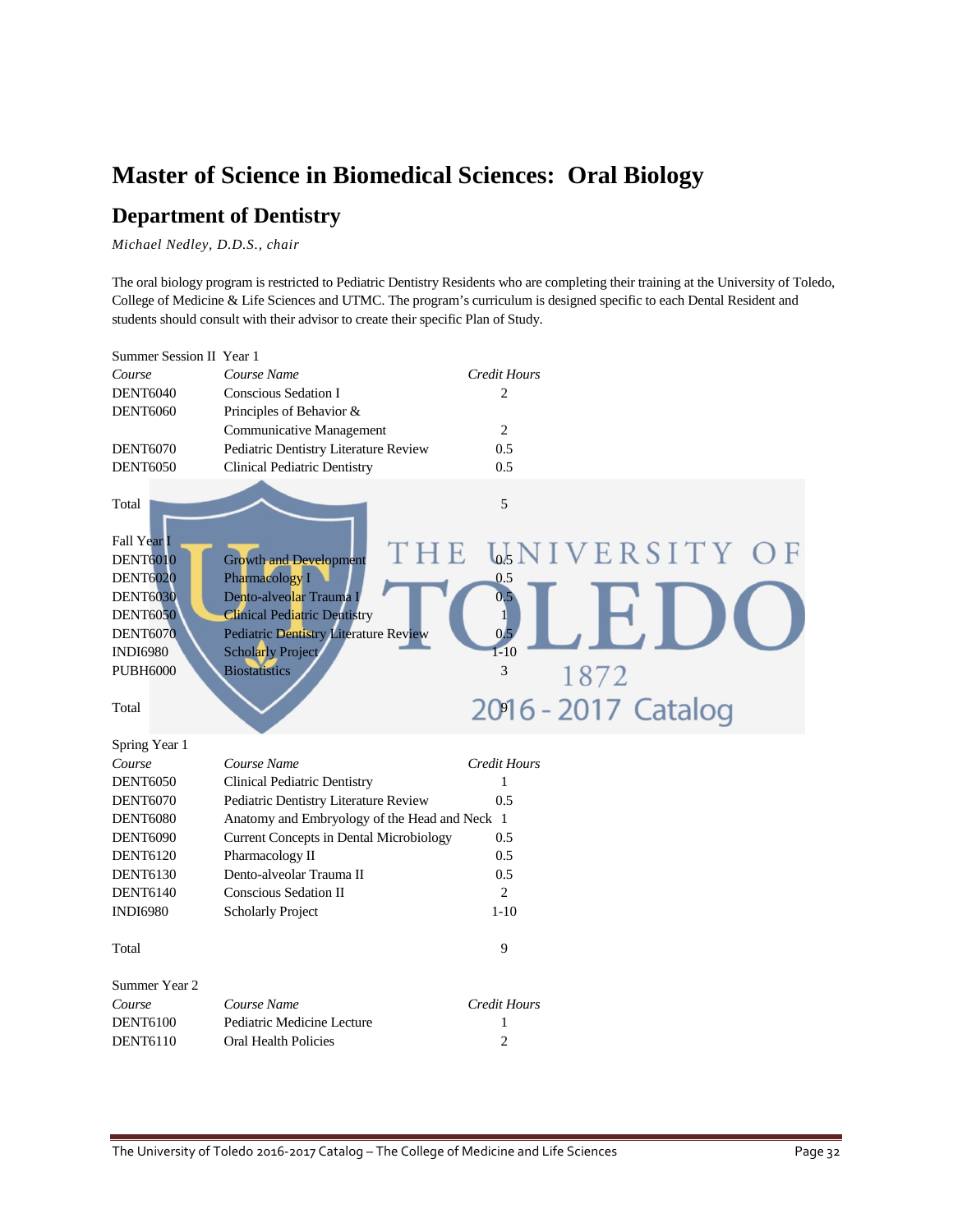# Master of Science in Biomedical Sciences: Oral Biology

## Department of Dentistry

*Michael Nedley, D.D.S., chair*

The oral biology program is restricted to Pediatric Dentistry Residents who are completing their training at the University of Toledo, College of Medicine & Life Sciences and UTMC. The program's curriculum is designed specific to each Dental Resident and students should consult with their advisor to create their specific Plan of Study.

Summer Session II Year 1

| *Course* | *Course Name* | *Credit Hours* |
|---|---|---|
| DENT6040 | Conscious Sedation I | 2 |
| DENT6060 | Principles of Behavior & Communicative Management | 2 |
| DENT6070 | Pediatric Dentistry Literature Review | 0.5 |
| DENT6050 | Clinical Pediatric Dentistry | 0.5 |
| Total | | 5 |

Fall Year I

| | | |
|---|---|---|
| DENT6010 | Growth and Development | 0.5 |
| DENT6020 | Pharmacology I | 0.5 |
| DENT6030 | Dento-alveolar Trauma I | 0.5 |
| DENT6050 | Clinical Pediatric Dentistry | 1 |
| DENT6070 | Pediatric Dentistry Literature Review | 0.5 |
| INDI6980 | Scholarly Project | 1-10 |
| PUBH6000 | Biostatistics | 3 |
| Total | | 9 |

Spring Year 1

| *Course* | *Course Name* | *Credit Hours* |
|---|---|---|
| DENT6050 | Clinical Pediatric Dentistry | 1 |
| DENT6070 | Pediatric Dentistry Literature Review | 0.5 |
| DENT6080 | Anatomy and Embryology of the Head and Neck | 1 |
| DENT6090 | Current Concepts in Dental Microbiology | 0.5 |
| DENT6120 | Pharmacology II | 0.5 |
| DENT6130 | Dento-alveolar Trauma II | 0.5 |
| DENT6140 | Conscious Sedation II | 2 |
| INDI6980 | Scholarly Project | 1-10 |
| Total | | 9 |

Summer Year 2

| *Course* | *Course Name* | *Credit Hours* |
|---|---|---|
| DENT6100 | Pediatric Medicine Lecture | 1 |
| DENT6110 | Oral Health Policies | 2 |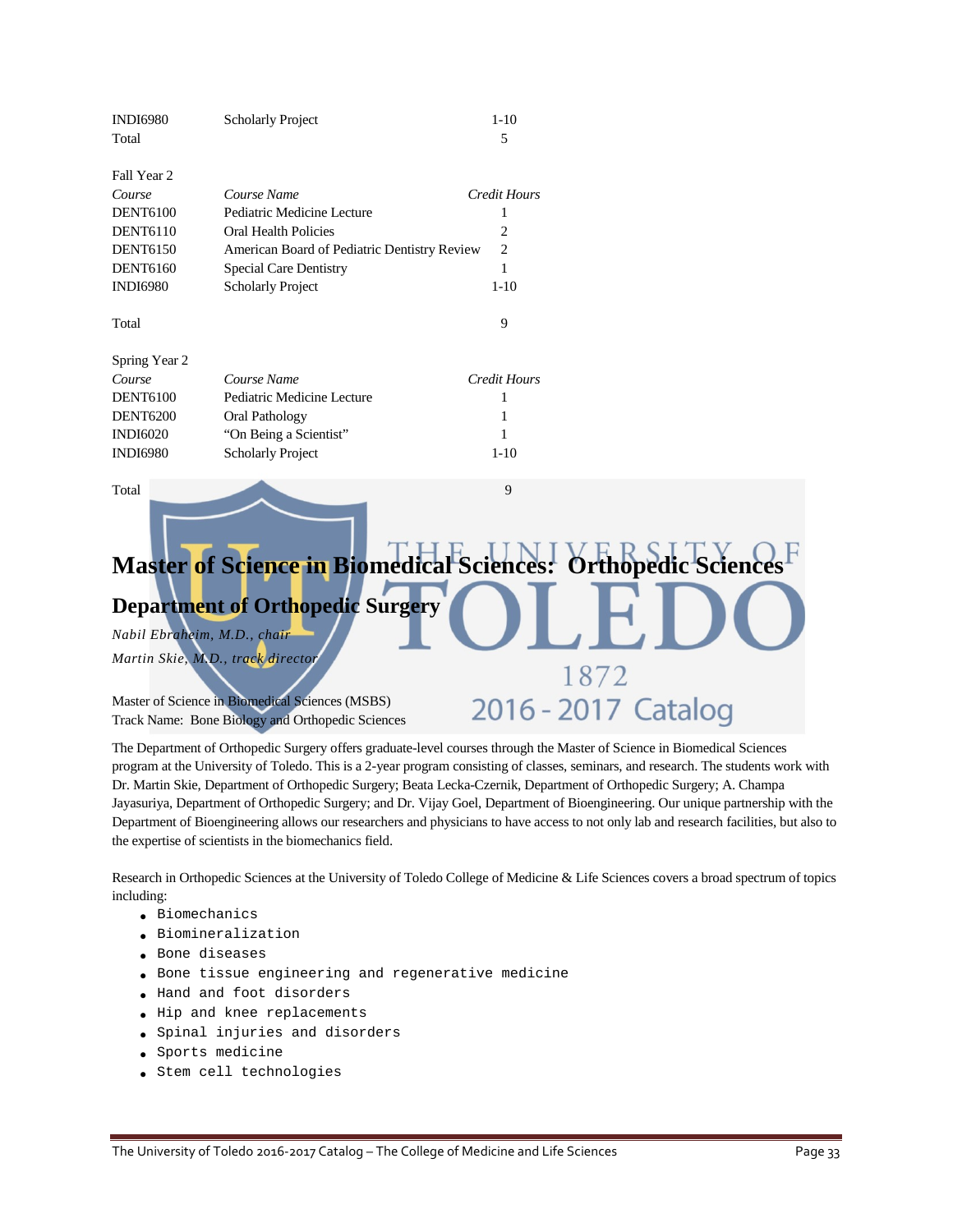| | | |
|---|---|---|
| INDI6980 | Scholarly Project | 1-10 |
| Total | | 5 |

Fall Year 2

| *Course* | *Course Name* | *Credit Hours* |
|---|---|---|
| DENT6100 | Pediatric Medicine Lecture | 1 |
| DENT6110 | Oral Health Policies | 2 |
| DENT6150 | American Board of Pediatric Dentistry Review | 2 |
| DENT6160 | Special Care Dentistry | 1 |
| INDI6980 | Scholarly Project | 1-10 |
| Total | | 9 |

Spring Year 2

| *Course* | *Course Name* | *Credit Hours* |
|---|---|---|
| DENT6100 | Pediatric Medicine Lecture | 1 |
| DENT6200 | Oral Pathology | 1 |
| INDI6020 | "On Being a Scientist" | 1 |
| INDI6980 | Scholarly Project | 1-10 |
| Total | | 9 |

# Master of Science in Biomedical Sciences: Orthopedic Sciences

## Department of Orthopedic Surgery

*Nabil Ebraheim, M.D., chair*

*Martin Skie, M.D., track director*

Master of Science in Biomedical Sciences (MSBS)
Track Name: Bone Biology and Orthopedic Sciences

The Department of Orthopedic Surgery offers graduate-level courses through the Master of Science in Biomedical Sciences program at the University of Toledo. This is a 2-year program consisting of classes, seminars, and research. The students work with Dr. Martin Skie, Department of Orthopedic Surgery; Beata Lecka-Czernik, Department of Orthopedic Surgery; A. Champa Jayasuriya, Department of Orthopedic Surgery; and Dr. Vijay Goel, Department of Bioengineering. Our unique partnership with the Department of Bioengineering allows our researchers and physicians to have access to not only lab and research facilities, but also to the expertise of scientists in the biomechanics field.

Research in Orthopedic Sciences at the University of Toledo College of Medicine & Life Sciences covers a broad spectrum of topics including:

- Biomechanics
- Biomineralization
- Bone diseases
- Bone tissue engineering and regenerative medicine
- Hand and foot disorders
- Hip and knee replacements
- Spinal injuries and disorders
- Sports medicine
- Stem cell technologies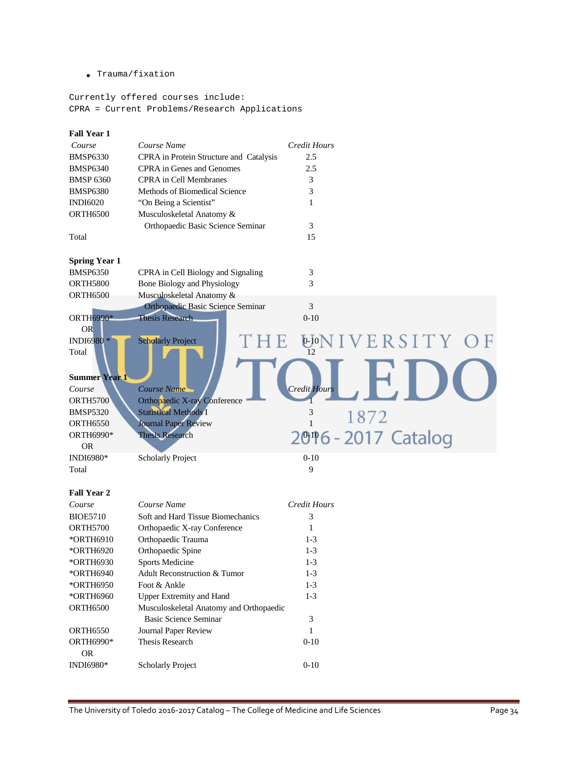- Trauma/fixation

Currently offered courses include:
CPRA = Current Problems/Research Applications

**Fall Year 1**

| Course | Course Name | Credit Hours |
|---|---|---|
| BMSP6330 | CPRA in Protein Structure and Catalysis | 2.5 |
| BMSP6340 | CPRA in Genes and Genomes | 2.5 |
| BMSP 6360 | CPRA in Cell Membranes | 3 |
| BMSP6380 | Methods of Biomedical Science | 3 |
| INDI6020 | "On Being a Scientist" | 1 |
| ORTH6500 | Musculoskeletal Anatomy & Orthopaedic Basic Science Seminar | 3 |
| Total | | 15 |

**Spring Year 1**

| Course | Course Name | Credit Hours |
|---|---|---|
| BMSP6350 | CPRA in Cell Biology and Signaling | 3 |
| ORTH5800 | Bone Biology and Physiology | 3 |
| ORTH6500 | Musculoskeletal Anatomy & Orthopaedic Basic Science Seminar | 3 |
| ORTH6990* | Thesis Research | 0-10 |
| OR | | |
| INDI6980 * | Scholarly Project | 0-10 |
| Total | | 12 |

**Summer Year 1**

| Course | Course Name | Credit Hours |
|---|---|---|
| ORTH5700 | Orthopaedic X-ray Conference | 1 |
| BMSP5320 | Statistical Methods I | 3 |
| ORTH6550 | Journal Paper Review | 1 |
| ORTH6990* | Thesis Research | 0-10 |
| OR | | |
| INDI6980* | Scholarly Project | 0-10 |
| Total | | 9 |

**Fall Year 2**

| Course | Course Name | Credit Hours |
|---|---|---|
| BIOE5710 | Soft and Hard Tissue Biomechanics | 3 |
| ORTH5700 | Orthopaedic X-ray Conference | 1 |
| *ORTH6910 | Orthopaedic Trauma | 1-3 |
| *ORTH6920 | Orthopaedic Spine | 1-3 |
| *ORTH6930 | Sports Medicine | 1-3 |
| *ORTH6940 | Adult Reconstruction & Tumor | 1-3 |
| *ORTH6950 | Foot & Ankle | 1-3 |
| *ORTH6960 | Upper Extremity and Hand | 1-3 |
| ORTH6500 | Musculoskeletal Anatomy and Orthopaedic Basic Science Seminar | 3 |
| ORTH6550 | Journal Paper Review | 1 |
| ORTH6990* | Thesis Research | 0-10 |
| OR | | |
| INDI6980* | Scholarly Project | 0-10 |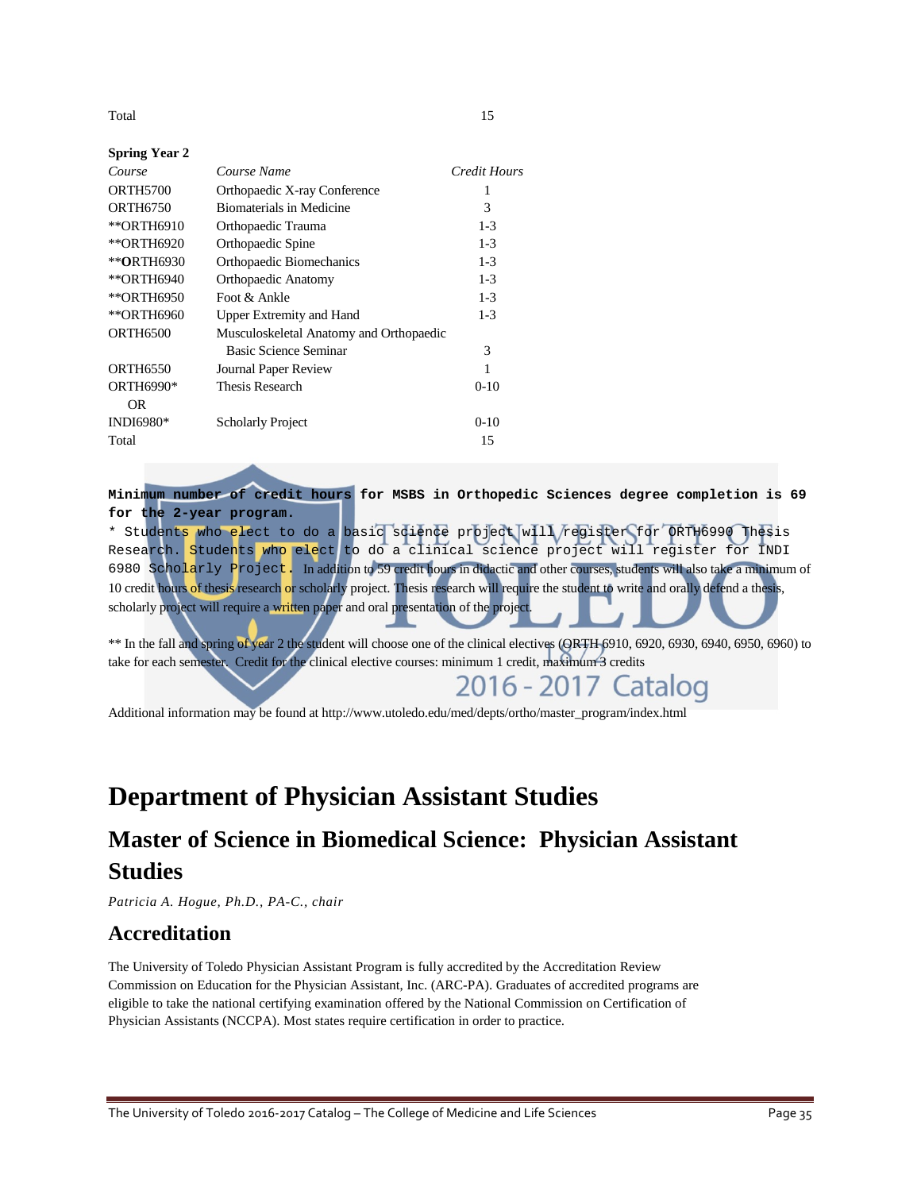| | | |
|---|---|---|
| Total | | 15 |

**Spring Year 2**

| *Course* | *Course Name* | *Credit Hours* |
|---|---|---|
| ORTH5700 | Orthopaedic X-ray Conference | 1 |
| ORTH6750 | Biomaterials in Medicine | 3 |
| **ORTH6910 | Orthopaedic Trauma | 1-3 |
| **ORTH6920 | Orthopaedic Spine | 1-3 |
| **ORTH6930 | Orthopaedic Biomechanics | 1-3 |
| **ORTH6940 | Orthopaedic Anatomy | 1-3 |
| **ORTH6950 | Foot & Ankle | 1-3 |
| **ORTH6960 | Upper Extremity and Hand | 1-3 |
| ORTH6500 | Musculoskeletal Anatomy and Orthopaedic Basic Science Seminar | 3 |
| ORTH6550 | Journal Paper Review | 1 |
| ORTH6990* OR | Thesis Research | 0-10 |
| INDI6980* | Scholarly Project | 0-10 |
| Total | | 15 |

**Minimum number of credit hours for MSBS in Orthopedic Sciences degree completion is 69 for the 2-year program.**

* Students who elect to do a basic science project will register for ORTH6990 Thesis Research. Students who elect to do a clinical science project will register for INDI 6980 Scholarly Project. In addition to 59 credit hours in didactic and other courses, students will also take a minimum of 10 credit hours of thesis research or scholarly project. Thesis research will require the student to write and orally defend a thesis, scholarly project will require a written paper and oral presentation of the project.

** In the fall and spring of year 2 the student will choose one of the clinical electives (ORTH 6910, 6920, 6930, 6940, 6950, 6960) to take for each semester. Credit for the clinical elective courses: minimum 1 credit, maximum 3 credits

Additional information may be found at http://www.utoledo.edu/med/depts/ortho/master_program/index.html

# Department of Physician Assistant Studies

## Master of Science in Biomedical Science: Physician Assistant Studies

*Patricia A. Hogue, Ph.D., PA-C., chair*

### Accreditation

The University of Toledo Physician Assistant Program is fully accredited by the Accreditation Review Commission on Education for the Physician Assistant, Inc. (ARC-PA). Graduates of accredited programs are eligible to take the national certifying examination offered by the National Commission on Certification of Physician Assistants (NCCPA). Most states require certification in order to practice.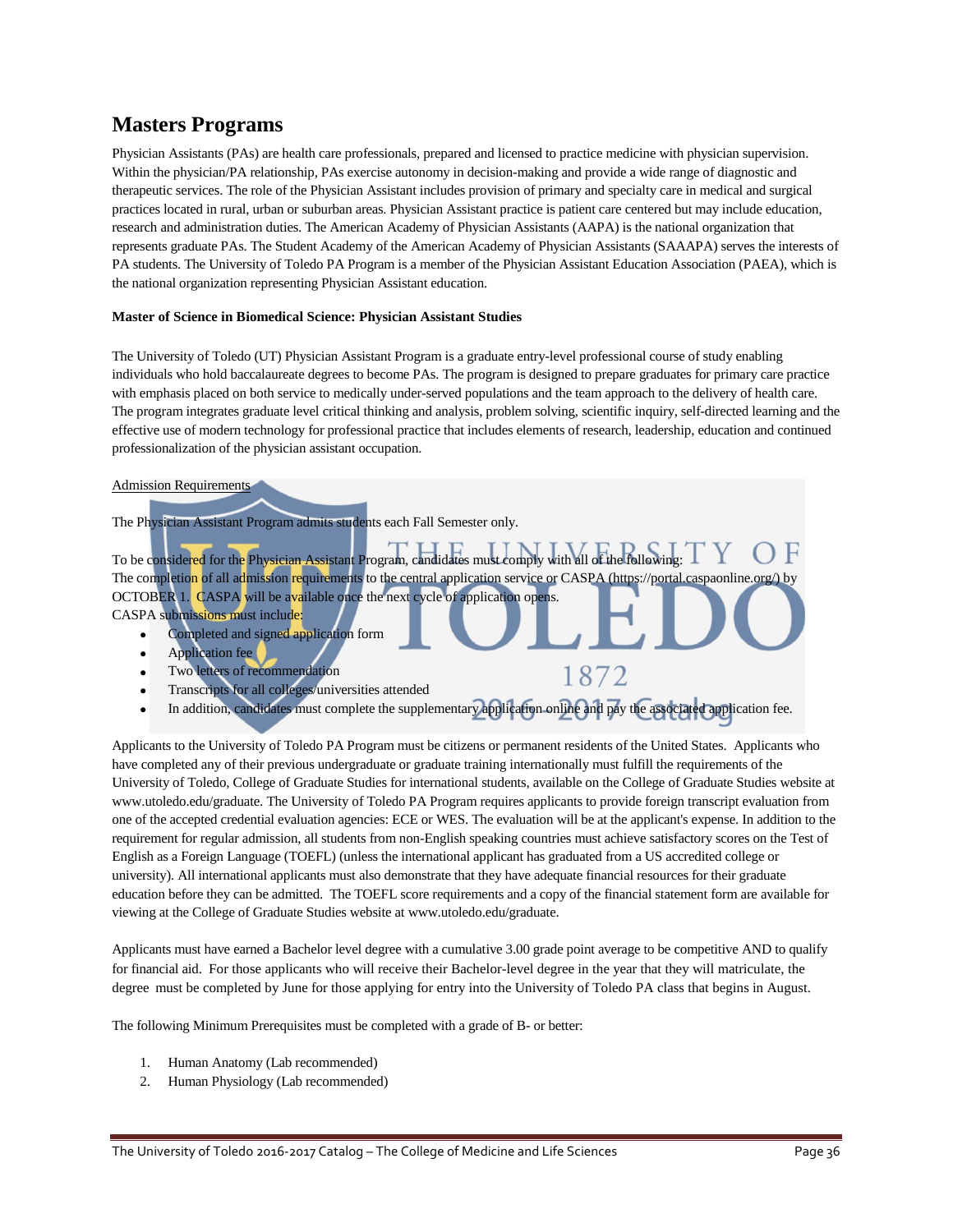# Masters Programs

Physician Assistants (PAs) are health care professionals, prepared and licensed to practice medicine with physician supervision. Within the physician/PA relationship, PAs exercise autonomy in decision-making and provide a wide range of diagnostic and therapeutic services. The role of the Physician Assistant includes provision of primary and specialty care in medical and surgical practices located in rural, urban or suburban areas. Physician Assistant practice is patient care centered but may include education, research and administration duties. The American Academy of Physician Assistants (AAPA) is the national organization that represents graduate PAs. The Student Academy of the American Academy of Physician Assistants (SAAAPA) serves the interests of PA students. The University of Toledo PA Program is a member of the Physician Assistant Education Association (PAEA), which is the national organization representing Physician Assistant education.

**Master of Science in Biomedical Science: Physician Assistant Studies**

The University of Toledo (UT) Physician Assistant Program is a graduate entry-level professional course of study enabling individuals who hold baccalaureate degrees to become PAs. The program is designed to prepare graduates for primary care practice with emphasis placed on both service to medically under-served populations and the team approach to the delivery of health care. The program integrates graduate level critical thinking and analysis, problem solving, scientific inquiry, self-directed learning and the effective use of modern technology for professional practice that includes elements of research, leadership, education and continued professionalization of the physician assistant occupation.

Admission Requirements

The Physician Assistant Program admits students each Fall Semester only.

To be considered for the Physician Assistant Program, candidates must comply with all of the following:
The completion of all admission requirements to the central application service or CASPA (https://portal.caspaonline.org/) by OCTOBER 1. CASPA will be available once the next cycle of application opens.
CASPA submissions must include:

- Completed and signed application form
- Application fee
- Two letters of recommendation
- Transcripts for all colleges/universities attended
- In addition, candidates must complete the supplementary application online and pay the associated application fee.

Applicants to the University of Toledo PA Program must be citizens or permanent residents of the United States. Applicants who have completed any of their previous undergraduate or graduate training internationally must fulfill the requirements of the University of Toledo, College of Graduate Studies for international students, available on the College of Graduate Studies website at www.utoledo.edu/graduate. The University of Toledo PA Program requires applicants to provide foreign transcript evaluation from one of the accepted credential evaluation agencies: ECE or WES. The evaluation will be at the applicant's expense. In addition to the requirement for regular admission, all students from non-English speaking countries must achieve satisfactory scores on the Test of English as a Foreign Language (TOEFL) (unless the international applicant has graduated from a US accredited college or university). All international applicants must also demonstrate that they have adequate financial resources for their graduate education before they can be admitted. The TOEFL score requirements and a copy of the financial statement form are available for viewing at the College of Graduate Studies website at www.utoledo.edu/graduate.

Applicants must have earned a Bachelor level degree with a cumulative 3.00 grade point average to be competitive AND to qualify for financial aid. For those applicants who will receive their Bachelor-level degree in the year that they will matriculate, the degree must be completed by June for those applying for entry into the University of Toledo PA class that begins in August.

The following Minimum Prerequisites must be completed with a grade of B- or better:

1. Human Anatomy (Lab recommended)
2. Human Physiology (Lab recommended)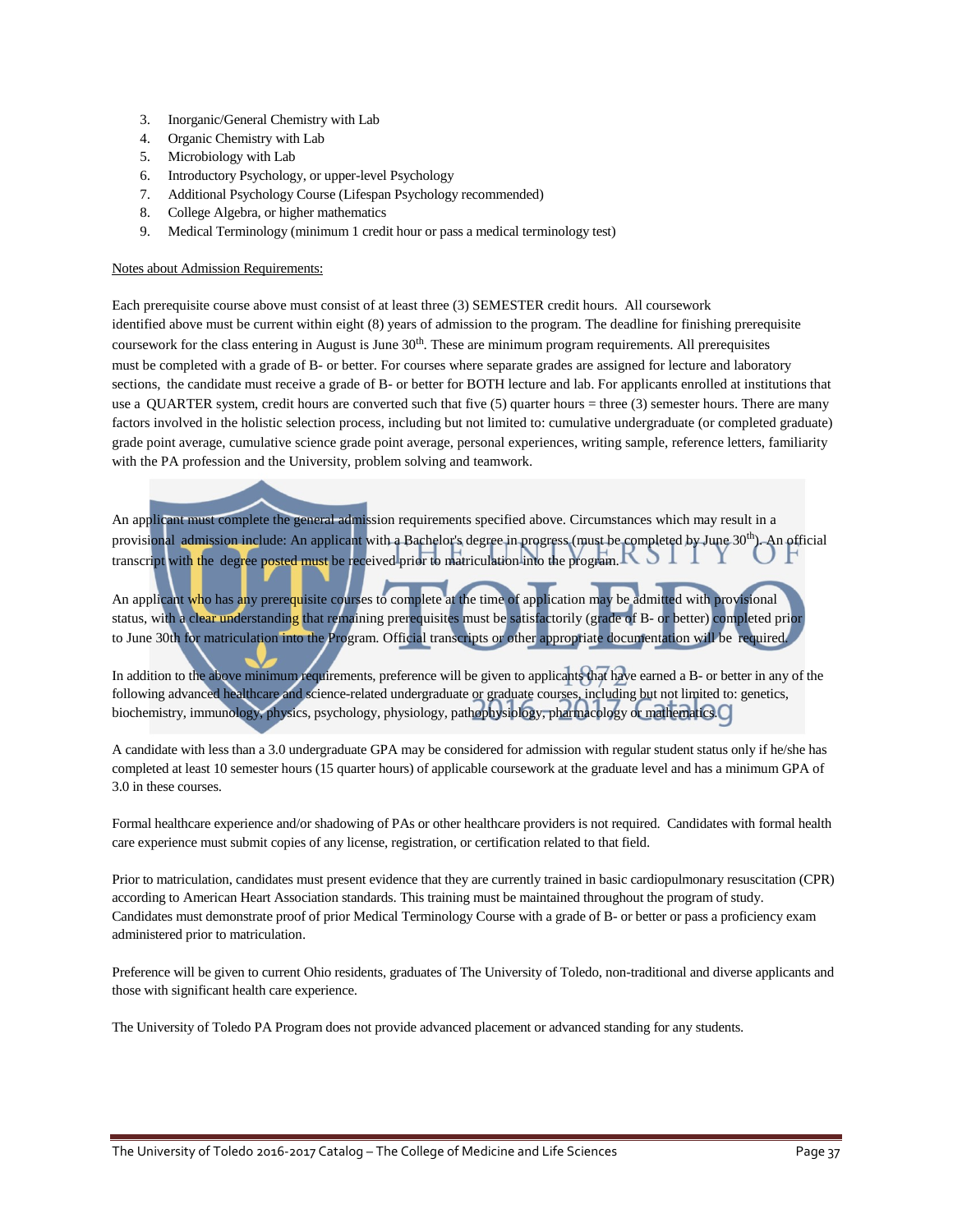3. Inorganic/General Chemistry with Lab
4. Organic Chemistry with Lab
5. Microbiology with Lab
6. Introductory Psychology, or upper-level Psychology
7. Additional Psychology Course (Lifespan Psychology recommended)
8. College Algebra, or higher mathematics
9. Medical Terminology (minimum 1 credit hour or pass a medical terminology test)

Notes about Admission Requirements:

Each prerequisite course above must consist of at least three (3) SEMESTER credit hours. All coursework identified above must be current within eight (8) years of admission to the program. The deadline for finishing prerequisite coursework for the class entering in August is June 30th. These are minimum program requirements. All prerequisites must be completed with a grade of B- or better. For courses where separate grades are assigned for lecture and laboratory sections, the candidate must receive a grade of B- or better for BOTH lecture and lab. For applicants enrolled at institutions that use a QUARTER system, credit hours are converted such that five (5) quarter hours = three (3) semester hours. There are many factors involved in the holistic selection process, including but not limited to: cumulative undergraduate (or completed graduate) grade point average, cumulative science grade point average, personal experiences, writing sample, reference letters, familiarity with the PA profession and the University, problem solving and teamwork.

An applicant must complete the general admission requirements specified above. Circumstances which may result in a provisional admission include: An applicant with a Bachelor's degree in progress (must be completed by June 30th). An official transcript with the degree posted must be received prior to matriculation into the program.

An applicant who has any prerequisite courses to complete at the time of application may be admitted with provisional status, with a clear understanding that remaining prerequisites must be satisfactorily (grade of B- or better) completed prior to June 30th for matriculation into the Program. Official transcripts or other appropriate documentation will be required.

In addition to the above minimum requirements, preference will be given to applicants that have earned a B- or better in any of the following advanced healthcare and science-related undergraduate or graduate courses, including but not limited to: genetics, biochemistry, immunology, physics, psychology, physiology, pathophysiology, pharmacology or mathematics.

A candidate with less than a 3.0 undergraduate GPA may be considered for admission with regular student status only if he/she has completed at least 10 semester hours (15 quarter hours) of applicable coursework at the graduate level and has a minimum GPA of 3.0 in these courses.

Formal healthcare experience and/or shadowing of PAs or other healthcare providers is not required. Candidates with formal health care experience must submit copies of any license, registration, or certification related to that field.

Prior to matriculation, candidates must present evidence that they are currently trained in basic cardiopulmonary resuscitation (CPR) according to American Heart Association standards. This training must be maintained throughout the program of study. Candidates must demonstrate proof of prior Medical Terminology Course with a grade of B- or better or pass a proficiency exam administered prior to matriculation.

Preference will be given to current Ohio residents, graduates of The University of Toledo, non-traditional and diverse applicants and those with significant health care experience.

The University of Toledo PA Program does not provide advanced placement or advanced standing for any students.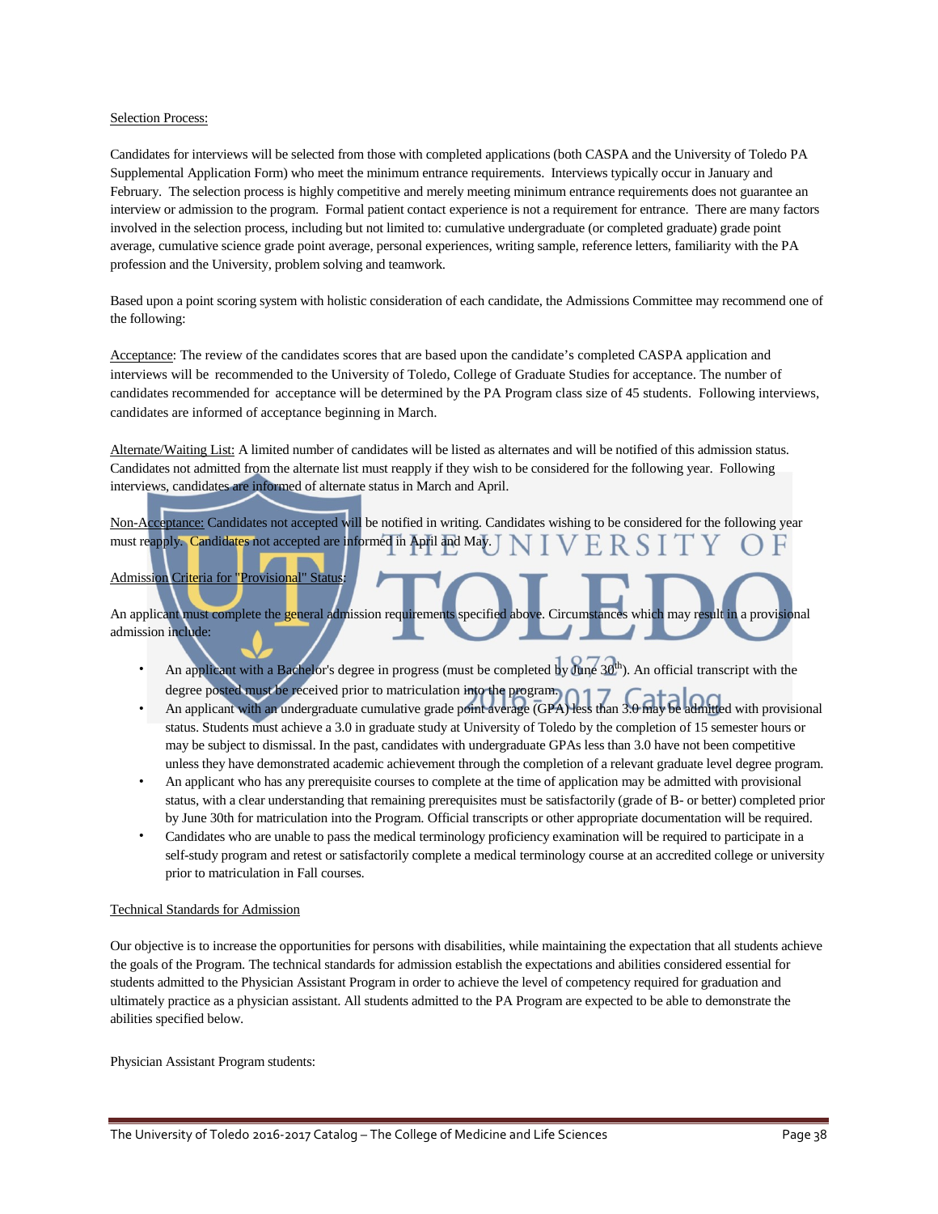Selection Process:

Candidates for interviews will be selected from those with completed applications (both CASPA and the University of Toledo PA Supplemental Application Form) who meet the minimum entrance requirements. Interviews typically occur in January and February. The selection process is highly competitive and merely meeting minimum entrance requirements does not guarantee an interview or admission to the program. Formal patient contact experience is not a requirement for entrance. There are many factors involved in the selection process, including but not limited to: cumulative undergraduate (or completed graduate) grade point average, cumulative science grade point average, personal experiences, writing sample, reference letters, familiarity with the PA profession and the University, problem solving and teamwork.

Based upon a point scoring system with holistic consideration of each candidate, the Admissions Committee may recommend one of the following:

Acceptance: The review of the candidates scores that are based upon the candidate's completed CASPA application and interviews will be recommended to the University of Toledo, College of Graduate Studies for acceptance. The number of candidates recommended for acceptance will be determined by the PA Program class size of 45 students. Following interviews, candidates are informed of acceptance beginning in March.

Alternate/Waiting List: A limited number of candidates will be listed as alternates and will be notified of this admission status. Candidates not admitted from the alternate list must reapply if they wish to be considered for the following year. Following interviews, candidates are informed of alternate status in March and April.

Non-Acceptance: Candidates not accepted will be notified in writing. Candidates wishing to be considered for the following year must reapply. Candidates not accepted are informed in April and May.

Admission Criteria for "Provisional" Status:

An applicant must complete the general admission requirements specified above. Circumstances which may result in a provisional admission include:

- An applicant with a Bachelor's degree in progress (must be completed by June 30th). An official transcript with the degree posted must be received prior to matriculation into the program.
- An applicant with an undergraduate cumulative grade point average (GPA) less than 3.0 may be admitted with provisional status. Students must achieve a 3.0 in graduate study at University of Toledo by the completion of 15 semester hours or may be subject to dismissal. In the past, candidates with undergraduate GPAs less than 3.0 have not been competitive unless they have demonstrated academic achievement through the completion of a relevant graduate level degree program.
- An applicant who has any prerequisite courses to complete at the time of application may be admitted with provisional status, with a clear understanding that remaining prerequisites must be satisfactorily (grade of B- or better) completed prior by June 30th for matriculation into the Program. Official transcripts or other appropriate documentation will be required.
- Candidates who are unable to pass the medical terminology proficiency examination will be required to participate in a self-study program and retest or satisfactorily complete a medical terminology course at an accredited college or university prior to matriculation in Fall courses.

Technical Standards for Admission

Our objective is to increase the opportunities for persons with disabilities, while maintaining the expectation that all students achieve the goals of the Program. The technical standards for admission establish the expectations and abilities considered essential for students admitted to the Physician Assistant Program in order to achieve the level of competency required for graduation and ultimately practice as a physician assistant. All students admitted to the PA Program are expected to be able to demonstrate the abilities specified below.

Physician Assistant Program students: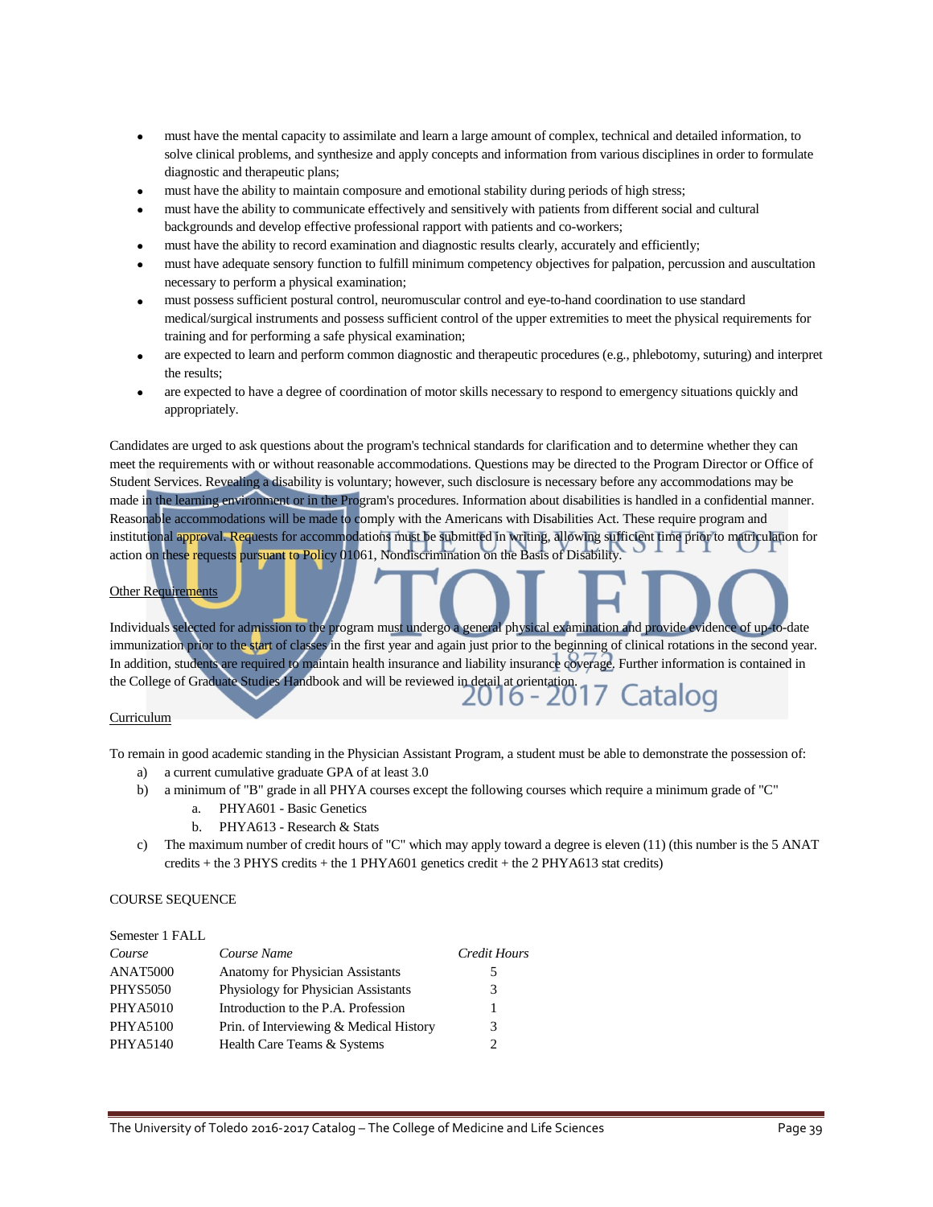- must have the mental capacity to assimilate and learn a large amount of complex, technical and detailed information, to solve clinical problems, and synthesize and apply concepts and information from various disciplines in order to formulate diagnostic and therapeutic plans;
- must have the ability to maintain composure and emotional stability during periods of high stress;
- must have the ability to communicate effectively and sensitively with patients from different social and cultural backgrounds and develop effective professional rapport with patients and co-workers;
- must have the ability to record examination and diagnostic results clearly, accurately and efficiently;
- must have adequate sensory function to fulfill minimum competency objectives for palpation, percussion and auscultation necessary to perform a physical examination;
- must possess sufficient postural control, neuromuscular control and eye-to-hand coordination to use standard medical/surgical instruments and possess sufficient control of the upper extremities to meet the physical requirements for training and for performing a safe physical examination;
- are expected to learn and perform common diagnostic and therapeutic procedures (e.g., phlebotomy, suturing) and interpret the results;
- are expected to have a degree of coordination of motor skills necessary to respond to emergency situations quickly and appropriately.

Candidates are urged to ask questions about the program's technical standards for clarification and to determine whether they can meet the requirements with or without reasonable accommodations. Questions may be directed to the Program Director or Office of Student Services. Revealing a disability is voluntary; however, such disclosure is necessary before any accommodations may be made in the learning environment or in the Program's procedures. Information about disabilities is handled in a confidential manner. Reasonable accommodations will be made to comply with the Americans with Disabilities Act. These require program and institutional approval. Requests for accommodations must be submitted in writing, allowing sufficient time prior to matriculation for action on these requests pursuant to Policy 01061, Nondiscrimination on the Basis of Disability.

Other Requirements

Individuals selected for admission to the program must undergo a general physical examination and provide evidence of up-to-date immunization prior to the start of classes in the first year and again just prior to the beginning of clinical rotations in the second year. In addition, students are required to maintain health insurance and liability insurance coverage. Further information is contained in the College of Graduate Studies Handbook and will be reviewed in detail at orientation.

Curriculum

To remain in good academic standing in the Physician Assistant Program, a student must be able to demonstrate the possession of:

a) a current cumulative graduate GPA of at least 3.0
b) a minimum of "B" grade in all PHYA courses except the following courses which require a minimum grade of "C"
   a. PHYA601 - Basic Genetics
   b. PHYA613 - Research & Stats
c) The maximum number of credit hours of "C" which may apply toward a degree is eleven (11) (this number is the 5 ANAT credits + the 3 PHYS credits + the 1 PHYA601 genetics credit + the 2 PHYA613 stat credits)

COURSE SEQUENCE

Semester 1 FALL

| *Course* | *Course Name* | *Credit Hours* |
|---|---|---|
| ANAT5000 | Anatomy for Physician Assistants | 5 |
| PHYS5050 | Physiology for Physician Assistants | 3 |
| PHYA5010 | Introduction to the P.A. Profession | 1 |
| PHYA5100 | Prin. of Interviewing & Medical History | 3 |
| PHYA5140 | Health Care Teams & Systems | 2 |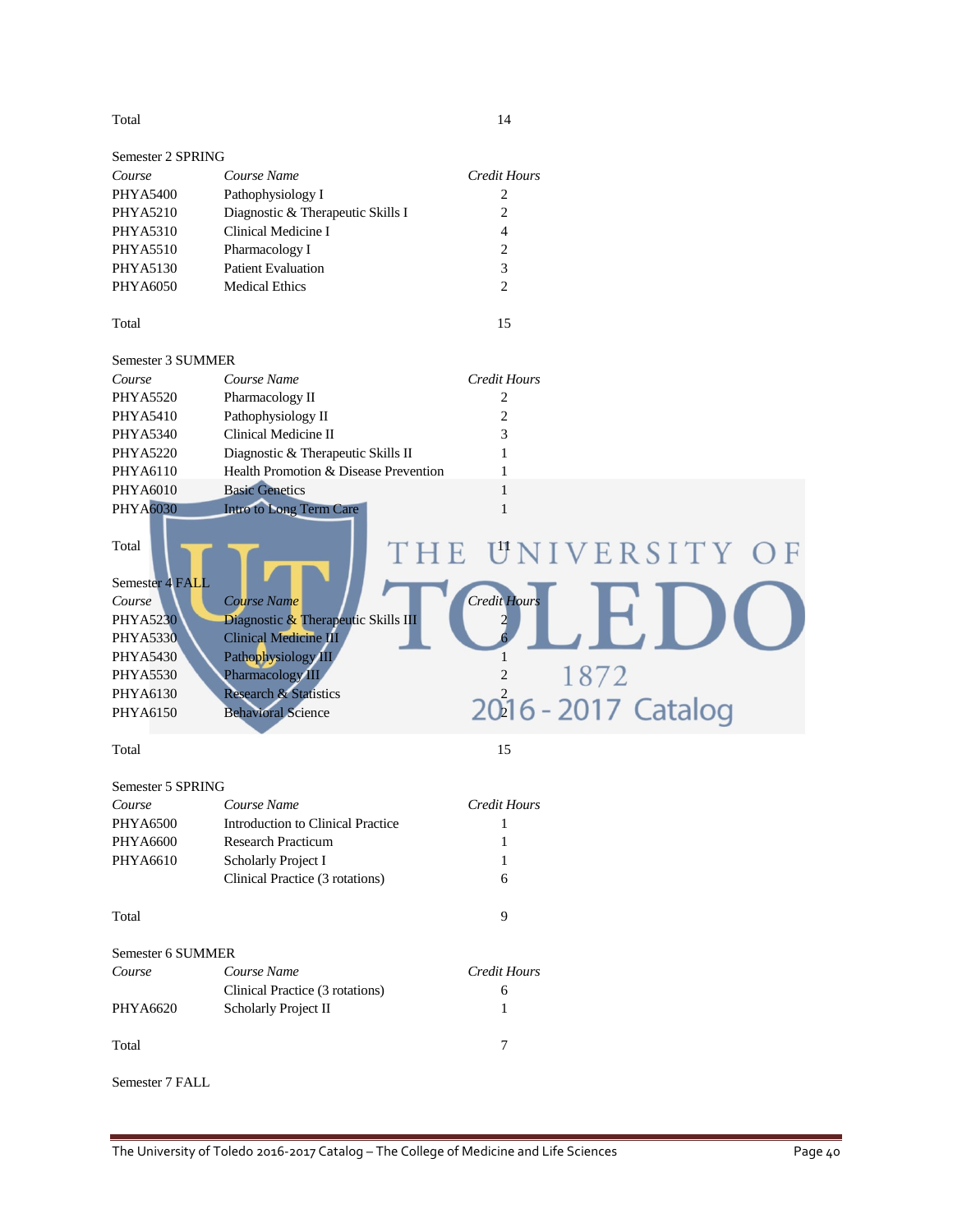| | | |
|---|---|---|
| Total | | 14 |

Semester 2 SPRING

| *Course* | *Course Name* | *Credit Hours* |
|---|---|---|
| PHYA5400 | Pathophysiology I | 2 |
| PHYA5210 | Diagnostic & Therapeutic Skills I | 2 |
| PHYA5310 | Clinical Medicine I | 4 |
| PHYA5510 | Pharmacology I | 2 |
| PHYA5130 | Patient Evaluation | 3 |
| PHYA6050 | Medical Ethics | 2 |
| Total | | 15 |

Semester 3 SUMMER

| *Course* | *Course Name* | *Credit Hours* |
|---|---|---|
| PHYA5520 | Pharmacology II | 2 |
| PHYA5410 | Pathophysiology II | 2 |
| PHYA5340 | Clinical Medicine II | 3 |
| PHYA5220 | Diagnostic & Therapeutic Skills II | 1 |
| PHYA6110 | Health Promotion & Disease Prevention | 1 |
| PHYA6010 | Basic Genetics | 1 |
| PHYA6030 | Intro to Long Term Care | 1 |
| Total | | 11 |

Semester 4 FALL

| *Course* | *Course Name* | *Credit Hours* |
|---|---|---|
| PHYA5230 | Diagnostic & Therapeutic Skills III | 2 |
| PHYA5330 | Clinical Medicine III | 6 |
| PHYA5430 | Pathophysiology III | 1 |
| PHYA5530 | Pharmacology III | 2 |
| PHYA6130 | Research & Statistics | 2 |
| PHYA6150 | Behavioral Science | 2 |
| Total | | 15 |

Semester 5 SPRING

| *Course* | *Course Name* | *Credit Hours* |
|---|---|---|
| PHYA6500 | Introduction to Clinical Practice | 1 |
| PHYA6600 | Research Practicum | 1 |
| PHYA6610 | Scholarly Project I | 1 |
| | Clinical Practice (3 rotations) | 6 |
| Total | | 9 |

Semester 6 SUMMER

| *Course* | *Course Name* | *Credit Hours* |
|---|---|---|
| | Clinical Practice (3 rotations) | 6 |
| PHYA6620 | Scholarly Project II | 1 |
| Total | | 7 |

Semester 7 FALL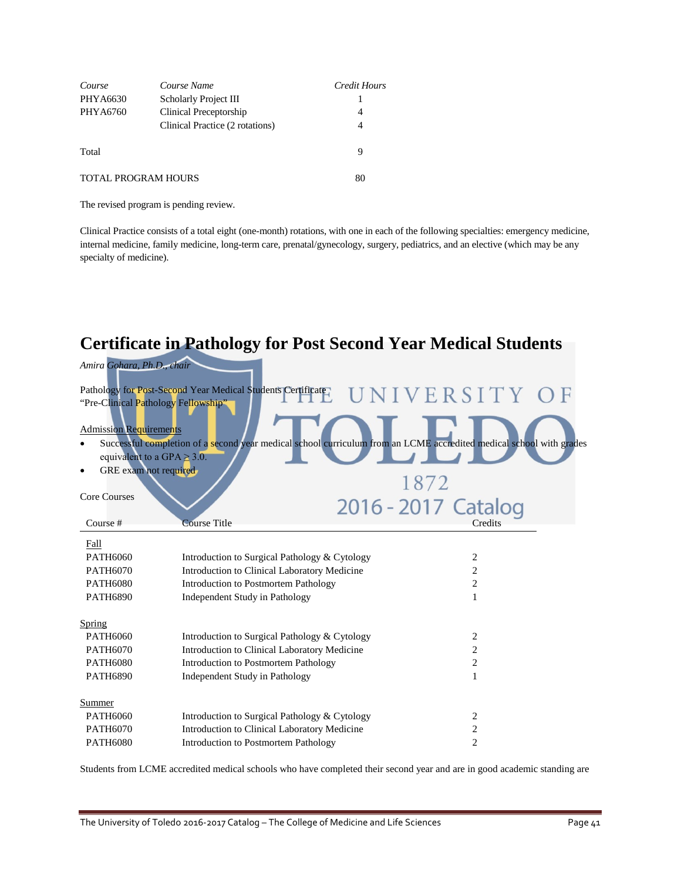| *Course* | *Course Name* | *Credit Hours* |
|---|---|---|
| PHYA6630 | Scholarly Project III | 1 |
| PHYA6760 | Clinical Preceptorship | 4 |
| | Clinical Practice (2 rotations) | 4 |
| Total | | 9 |
| TOTAL PROGRAM HOURS | | 80 |

The revised program is pending review.

Clinical Practice consists of a total eight (one-month) rotations, with one in each of the following specialties: emergency medicine, internal medicine, family medicine, long-term care, prenatal/gynecology, surgery, pediatrics, and an elective (which may be any specialty of medicine).

# Certificate in Pathology for Post Second Year Medical Students

*Amira Gohara, Ph.D., chair*

Pathology for Post-Second Year Medical Students Certificate
"Pre-Clinical Pathology Fellowship"

Admission Requirements

- Successful completion of a second year medical school curriculum from an LCME accredited medical school with grades equivalent to a GPA ≥ 3.0.
- GRE exam not required

Core Courses

| Course # | Course Title | Credits |
|---|---|---|
| Fall | | |
| PATH6060 | Introduction to Surgical Pathology & Cytology | 2 |
| PATH6070 | Introduction to Clinical Laboratory Medicine | 2 |
| PATH6080 | Introduction to Postmortem Pathology | 2 |
| PATH6890 | Independent Study in Pathology | 1 |
| Spring | | |
| PATH6060 | Introduction to Surgical Pathology & Cytology | 2 |
| PATH6070 | Introduction to Clinical Laboratory Medicine | 2 |
| PATH6080 | Introduction to Postmortem Pathology | 2 |
| PATH6890 | Independent Study in Pathology | 1 |
| Summer | | |
| PATH6060 | Introduction to Surgical Pathology & Cytology | 2 |
| PATH6070 | Introduction to Clinical Laboratory Medicine | 2 |
| PATH6080 | Introduction to Postmortem Pathology | 2 |

Students from LCME accredited medical schools who have completed their second year and are in good academic standing are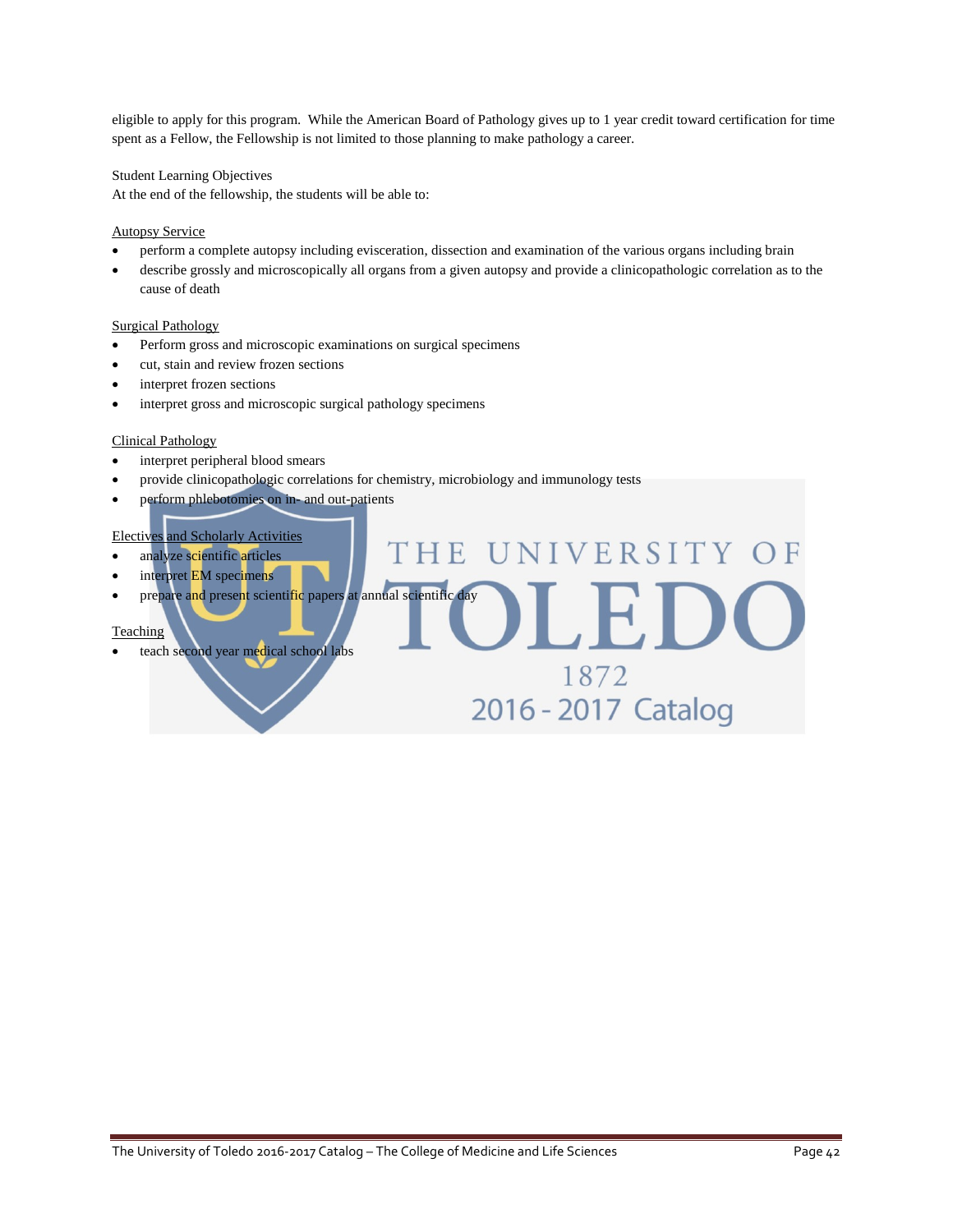eligible to apply for this program. While the American Board of Pathology gives up to 1 year credit toward certification for time spent as a Fellow, the Fellowship is not limited to those planning to make pathology a career.

Student Learning Objectives

At the end of the fellowship, the students will be able to:

Autopsy Service

- perform a complete autopsy including evisceration, dissection and examination of the various organs including brain
- describe grossly and microscopically all organs from a given autopsy and provide a clinicopathologic correlation as to the cause of death

Surgical Pathology

- Perform gross and microscopic examinations on surgical specimens
- cut, stain and review frozen sections
- interpret frozen sections
- interpret gross and microscopic surgical pathology specimens

Clinical Pathology

- interpret peripheral blood smears
- provide clinicopathologic correlations for chemistry, microbiology and immunology tests
- perform phlebotomies on in- and out-patients

Electives and Scholarly Activities

- analyze scientific articles
- interpret EM specimens
- prepare and present scientific papers at annual scientific day

Teaching

- teach second year medical school labs